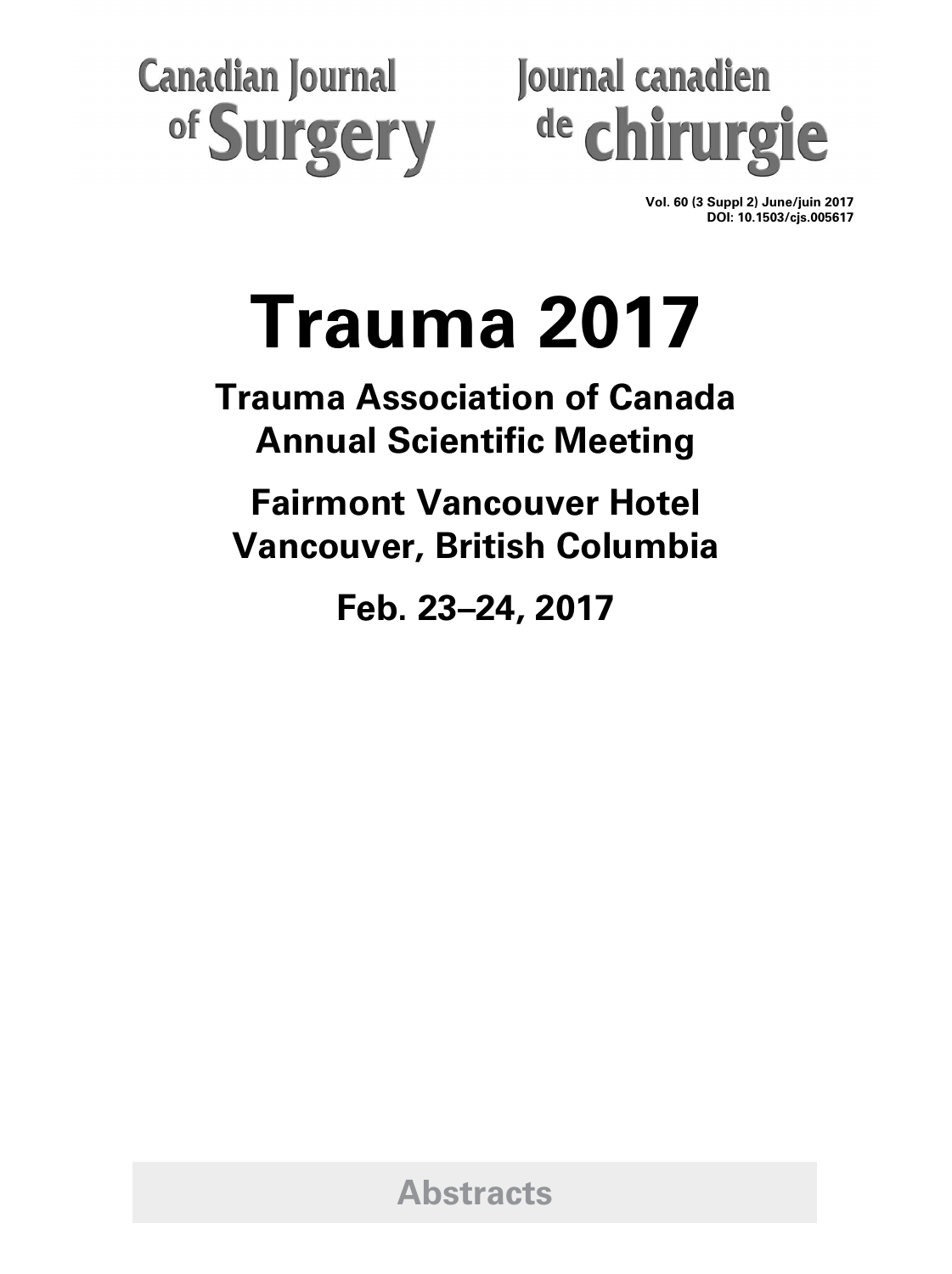Canadian Journal of Surgery

Journal canadien de chirurgie

**Vol. 60 (3 Suppl 2) June/juin 2017**
**DOI: 10.1503/cjs.005617**

# Trauma 2017

## Trauma Association of Canada Annual Scientific Meeting

## Fairmont Vancouver Hotel Vancouver, British Columbia

## Feb. 23–24, 2017

**Abstracts**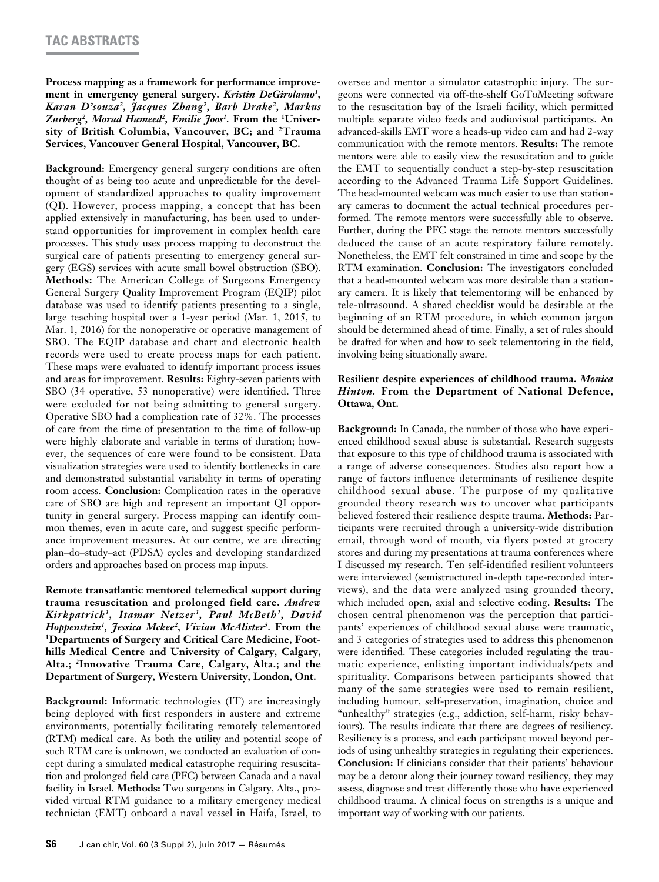**Process mapping as a framework for performance improvement in emergency general surgery.** ***Kristin DeGirolamo[1], Karan D'souza[2], Jacques Zhang[2], Barb Drake[2], Markus Zurberg[2], Morad Hameed[2], Emilie Joos[1].*** **From the [1]University of British Columbia, Vancouver, BC; and [2]Trauma Services, Vancouver General Hospital, Vancouver, BC.**

**Background:** Emergency general surgery conditions are often thought of as being too acute and unpredictable for the development of standardized approaches to quality improvement (QI). However, process mapping, a concept that has been applied extensively in manufacturing, has been used to understand opportunities for improvement in complex health care processes. This study uses process mapping to deconstruct the surgical care of patients presenting to emergency general surgery (EGS) services with acute small bowel obstruction (SBO). **Methods:** The American College of Surgeons Emergency General Surgery Quality Improvement Program (EQIP) pilot database was used to identify patients presenting to a single, large teaching hospital over a 1-year period (Mar. 1, 2015, to Mar. 1, 2016) for the nonoperative or operative management of SBO. The EQIP database and chart and electronic health records were used to create process maps for each patient. These maps were evaluated to identify important process issues and areas for improvement. **Results:** Eighty-seven patients with SBO (34 operative, 53 nonoperative) were identified. Three were excluded for not being admitting to general surgery. Operative SBO had a complication rate of 32%. The processes of care from the time of presentation to the time of follow-up were highly elaborate and variable in terms of duration; however, the sequences of care were found to be consistent. Data visualization strategies were used to identify bottlenecks in care and demonstrated substantial variability in terms of operating room access. **Conclusion:** Complication rates in the operative care of SBO are high and represent an important QI opportunity in general surgery. Process mapping can identify common themes, even in acute care, and suggest specific performance improvement measures. At our centre, we are directing plan–do–study–act (PDSA) cycles and developing standardized orders and approaches based on process map inputs.

**Remote transatlantic mentored telemedical support during trauma resuscitation and prolonged field care.** ***Andrew Kirkpatrick[1], Itamar Netzer[1], Paul McBeth[1], David Hoppenstein[1], Jessica Mckee[2], Vivian McAlister[3].*** **From the [1]Departments of Surgery and Critical Care Medicine, Foothills Medical Centre and University of Calgary, Calgary, Alta.; [2]Innovative Trauma Care, Calgary, Alta.; and the Department of Surgery, Western University, London, Ont.**

**Background:** Informatic technologies (IT) are increasingly being deployed with first responders in austere and extreme environments, potentially facilitating remotely telementored (RTM) medical care. As both the utility and potential scope of such RTM care is unknown, we conducted an evaluation of concept during a simulated medical catastrophe requiring resuscitation and prolonged field care (PFC) between Canada and a naval facility in Israel. **Methods:** Two surgeons in Calgary, Alta., provided virtual RTM guidance to a military emergency medical technician (EMT) onboard a naval vessel in Haifa, Israel, to oversee and mentor a simulator catastrophic injury. The surgeons were connected via off-the-shelf GoToMeeting software to the resuscitation bay of the Israeli facility, which permitted multiple separate video feeds and audiovisual participants. An advanced-skills EMT wore a heads-up video cam and had 2-way communication with the remote mentors. **Results:** The remote mentors were able to easily view the resuscitation and to guide the EMT to sequentially conduct a step-by-step resuscitation according to the Advanced Trauma Life Support Guidelines. The head-mounted webcam was much easier to use than stationary cameras to document the actual technical procedures performed. The remote mentors were successfully able to observe. Further, during the PFC stage the remote mentors successfully deduced the cause of an acute respiratory failure remotely. Nonetheless, the EMT felt constrained in time and scope by the RTM examination. **Conclusion:** The investigators concluded that a head-mounted webcam was more desirable than a stationary camera. It is likely that telementoring will be enhanced by tele-ultrasound. A shared checklist would be desirable at the beginning of an RTM procedure, in which common jargon should be determined ahead of time. Finally, a set of rules should be drafted for when and how to seek telementoring in the field, involving being situationally aware.

**Resilient despite experiences of childhood trauma.** ***Monica Hinton.*** **From the Department of National Defence, Ottawa, Ont.**

**Background:** In Canada, the number of those who have experienced childhood sexual abuse is substantial. Research suggests that exposure to this type of childhood trauma is associated with a range of adverse consequences. Studies also report how a range of factors influence determinants of resilience despite childhood sexual abuse. The purpose of my qualitative grounded theory research was to uncover what participants believed fostered their resilience despite trauma. **Methods:** Participants were recruited through a university-wide distribution email, through word of mouth, via flyers posted at grocery stores and during my presentations at trauma conferences where I discussed my research. Ten self-identified resilient volunteers were interviewed (semistructured in-depth tape-recorded interviews), and the data were analyzed using grounded theory, which included open, axial and selective coding. **Results:** The chosen central phenomenon was the perception that participants' experiences of childhood sexual abuse were traumatic, and 3 categories of strategies used to address this phenomenon were identified. These categories included regulating the traumatic experience, enlisting important individuals/pets and spirituality. Comparisons between participants showed that many of the same strategies were used to remain resilient, including humour, self-preservation, imagination, choice and "unhealthy" strategies (e.g., addiction, self-harm, risky behaviours). The results indicate that there are degrees of resiliency. Resiliency is a process, and each participant moved beyond periods of using unhealthy strategies in regulating their experiences. **Conclusion:** If clinicians consider that their patients' behaviour may be a detour along their journey toward resiliency, they may assess, diagnose and treat differently those who have experienced childhood trauma. A clinical focus on strengths is a unique and important way of working with our patients.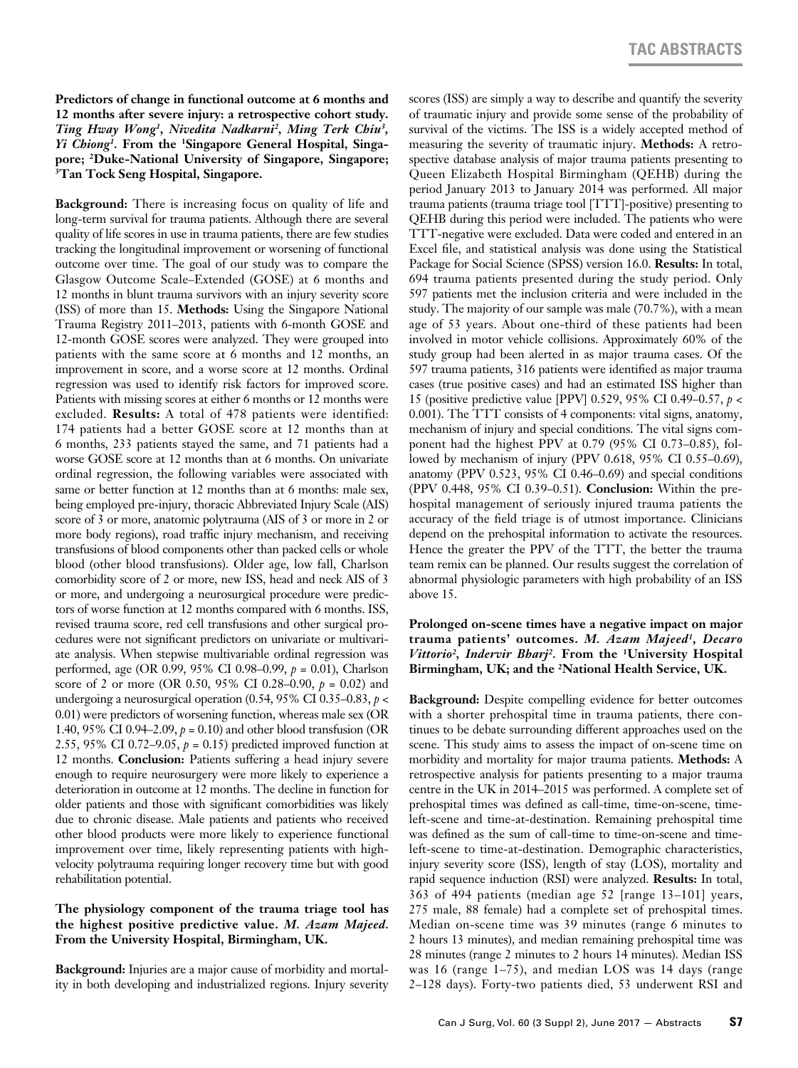**Predictors of change in functional outcome at 6 months and 12 months after severe injury: a retrospective cohort study.** ***Ting Hway Wong[1], Nivedita Nadkarni[2], Ming Terk Chiu[3], Yi Chiong[1]*****. From the [1]Singapore General Hospital, Singapore; [2]Duke-National University of Singapore, Singapore; [3]Tan Tock Seng Hospital, Singapore.**

**Background:** There is increasing focus on quality of life and long-term survival for trauma patients. Although there are several quality of life scores in use in trauma patients, there are few studies tracking the longitudinal improvement or worsening of functional outcome over time. The goal of our study was to compare the Glasgow Outcome Scale–Extended (GOSE) at 6 months and 12 months in blunt trauma survivors with an injury severity score (ISS) of more than 15. **Methods:** Using the Singapore National Trauma Registry 2011–2013, patients with 6-month GOSE and 12-month GOSE scores were analyzed. They were grouped into patients with the same score at 6 months and 12 months, an improvement in score, and a worse score at 12 months. Ordinal regression was used to identify risk factors for improved score. Patients with missing scores at either 6 months or 12 months were excluded. **Results:** A total of 478 patients were identified: 174 patients had a better GOSE score at 12 months than at 6 months, 233 patients stayed the same, and 71 patients had a worse GOSE score at 12 months than at 6 months. On univariate ordinal regression, the following variables were associated with same or better function at 12 months than at 6 months: male sex, being employed pre-injury, thoracic Abbreviated Injury Scale (AIS) score of 3 or more, anatomic polytrauma (AIS of 3 or more in 2 or more body regions), road traffic injury mechanism, and receiving transfusions of blood components other than packed cells or whole blood (other blood transfusions). Older age, low fall, Charlson comorbidity score of 2 or more, new ISS, head and neck AIS of 3 or more, and undergoing a neurosurgical procedure were predictors of worse function at 12 months compared with 6 months. ISS, revised trauma score, red cell transfusions and other surgical procedures were not significant predictors on univariate or multivariate analysis. When stepwise multivariable ordinal regression was performed, age (OR 0.99, 95% CI 0.98–0.99, $p$ = 0.01), Charlson score of 2 or more (OR 0.50, 95% CI 0.28–0.90, $p$ = 0.02) and undergoing a neurosurgical operation (0.54, 95% CI 0.35–0.83, $p$ < 0.01) were predictors of worsening function, whereas male sex (OR 1.40, 95% CI 0.94–2.09, $p$ = 0.10) and other blood transfusion (OR 2.55, 95% CI 0.72–9.05, $p$ = 0.15) predicted improved function at 12 months. **Conclusion:** Patients suffering a head injury severe enough to require neurosurgery were more likely to experience a deterioration in outcome at 12 months. The decline in function for older patients and those with significant comorbidities was likely due to chronic disease. Male patients and patients who received other blood products were more likely to experience functional improvement over time, likely representing patients with high-velocity polytrauma requiring longer recovery time but with good rehabilitation potential.

**The physiology component of the trauma triage tool has the highest positive predictive value.** ***M. Azam Majeed*****. From the University Hospital, Birmingham, UK.**

**Background:** Injuries are a major cause of morbidity and mortality in both developing and industrialized regions. Injury severity scores (ISS) are simply a way to describe and quantify the severity of traumatic injury and provide some sense of the probability of survival of the victims. The ISS is a widely accepted method of measuring the severity of traumatic injury. **Methods:** A retrospective database analysis of major trauma patients presenting to Queen Elizabeth Hospital Birmingham (QEHB) during the period January 2013 to January 2014 was performed. All major trauma patients (trauma triage tool [TTT]-positive) presenting to QEHB during this period were included. The patients who were TTT-negative were excluded. Data were coded and entered in an Excel file, and statistical analysis was done using the Statistical Package for Social Science (SPSS) version 16.0. **Results:** In total, 694 trauma patients presented during the study period. Only 597 patients met the inclusion criteria and were included in the study. The majority of our sample was male (70.7%), with a mean age of 53 years. About one-third of these patients had been involved in motor vehicle collisions. Approximately 60% of the study group had been alerted in as major trauma cases. Of the 597 trauma patients, 316 patients were identified as major trauma cases (true positive cases) and had an estimated ISS higher than 15 (positive predictive value [PPV] 0.529, 95% CI 0.49–0.57, $p$ < 0.001). The TTT consists of 4 components: vital signs, anatomy, mechanism of injury and special conditions. The vital signs component had the highest PPV at 0.79 (95% CI 0.73–0.85), followed by mechanism of injury (PPV 0.618, 95% CI 0.55–0.69), anatomy (PPV 0.523, 95% CI 0.46–0.69) and special conditions (PPV 0.448, 95% CI 0.39–0.51). **Conclusion:** Within the prehospital management of seriously injured trauma patients the accuracy of the field triage is of utmost importance. Clinicians depend on the prehospital information to activate the resources. Hence the greater the PPV of the TTT, the better the trauma team remix can be planned. Our results suggest the correlation of abnormal physiologic parameters with high probability of an ISS above 15.

**Prolonged on-scene times have a negative impact on major trauma patients' outcomes.** ***M. Azam Majeed[1], Decaro Vittorio[2], Indervir Bharj[2]*****. From the [1]University Hospital Birmingham, UK; and the [2]National Health Service, UK.**

**Background:** Despite compelling evidence for better outcomes with a shorter prehospital time in trauma patients, there continues to be debate surrounding different approaches used on the scene. This study aims to assess the impact of on-scene time on morbidity and mortality for major trauma patients. **Methods:** A retrospective analysis for patients presenting to a major trauma centre in the UK in 2014–2015 was performed. A complete set of prehospital times was defined as call-time, time-on-scene, time-left-scene and time-at-destination. Remaining prehospital time was defined as the sum of call-time to time-on-scene and time-left-scene to time-at-destination. Demographic characteristics, injury severity score (ISS), length of stay (LOS), mortality and rapid sequence induction (RSI) were analyzed. **Results:** In total, 363 of 494 patients (median age 52 [range 13–101] years, 275 male, 88 female) had a complete set of prehospital times. Median on-scene time was 39 minutes (range 6 minutes to 2 hours 13 minutes), and median remaining prehospital time was 28 minutes (range 2 minutes to 2 hours 14 minutes). Median ISS was 16 (range 1–75), and median LOS was 14 days (range 2–128 days). Forty-two patients died, 53 underwent RSI and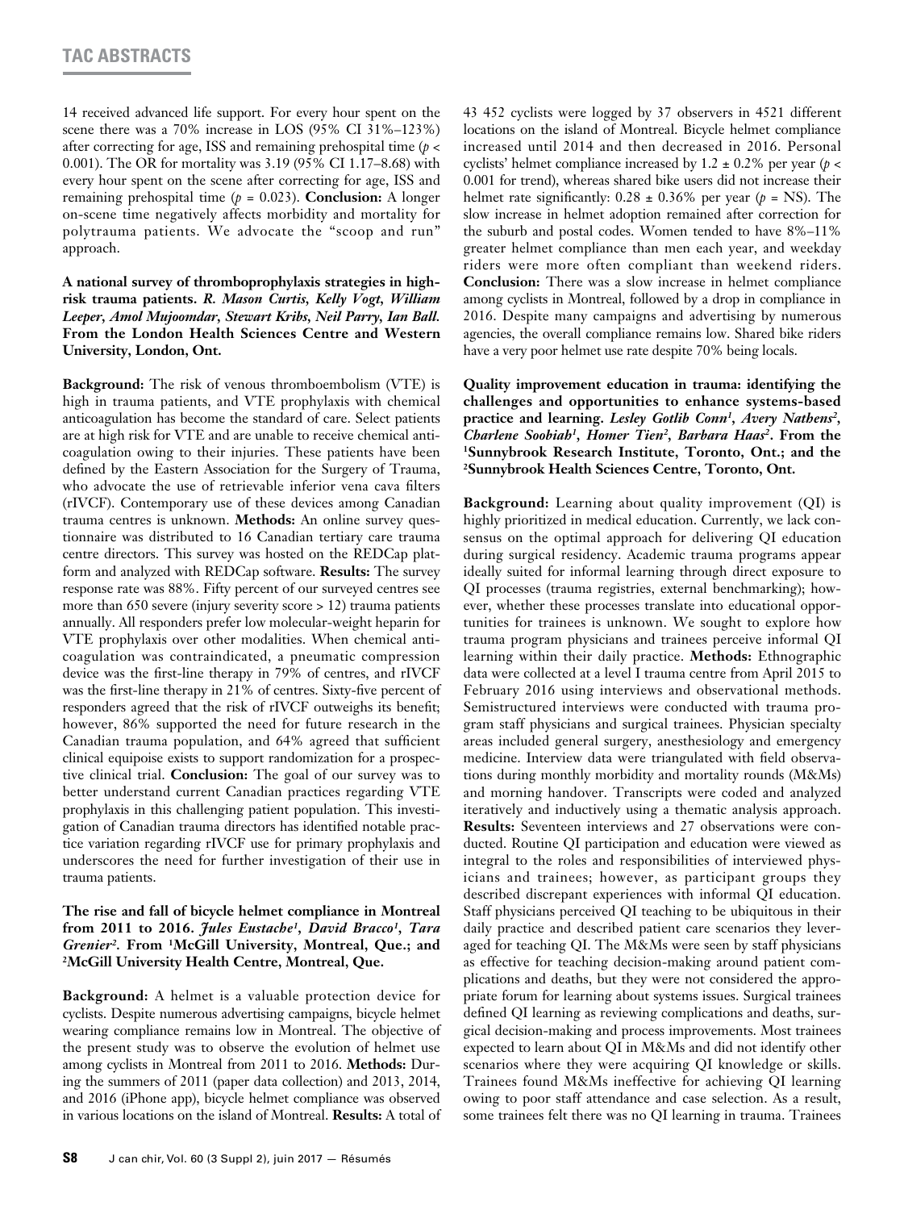14 received advanced life support. For every hour spent on the scene there was a 70% increase in LOS (95% CI 31%–123%) after correcting for age, ISS and remaining prehospital time ($p$ < 0.001). The OR for mortality was 3.19 (95% CI 1.17–8.68) with every hour spent on the scene after correcting for age, ISS and remaining prehospital time ($p$ = 0.023). **Conclusion:** A longer on-scene time negatively affects morbidity and mortality for polytrauma patients. We advocate the "scoop and run" approach.

**A national survey of thromboprophylaxis strategies in high-risk trauma patients.** ***R. Mason Curtis, Kelly Vogt, William Leeper, Amol Mujoomdar, Stewart Kribs, Neil Parry, Ian Ball.*** **From the London Health Sciences Centre and Western University, London, Ont.**

**Background:** The risk of venous thromboembolism (VTE) is high in trauma patients, and VTE prophylaxis with chemical anticoagulation has become the standard of care. Select patients are at high risk for VTE and are unable to receive chemical anticoagulation owing to their injuries. These patients have been defined by the Eastern Association for the Surgery of Trauma, who advocate the use of retrievable inferior vena cava filters (rIVCF). Contemporary use of these devices among Canadian trauma centres is unknown. **Methods:** An online survey questionnaire was distributed to 16 Canadian tertiary care trauma centre directors. This survey was hosted on the REDCap platform and analyzed with REDCap software. **Results:** The survey response rate was 88%. Fifty percent of our surveyed centres see more than 650 severe (injury severity score > 12) trauma patients annually. All responders prefer low molecular-weight heparin for VTE prophylaxis over other modalities. When chemical anticoagulation was contraindicated, a pneumatic compression device was the first-line therapy in 79% of centres, and rIVCF was the first-line therapy in 21% of centres. Sixty-five percent of responders agreed that the risk of rIVCF outweighs its benefit; however, 86% supported the need for future research in the Canadian trauma population, and 64% agreed that sufficient clinical equipoise exists to support randomization for a prospective clinical trial. **Conclusion:** The goal of our survey was to better understand current Canadian practices regarding VTE prophylaxis in this challenging patient population. This investigation of Canadian trauma directors has identified notable practice variation regarding rIVCF use for primary prophylaxis and underscores the need for further investigation of their use in trauma patients.

**The rise and fall of bicycle helmet compliance in Montreal from 2011 to 2016.** ***Jules Eustache[1], David Bracco[1], Tara Grenier[2].*** **From [1]McGill University, Montreal, Que.; and [2]McGill University Health Centre, Montreal, Que.**

**Background:** A helmet is a valuable protection device for cyclists. Despite numerous advertising campaigns, bicycle helmet wearing compliance remains low in Montreal. The objective of the present study was to observe the evolution of helmet use among cyclists in Montreal from 2011 to 2016. **Methods:** During the summers of 2011 (paper data collection) and 2013, 2014, and 2016 (iPhone app), bicycle helmet compliance was observed in various locations on the island of Montreal. **Results:** A total of 43 452 cyclists were logged by 37 observers in 4521 different locations on the island of Montreal. Bicycle helmet compliance increased until 2014 and then decreased in 2016. Personal cyclists' helmet compliance increased by 1.2 ± 0.2% per year ($p$ < 0.001 for trend), whereas shared bike users did not increase their helmet rate significantly: 0.28 ± 0.36% per year ($p$ = NS). The slow increase in helmet adoption remained after correction for the suburb and postal codes. Women tended to have 8%–11% greater helmet compliance than men each year, and weekday riders were more often compliant than weekend riders. **Conclusion:** There was a slow increase in helmet compliance among cyclists in Montreal, followed by a drop in compliance in 2016. Despite many campaigns and advertising by numerous agencies, the overall compliance remains low. Shared bike riders have a very poor helmet use rate despite 70% being locals.

**Quality improvement education in trauma: identifying the challenges and opportunities to enhance systems-based practice and learning.** ***Lesley Gotlib Conn[1], Avery Nathens[2], Charlene Soobiah[1], Homer Tien[2], Barbara Haas[2].*** **From the [1]Sunnybrook Research Institute, Toronto, Ont.; and the [2]Sunnybrook Health Sciences Centre, Toronto, Ont.**

**Background:** Learning about quality improvement (QI) is highly prioritized in medical education. Currently, we lack consensus on the optimal approach for delivering QI education during surgical residency. Academic trauma programs appear ideally suited for informal learning through direct exposure to QI processes (trauma registries, external benchmarking); however, whether these processes translate into educational opportunities for trainees is unknown. We sought to explore how trauma program physicians and trainees perceive informal QI learning within their daily practice. **Methods:** Ethnographic data were collected at a level I trauma centre from April 2015 to February 2016 using interviews and observational methods. Semistructured interviews were conducted with trauma program staff physicians and surgical trainees. Physician specialty areas included general surgery, anesthesiology and emergency medicine. Interview data were triangulated with field observations during monthly morbidity and mortality rounds (M&Ms) and morning handover. Transcripts were coded and analyzed iteratively and inductively using a thematic analysis approach. **Results:** Seventeen interviews and 27 observations were conducted. Routine QI participation and education were viewed as integral to the roles and responsibilities of interviewed physicians and trainees; however, as participant groups they described discrepant experiences with informal QI education. Staff physicians perceived QI teaching to be ubiquitous in their daily practice and described patient care scenarios they leveraged for teaching QI. The M&Ms were seen by staff physicians as effective for teaching decision-making around patient complications and deaths, but they were not considered the appropriate forum for learning about systems issues. Surgical trainees defined QI learning as reviewing complications and deaths, surgical decision-making and process improvements. Most trainees expected to learn about QI in M&Ms and did not identify other scenarios where they were acquiring QI knowledge or skills. Trainees found M&Ms ineffective for achieving QI learning owing to poor staff attendance and case selection. As a result, some trainees felt there was no QI learning in trauma. Trainees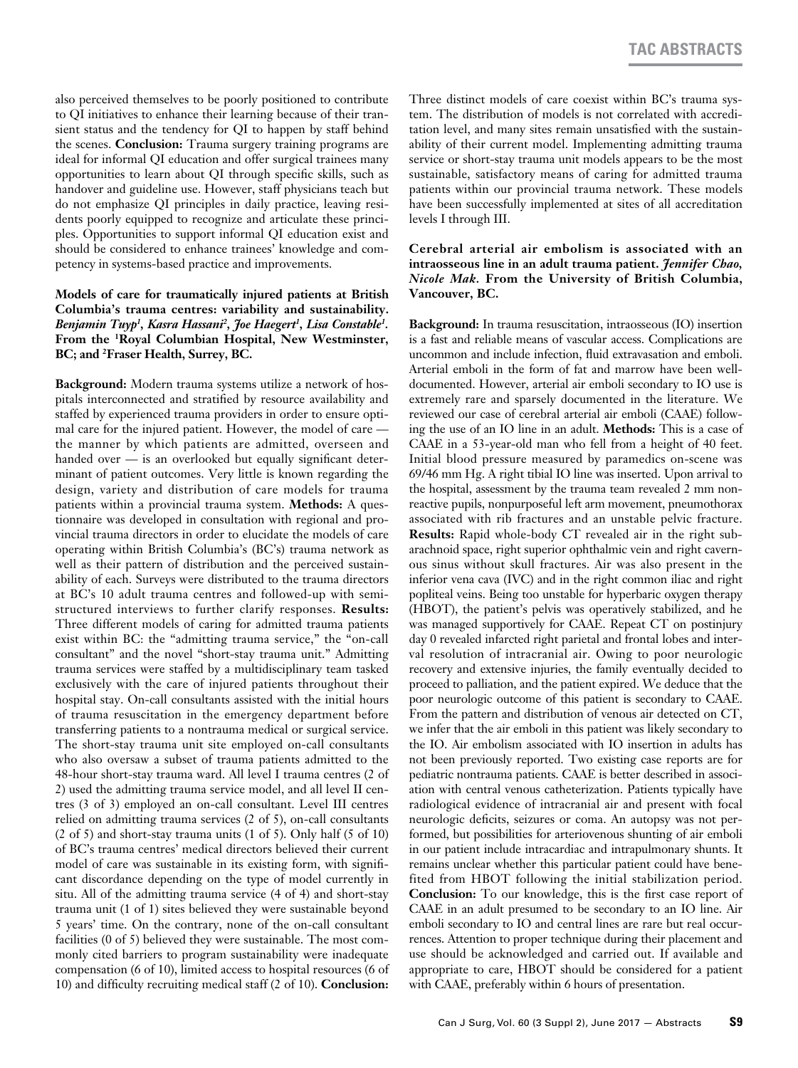also perceived themselves to be poorly positioned to contribute to QI initiatives to enhance their learning because of their transient status and the tendency for QI to happen by staff behind the scenes. **Conclusion:** Trauma surgery training programs are ideal for informal QI education and offer surgical trainees many opportunities to learn about QI through specific skills, such as handover and guideline use. However, staff physicians teach but do not emphasize QI principles in daily practice, leaving residents poorly equipped to recognize and articulate these principles. Opportunities to support informal QI education exist and should be considered to enhance trainees' knowledge and competency in systems-based practice and improvements.

**Models of care for traumatically injured patients at British Columbia's trauma centres: variability and sustainability.** ***Benjamin Tuyp[1], Kasra Hassani[2], Joe Haegert[1], Lisa Constable[1].*** **From the [1]Royal Columbian Hospital, New Westminster, BC; and [2]Fraser Health, Surrey, BC.**

**Background:** Modern trauma systems utilize a network of hospitals interconnected and stratified by resource availability and staffed by experienced trauma providers in order to ensure optimal care for the injured patient. However, the model of care — the manner by which patients are admitted, overseen and handed over — is an overlooked but equally significant determinant of patient outcomes. Very little is known regarding the design, variety and distribution of care models for trauma patients within a provincial trauma system. **Methods:** A questionnaire was developed in consultation with regional and provincial trauma directors in order to elucidate the models of care operating within British Columbia's (BC's) trauma network as well as their pattern of distribution and the perceived sustainability of each. Surveys were distributed to the trauma directors at BC's 10 adult trauma centres and followed-up with semi-structured interviews to further clarify responses. **Results:** Three different models of caring for admitted trauma patients exist within BC: the "admitting trauma service," the "on-call consultant" and the novel "short-stay trauma unit." Admitting trauma services were staffed by a multidisciplinary team tasked exclusively with the care of injured patients throughout their hospital stay. On-call consultants assisted with the initial hours of trauma resuscitation in the emergency department before transferring patients to a nontrauma medical or surgical service. The short-stay trauma unit site employed on-call consultants who also oversaw a subset of trauma patients admitted to the 48-hour short-stay trauma ward. All level I trauma centres (2 of 2) used the admitting trauma service model, and all level II centres (3 of 3) employed an on-call consultant. Level III centres relied on admitting trauma services (2 of 5), on-call consultants (2 of 5) and short-stay trauma units (1 of 5). Only half (5 of 10) of BC's trauma centres' medical directors believed their current model of care was sustainable in its existing form, with significant discordance depending on the type of model currently in situ. All of the admitting trauma service (4 of 4) and short-stay trauma unit (1 of 1) sites believed they were sustainable beyond 5 years' time. On the contrary, none of the on-call consultant facilities (0 of 5) believed they were sustainable. The most commonly cited barriers to program sustainability were inadequate compensation (6 of 10), limited access to hospital resources (6 of 10) and difficulty recruiting medical staff (2 of 10). **Conclusion:** Three distinct models of care coexist within BC's trauma system. The distribution of models is not correlated with accreditation level, and many sites remain unsatisfied with the sustainability of their current model. Implementing admitting trauma service or short-stay trauma unit models appears to be the most sustainable, satisfactory means of caring for admitted trauma patients within our provincial trauma network. These models have been successfully implemented at sites of all accreditation levels I through III.

**Cerebral arterial air embolism is associated with an intraosseous line in an adult trauma patient.** ***Jennifer Chao, Nicole Mak.*** **From the University of British Columbia, Vancouver, BC.**

**Background:** In trauma resuscitation, intraosseous (IO) insertion is a fast and reliable means of vascular access. Complications are uncommon and include infection, fluid extravasation and emboli. Arterial emboli in the form of fat and marrow have been well-documented. However, arterial air emboli secondary to IO use is extremely rare and sparsely documented in the literature. We reviewed our case of cerebral arterial air emboli (CAAE) following the use of an IO line in an adult. **Methods:** This is a case of CAAE in a 53-year-old man who fell from a height of 40 feet. Initial blood pressure measured by paramedics on-scene was 69/46 mm Hg. A right tibial IO line was inserted. Upon arrival to the hospital, assessment by the trauma team revealed 2 mm nonreactive pupils, nonpurposeful left arm movement, pneumothorax associated with rib fractures and an unstable pelvic fracture. **Results:** Rapid whole-body CT revealed air in the right subarachnoid space, right superior ophthalmic vein and right cavernous sinus without skull fractures. Air was also present in the inferior vena cava (IVC) and in the right common iliac and right popliteal veins. Being too unstable for hyperbaric oxygen therapy (HBOT), the patient's pelvis was operatively stabilized, and he was managed supportively for CAAE. Repeat CT on postinjury day 0 revealed infarcted right parietal and frontal lobes and interval resolution of intracranial air. Owing to poor neurologic recovery and extensive injuries, the family eventually decided to proceed to palliation, and the patient expired. We deduce that the poor neurologic outcome of this patient is secondary to CAAE. From the pattern and distribution of venous air detected on CT, we infer that the air emboli in this patient was likely secondary to the IO. Air embolism associated with IO insertion in adults has not been previously reported. Two existing case reports are for pediatric nontrauma patients. CAAE is better described in association with central venous catheterization. Patients typically have radiological evidence of intracranial air and present with focal neurologic deficits, seizures or coma. An autopsy was not performed, but possibilities for arteriovenous shunting of air emboli in our patient include intracardiac and intrapulmonary shunts. It remains unclear whether this particular patient could have benefited from HBOT following the initial stabilization period. **Conclusion:** To our knowledge, this is the first case report of CAAE in an adult presumed to be secondary to an IO line. Air emboli secondary to IO and central lines are rare but real occurrences. Attention to proper technique during their placement and use should be acknowledged and carried out. If available and appropriate to care, HBOT should be considered for a patient with CAAE, preferably within 6 hours of presentation.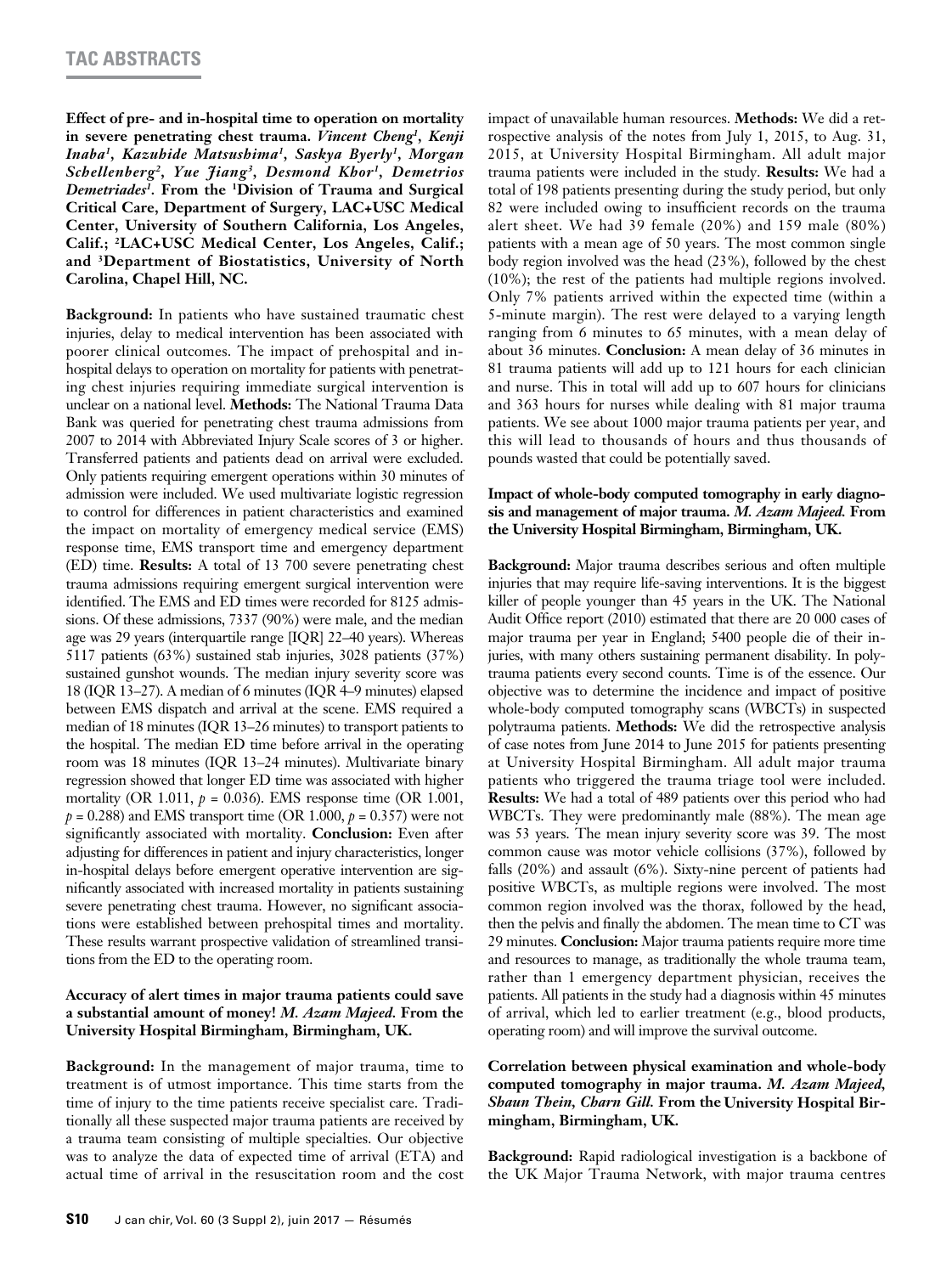**Effect of pre- and in-hospital time to operation on mortality in severe penetrating chest trauma.** ***Vincent Cheng*[1], *Kenji Inaba*[1], *Kazuhide Matsushima*[1], *Saskya Byerly*[1], *Morgan Schellenberg*[2], *Yue Jiang*[3], *Desmond Khor*[1], *Demetrios Demetriades*[1].** **From the [1]Division of Trauma and Surgical Critical Care, Department of Surgery, LAC+USC Medical Center, University of Southern California, Los Angeles, Calif.; [2]LAC+USC Medical Center, Los Angeles, Calif.; and [3]Department of Biostatistics, University of North Carolina, Chapel Hill, NC.**

**Background:** In patients who have sustained traumatic chest injuries, delay to medical intervention has been associated with poorer clinical outcomes. The impact of prehospital and in-hospital delays to operation on mortality for patients with penetrating chest injuries requiring immediate surgical intervention is unclear on a national level. **Methods:** The National Trauma Data Bank was queried for penetrating chest trauma admissions from 2007 to 2014 with Abbreviated Injury Scale scores of 3 or higher. Transferred patients and patients dead on arrival were excluded. Only patients requiring emergent operations within 30 minutes of admission were included. We used multivariate logistic regression to control for differences in patient characteristics and examined the impact on mortality of emergency medical service (EMS) response time, EMS transport time and emergency department (ED) time. **Results:** A total of 13 700 severe penetrating chest trauma admissions requiring emergent surgical intervention were identified. The EMS and ED times were recorded for 8125 admissions. Of these admissions, 7337 (90%) were male, and the median age was 29 years (interquartile range [IQR] 22–40 years). Whereas 5117 patients (63%) sustained stab injuries, 3028 patients (37%) sustained gunshot wounds. The median injury severity score was 18 (IQR 13–27). A median of 6 minutes (IQR 4–9 minutes) elapsed between EMS dispatch and arrival at the scene. EMS required a median of 18 minutes (IQR 13–26 minutes) to transport patients to the hospital. The median ED time before arrival in the operating room was 18 minutes (IQR 13–24 minutes). Multivariate binary regression showed that longer ED time was associated with higher mortality (OR 1.011, $p = 0.036$). EMS response time (OR 1.001, $p = 0.288$) and EMS transport time (OR 1.000, $p = 0.357$) were not significantly associated with mortality. **Conclusion:** Even after adjusting for differences in patient and injury characteristics, longer in-hospital delays before emergent operative intervention are significantly associated with increased mortality in patients sustaining severe penetrating chest trauma. However, no significant associations were established between prehospital times and mortality. These results warrant prospective validation of streamlined transitions from the ED to the operating room.

**Accuracy of alert times in major trauma patients could save a substantial amount of money!** ***M. Azam Majeed*.** **From the University Hospital Birmingham, Birmingham, UK.**

**Background:** In the management of major trauma, time to treatment is of utmost importance. This time starts from the time of injury to the time patients receive specialist care. Traditionally all these suspected major trauma patients are received by a trauma team consisting of multiple specialties. Our objective was to analyze the data of expected time of arrival (ETA) and actual time of arrival in the resuscitation room and the cost impact of unavailable human resources. **Methods:** We did a retrospective analysis of the notes from July 1, 2015, to Aug. 31, 2015, at University Hospital Birmingham. All adult major trauma patients were included in the study. **Results:** We had a total of 198 patients presenting during the study period, but only 82 were included owing to insufficient records on the trauma alert sheet. We had 39 female (20%) and 159 male (80%) patients with a mean age of 50 years. The most common single body region involved was the head (23%), followed by the chest (10%); the rest of the patients had multiple regions involved. Only 7% patients arrived within the expected time (within a 5-minute margin). The rest were delayed to a varying length ranging from 6 minutes to 65 minutes, with a mean delay of about 36 minutes. **Conclusion:** A mean delay of 36 minutes in 81 trauma patients will add up to 121 hours for each clinician and nurse. This in total will add up to 607 hours for clinicians and 363 hours for nurses while dealing with 81 major trauma patients. We see about 1000 major trauma patients per year, and this will lead to thousands of hours and thus thousands of pounds wasted that could be potentially saved.

**Impact of whole-body computed tomography in early diagnosis and management of major trauma.** ***M. Azam Majeed*.** **From the University Hospital Birmingham, Birmingham, UK.**

**Background:** Major trauma describes serious and often multiple injuries that may require life-saving interventions. It is the biggest killer of people younger than 45 years in the UK. The National Audit Office report (2010) estimated that there are 20 000 cases of major trauma per year in England; 5400 people die of their injuries, with many others sustaining permanent disability. In polytrauma patients every second counts. Time is of the essence. Our objective was to determine the incidence and impact of positive whole-body computed tomography scans (WBCTs) in suspected polytrauma patients. **Methods:** We did the retrospective analysis of case notes from June 2014 to June 2015 for patients presenting at University Hospital Birmingham. All adult major trauma patients who triggered the trauma triage tool were included. **Results:** We had a total of 489 patients over this period who had WBCTs. They were predominantly male (88%). The mean age was 53 years. The mean injury severity score was 39. The most common cause was motor vehicle collisions (37%), followed by falls (20%) and assault (6%). Sixty-nine percent of patients had positive WBCTs, as multiple regions were involved. The most common region involved was the thorax, followed by the head, then the pelvis and finally the abdomen. The mean time to CT was 29 minutes. **Conclusion:** Major trauma patients require more time and resources to manage, as traditionally the whole trauma team, rather than 1 emergency department physician, receives the patients. All patients in the study had a diagnosis within 45 minutes of arrival, which led to earlier treatment (e.g., blood products, operating room) and will improve the survival outcome.

**Correlation between physical examination and whole-body computed tomography in major trauma.** ***M. Azam Majeed*, *Shaun Thein*, *Charn Gill*.** **From the University Hospital Birmingham, Birmingham, UK.**

**Background:** Rapid radiological investigation is a backbone of the UK Major Trauma Network, with major trauma centres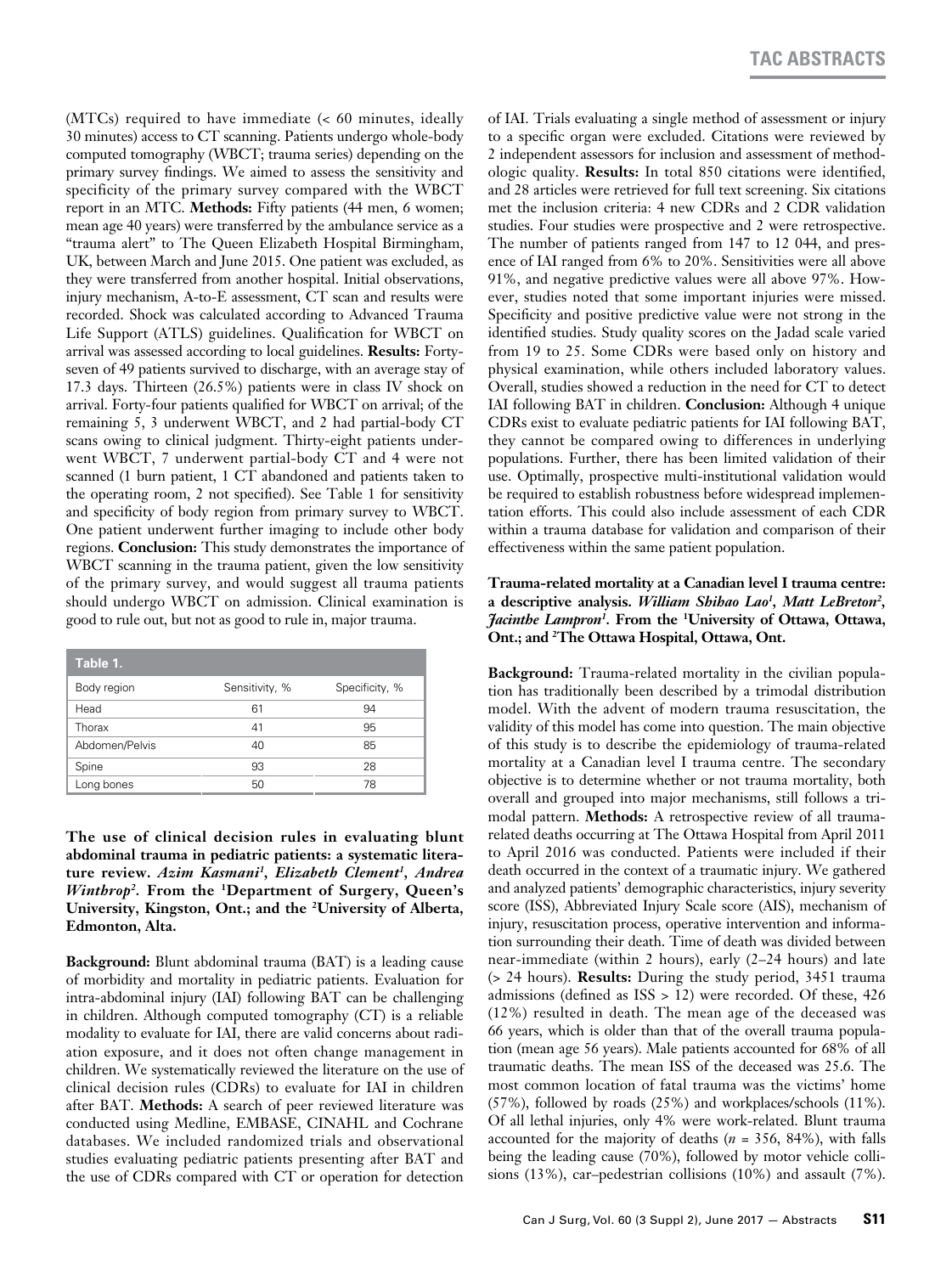(MTCs) required to have immediate (< 60 minutes, ideally 30 minutes) access to CT scanning. Patients undergo whole-body computed tomography (WBCT; trauma series) depending on the primary survey findings. We aimed to assess the sensitivity and specificity of the primary survey compared with the WBCT report in an MTC. **Methods:** Fifty patients (44 men, 6 women; mean age 40 years) were transferred by the ambulance service as a "trauma alert" to The Queen Elizabeth Hospital Birmingham, UK, between March and June 2015. One patient was excluded, as they were transferred from another hospital. Initial observations, injury mechanism, A-to-E assessment, CT scan and results were recorded. Shock was calculated according to Advanced Trauma Life Support (ATLS) guidelines. Qualification for WBCT on arrival was assessed according to local guidelines. **Results:** Forty-seven of 49 patients survived to discharge, with an average stay of 17.3 days. Thirteen (26.5%) patients were in class IV shock on arrival. Forty-four patients qualified for WBCT on arrival; of the remaining 5, 3 underwent WBCT, and 2 had partial-body CT scans owing to clinical judgment. Thirty-eight patients underwent WBCT, 7 underwent partial-body CT and 4 were not scanned (1 burn patient, 1 CT abandoned and patients taken to the operating room, 2 not specified). See Table 1 for sensitivity and specificity of body region from primary survey to WBCT. One patient underwent further imaging to include other body regions. **Conclusion:** This study demonstrates the importance of WBCT scanning in the trauma patient, given the low sensitivity of the primary survey, and would suggest all trauma patients should undergo WBCT on admission. Clinical examination is good to rule out, but not as good to rule in, major trauma.

**Table 1.**

| Body region | Sensitivity, % | Specificity, % |
|---|---|---|
| Head | 61 | 94 |
| Thorax | 41 | 95 |
| Abdomen/Pelvis | 40 | 85 |
| Spine | 93 | 28 |
| Long bones | 50 | 78 |

**The use of clinical decision rules in evaluating blunt abdominal trauma in pediatric patients: a systematic literature review.** ***Azim Kasmani[1], Elizabeth Clement[1], Andrea Winthrop[2].*** **From the [1]Department of Surgery, Queen's University, Kingston, Ont.; and the [2]University of Alberta, Edmonton, Alta.**

**Background:** Blunt abdominal trauma (BAT) is a leading cause of morbidity and mortality in pediatric patients. Evaluation for intra-abdominal injury (IAI) following BAT can be challenging in children. Although computed tomography (CT) is a reliable modality to evaluate for IAI, there are valid concerns about radiation exposure, and it does not often change management in children. We systematically reviewed the literature on the use of clinical decision rules (CDRs) to evaluate for IAI in children after BAT. **Methods:** A search of peer reviewed literature was conducted using Medline, EMBASE, CINAHL and Cochrane databases. We included randomized trials and observational studies evaluating pediatric patients presenting after BAT and the use of CDRs compared with CT or operation for detection of IAI. Trials evaluating a single method of assessment or injury to a specific organ were excluded. Citations were reviewed by 2 independent assessors for inclusion and assessment of methodologic quality. **Results:** In total 850 citations were identified, and 28 articles were retrieved for full text screening. Six citations met the inclusion criteria: 4 new CDRs and 2 CDR validation studies. Four studies were prospective and 2 were retrospective. The number of patients ranged from 147 to 12 044, and presence of IAI ranged from 6% to 20%. Sensitivities were all above 91%, and negative predictive values were all above 97%. However, studies noted that some important injuries were missed. Specificity and positive predictive value were not strong in the identified studies. Study quality scores on the Jadad scale varied from 19 to 25. Some CDRs were based only on history and physical examination, while others included laboratory values. Overall, studies showed a reduction in the need for CT to detect IAI following BAT in children. **Conclusion:** Although 4 unique CDRs exist to evaluate pediatric patients for IAI following BAT, they cannot be compared owing to differences in underlying populations. Further, there has been limited validation of their use. Optimally, prospective multi-institutional validation would be required to establish robustness before widespread implementation efforts. This could also include assessment of each CDR within a trauma database for validation and comparison of their effectiveness within the same patient population.

**Trauma-related mortality at a Canadian level I trauma centre: a descriptive analysis.** ***William Shibao Lao[1], Matt LeBreton[2], Jacinthe Lampron[1].*** **From the [1]University of Ottawa, Ottawa, Ont.; and [2]The Ottawa Hospital, Ottawa, Ont.**

**Background:** Trauma-related mortality in the civilian population has traditionally been described by a trimodal distribution model. With the advent of modern trauma resuscitation, the validity of this model has come into question. The main objective of this study is to describe the epidemiology of trauma-related mortality at a Canadian level I trauma centre. The secondary objective is to determine whether or not trauma mortality, both overall and grouped into major mechanisms, still follows a trimodal pattern. **Methods:** A retrospective review of all trauma-related deaths occurring at The Ottawa Hospital from April 2011 to April 2016 was conducted. Patients were included if their death occurred in the context of a traumatic injury. We gathered and analyzed patients' demographic characteristics, injury severity score (ISS), Abbreviated Injury Scale score (AIS), mechanism of injury, resuscitation process, operative intervention and information surrounding their death. Time of death was divided between near-immediate (within 2 hours), early (2–24 hours) and late (> 24 hours). **Results:** During the study period, 3451 trauma admissions (defined as ISS > 12) were recorded. Of these, 426 (12%) resulted in death. The mean age of the deceased was 66 years, which is older than that of the overall trauma population (mean age 56 years). Male patients accounted for 68% of all traumatic deaths. The mean ISS of the deceased was 25.6. The most common location of fatal trauma was the victims' home (57%), followed by roads (25%) and workplaces/schools (11%). Of all lethal injuries, only 4% were work-related. Blunt trauma accounted for the majority of deaths ($n$ = 356, 84%), with falls being the leading cause (70%), followed by motor vehicle collisions (13%), car–pedestrian collisions (10%) and assault (7%).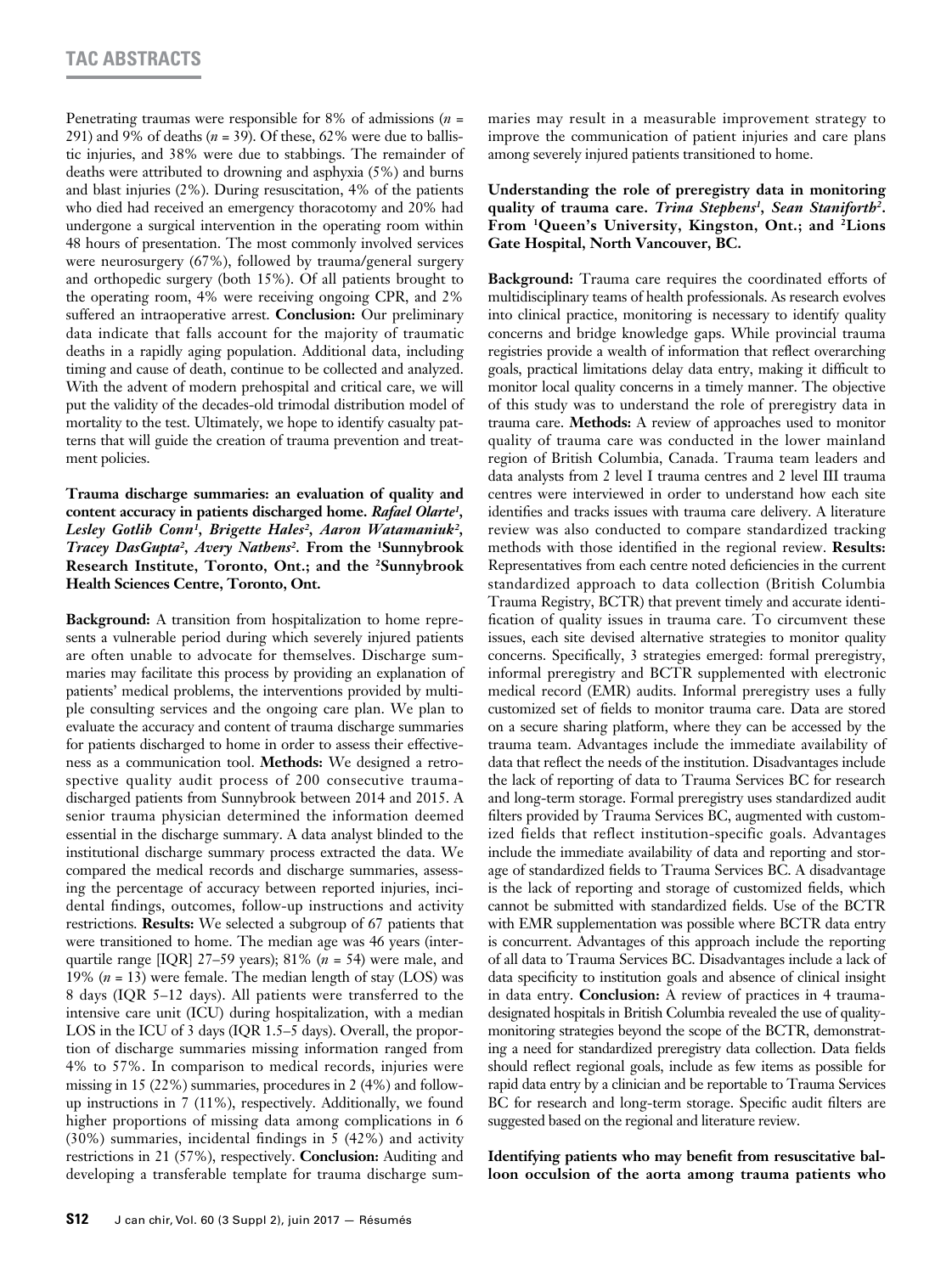Penetrating traumas were responsible for 8% of admissions ($n$ = 291) and 9% of deaths ($n$ = 39). Of these, 62% were due to ballistic injuries, and 38% were due to stabbings. The remainder of deaths were attributed to drowning and asphyxia (5%) and burns and blast injuries (2%). During resuscitation, 4% of the patients who died had received an emergency thoracotomy and 20% had undergone a surgical intervention in the operating room within 48 hours of presentation. The most commonly involved services were neurosurgery (67%), followed by trauma/general surgery and orthopedic surgery (both 15%). Of all patients brought to the operating room, 4% were receiving ongoing CPR, and 2% suffered an intraoperative arrest. **Conclusion:** Our preliminary data indicate that falls account for the majority of traumatic deaths in a rapidly aging population. Additional data, including timing and cause of death, continue to be collected and analyzed. With the advent of modern prehospital and critical care, we will put the validity of the decades-old trimodal distribution model of mortality to the test. Ultimately, we hope to identify casualty patterns that will guide the creation of trauma prevention and treatment policies.

**Trauma discharge summaries: an evaluation of quality and content accuracy in patients discharged home.** ***Rafael Olarte[1], Lesley Gotlib Conn[1], Brigette Hales[2], Aaron Watamaniuk[2], Tracey DasGupta[2], Avery Nathens[2].*** **From the [1]Sunnybrook Research Institute, Toronto, Ont.; and the [2]Sunnybrook Health Sciences Centre, Toronto, Ont.**

**Background:** A transition from hospitalization to home represents a vulnerable period during which severely injured patients are often unable to advocate for themselves. Discharge summaries may facilitate this process by providing an explanation of patients' medical problems, the interventions provided by multiple consulting services and the ongoing care plan. We plan to evaluate the accuracy and content of trauma discharge summaries for patients discharged to home in order to assess their effectiveness as a communication tool. **Methods:** We designed a retrospective quality audit process of 200 consecutive trauma-discharged patients from Sunnybrook between 2014 and 2015. A senior trauma physician determined the information deemed essential in the discharge summary. A data analyst blinded to the institutional discharge summary process extracted the data. We compared the medical records and discharge summaries, assessing the percentage of accuracy between reported injuries, incidental findings, outcomes, follow-up instructions and activity restrictions. **Results:** We selected a subgroup of 67 patients that were transitioned to home. The median age was 46 years (interquartile range [IQR] 27–59 years); 81% ($n$ = 54) were male, and 19% ($n$ = 13) were female. The median length of stay (LOS) was 8 days (IQR 5–12 days). All patients were transferred to the intensive care unit (ICU) during hospitalization, with a median LOS in the ICU of 3 days (IQR 1.5–5 days). Overall, the proportion of discharge summaries missing information ranged from 4% to 57%. In comparison to medical records, injuries were missing in 15 (22%) summaries, procedures in 2 (4%) and follow-up instructions in 7 (11%), respectively. Additionally, we found higher proportions of missing data among complications in 6 (30%) summaries, incidental findings in 5 (42%) and activity restrictions in 21 (57%), respectively. **Conclusion:** Auditing and developing a transferable template for trauma discharge summaries may result in a measurable improvement strategy to improve the communication of patient injuries and care plans among severely injured patients transitioned to home.

**Understanding the role of preregistry data in monitoring quality of trauma care.** ***Trina Stephens[1], Sean Staniforth[2].*** **From [1]Queen's University, Kingston, Ont.; and [2]Lions Gate Hospital, North Vancouver, BC.**

**Background:** Trauma care requires the coordinated efforts of multidisciplinary teams of health professionals. As research evolves into clinical practice, monitoring is necessary to identify quality concerns and bridge knowledge gaps. While provincial trauma registries provide a wealth of information that reflect overarching goals, practical limitations delay data entry, making it difficult to monitor local quality concerns in a timely manner. The objective of this study was to understand the role of preregistry data in trauma care. **Methods:** A review of approaches used to monitor quality of trauma care was conducted in the lower mainland region of British Columbia, Canada. Trauma team leaders and data analysts from 2 level I trauma centres and 2 level III trauma centres were interviewed in order to understand how each site identifies and tracks issues with trauma care delivery. A literature review was also conducted to compare standardized tracking methods with those identified in the regional review. **Results:** Representatives from each centre noted deficiencies in the current standardized approach to data collection (British Columbia Trauma Registry, BCTR) that prevent timely and accurate identification of quality issues in trauma care. To circumvent these issues, each site devised alternative strategies to monitor quality concerns. Specifically, 3 strategies emerged: formal preregistry, informal preregistry and BCTR supplemented with electronic medical record (EMR) audits. Informal preregistry uses a fully customized set of fields to monitor trauma care. Data are stored on a secure sharing platform, where they can be accessed by the trauma team. Advantages include the immediate availability of data that reflect the needs of the institution. Disadvantages include the lack of reporting of data to Trauma Services BC for research and long-term storage. Formal preregistry uses standardized audit filters provided by Trauma Services BC, augmented with customized fields that reflect institution-specific goals. Advantages include the immediate availability of data and reporting and storage of standardized fields to Trauma Services BC. A disadvantage is the lack of reporting and storage of customized fields, which cannot be submitted with standardized fields. Use of the BCTR with EMR supplementation was possible where BCTR data entry is concurrent. Advantages of this approach include the reporting of all data to Trauma Services BC. Disadvantages include a lack of data specificity to institution goals and absence of clinical insight in data entry. **Conclusion:** A review of practices in 4 trauma-designated hospitals in British Columbia revealed the use of quality-monitoring strategies beyond the scope of the BCTR, demonstrating a need for standardized preregistry data collection. Data fields should reflect regional goals, include as few items as possible for rapid data entry by a clinician and be reportable to Trauma Services BC for research and long-term storage. Specific audit filters are suggested based on the regional and literature review.

**Identifying patients who may benefit from resuscitative balloon occulsion of the aorta among trauma patients who**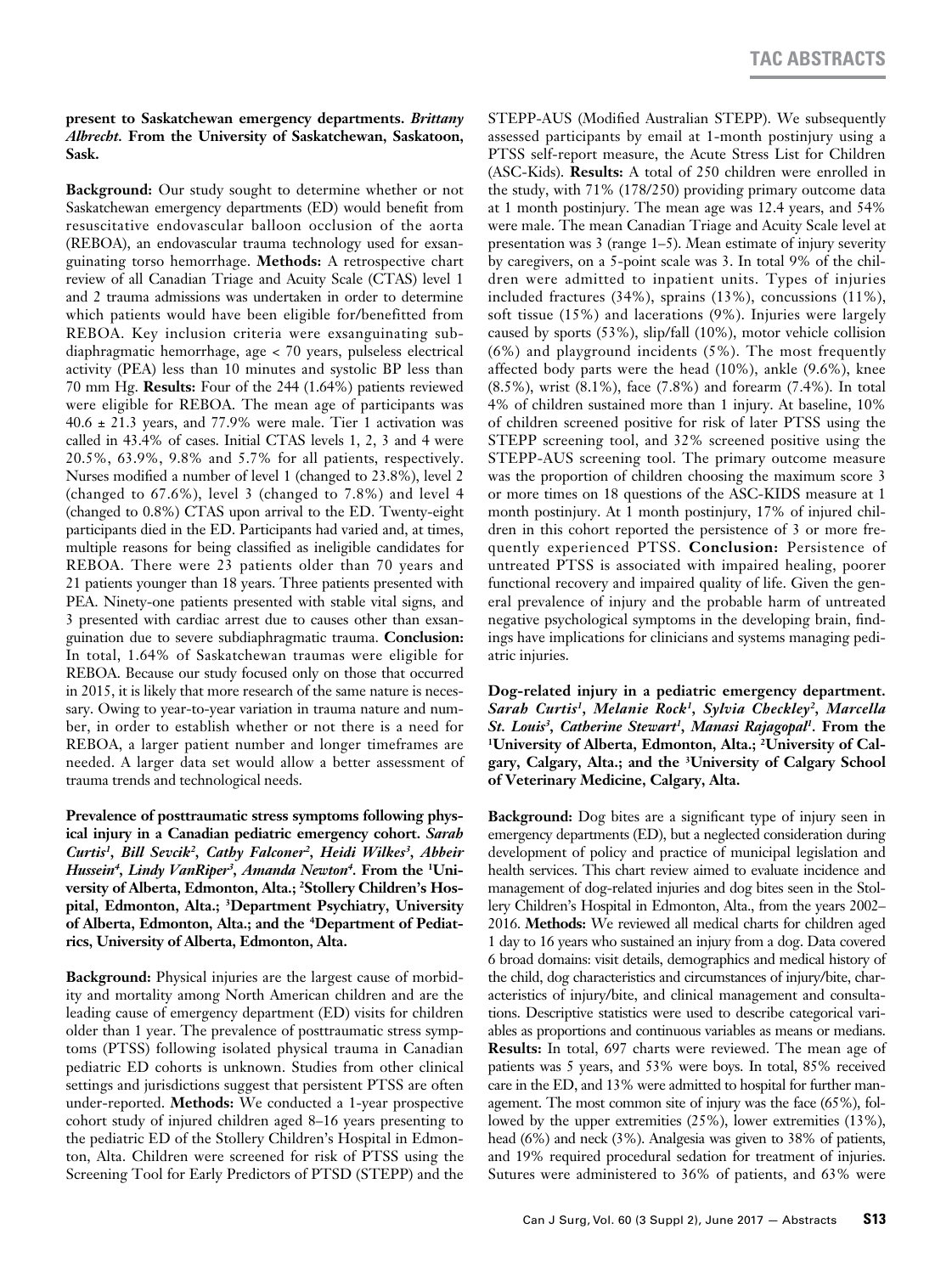**present to Saskatchewan emergency departments.** ***Brittany Albrecht.*** **From the University of Saskatchewan, Saskatoon, Sask.**

**Background:** Our study sought to determine whether or not Saskatchewan emergency departments (ED) would benefit from resuscitative endovascular balloon occlusion of the aorta (REBOA), an endovascular trauma technology used for exsanguinating torso hemorrhage. **Methods:** A retrospective chart review of all Canadian Triage and Acuity Scale (CTAS) level 1 and 2 trauma admissions was undertaken in order to determine which patients would have been eligible for/benefitted from REBOA. Key inclusion criteria were exsanguinating subdiaphragmatic hemorrhage, age < 70 years, pulseless electrical activity (PEA) less than 10 minutes and systolic BP less than 70 mm Hg. **Results:** Four of the 244 (1.64%) patients reviewed were eligible for REBOA. The mean age of participants was 40.6 ± 21.3 years, and 77.9% were male. Tier 1 activation was called in 43.4% of cases. Initial CTAS levels 1, 2, 3 and 4 were 20.5%, 63.9%, 9.8% and 5.7% for all patients, respectively. Nurses modified a number of level 1 (changed to 23.8%), level 2 (changed to 67.6%), level 3 (changed to 7.8%) and level 4 (changed to 0.8%) CTAS upon arrival to the ED. Twenty-eight participants died in the ED. Participants had varied and, at times, multiple reasons for being classified as ineligible candidates for REBOA. There were 23 patients older than 70 years and 21 patients younger than 18 years. Three patients presented with PEA. Ninety-one patients presented with stable vital signs, and 3 presented with cardiac arrest due to causes other than exsanguination due to severe subdiaphragmatic trauma. **Conclusion:** In total, 1.64% of Saskatchewan traumas were eligible for REBOA. Because our study focused only on those that occurred in 2015, it is likely that more research of the same nature is necessary. Owing to year-to-year variation in trauma nature and number, in order to establish whether or not there is a need for REBOA, a larger patient number and longer timeframes are needed. A larger data set would allow a better assessment of trauma trends and technological needs.

**Prevalence of posttraumatic stress symptoms following physical injury in a Canadian pediatric emergency cohort.** ***Sarah Curtis[1], Bill Sevcik[2], Cathy Falconer[2], Heidi Wilkes[3], Abbeir Hussein[4], Lindy VanRiper[3], Amanda Newton[4].*** **From the [1]University of Alberta, Edmonton, Alta.; [2]Stollery Children's Hospital, Edmonton, Alta.; [3]Department Psychiatry, University of Alberta, Edmonton, Alta.; and the [4]Department of Pediatrics, University of Alberta, Edmonton, Alta.**

**Background:** Physical injuries are the largest cause of morbidity and mortality among North American children and are the leading cause of emergency department (ED) visits for children older than 1 year. The prevalence of posttraumatic stress symptoms (PTSS) following isolated physical trauma in Canadian pediatric ED cohorts is unknown. Studies from other clinical settings and jurisdictions suggest that persistent PTSS are often under-reported. **Methods:** We conducted a 1-year prospective cohort study of injured children aged 8–16 years presenting to the pediatric ED of the Stollery Children's Hospital in Edmonton, Alta. Children were screened for risk of PTSS using the Screening Tool for Early Predictors of PTSD (STEPP) and the STEPP-AUS (Modified Australian STEPP). We subsequently assessed participants by email at 1-month postinjury using a PTSS self-report measure, the Acute Stress List for Children (ASC-Kids). **Results:** A total of 250 children were enrolled in the study, with 71% (178/250) providing primary outcome data at 1 month postinjury. The mean age was 12.4 years, and 54% were male. The mean Canadian Triage and Acuity Scale level at presentation was 3 (range 1–5). Mean estimate of injury severity by caregivers, on a 5-point scale was 3. In total 9% of the children were admitted to inpatient units. Types of injuries included fractures (34%), sprains (13%), concussions (11%), soft tissue (15%) and lacerations (9%). Injuries were largely caused by sports (53%), slip/fall (10%), motor vehicle collision (6%) and playground incidents (5%). The most frequently affected body parts were the head (10%), ankle (9.6%), knee (8.5%), wrist (8.1%), face (7.8%) and forearm (7.4%). In total 4% of children sustained more than 1 injury. At baseline, 10% of children screened positive for risk of later PTSS using the STEPP screening tool, and 32% screened positive using the STEPP-AUS screening tool. The primary outcome measure was the proportion of children choosing the maximum score 3 or more times on 18 questions of the ASC-KIDS measure at 1 month postinjury. At 1 month postinjury, 17% of injured children in this cohort reported the persistence of 3 or more frequently experienced PTSS. **Conclusion:** Persistence of untreated PTSS is associated with impaired healing, poorer functional recovery and impaired quality of life. Given the general prevalence of injury and the probable harm of untreated negative psychological symptoms in the developing brain, findings have implications for clinicians and systems managing pediatric injuries.

**Dog-related injury in a pediatric emergency department.** ***Sarah Curtis[1], Melanie Rock[1], Sylvia Checkley[2], Marcella St. Louis[3], Catherine Stewart[1], Manasi Rajagopal[1].*** **From the [1]University of Alberta, Edmonton, Alta.; [2]University of Calgary, Calgary, Alta.; and the [3]University of Calgary School of Veterinary Medicine, Calgary, Alta.**

**Background:** Dog bites are a significant type of injury seen in emergency departments (ED), but a neglected consideration during development of policy and practice of municipal legislation and health services. This chart review aimed to evaluate incidence and management of dog-related injuries and dog bites seen in the Stollery Children's Hospital in Edmonton, Alta., from the years 2002–2016. **Methods:** We reviewed all medical charts for children aged 1 day to 16 years who sustained an injury from a dog. Data covered 6 broad domains: visit details, demographics and medical history of the child, dog characteristics and circumstances of injury/bite, characteristics of injury/bite, and clinical management and consultations. Descriptive statistics were used to describe categorical variables as proportions and continuous variables as means or medians. **Results:** In total, 697 charts were reviewed. The mean age of patients was 5 years, and 53% were boys. In total, 85% received care in the ED, and 13% were admitted to hospital for further management. The most common site of injury was the face (65%), followed by the upper extremities (25%), lower extremities (13%), head (6%) and neck (3%). Analgesia was given to 38% of patients, and 19% required procedural sedation for treatment of injuries. Sutures were administered to 36% of patients, and 63% were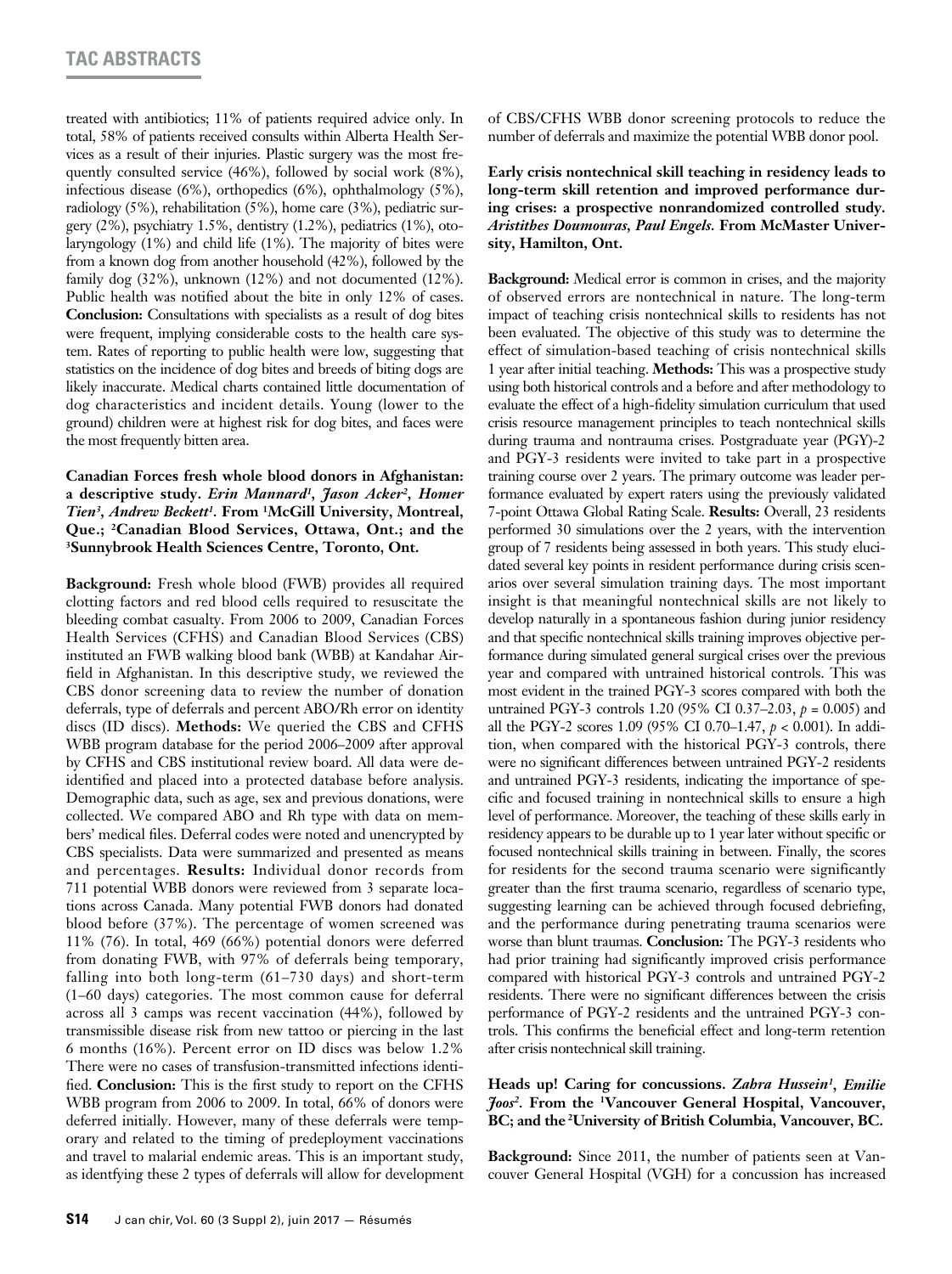treated with antibiotics; 11% of patients required advice only. In total, 58% of patients received consults within Alberta Health Services as a result of their injuries. Plastic surgery was the most frequently consulted service (46%), followed by social work (8%), infectious disease (6%), orthopedics (6%), ophthalmology (5%), radiology (5%), rehabilitation (5%), home care (3%), pediatric surgery (2%), psychiatry 1.5%, dentistry (1.2%), pediatrics (1%), otolaryngology (1%) and child life (1%). The majority of bites were from a known dog from another household (42%), followed by the family dog (32%), unknown (12%) and not documented (12%). Public health was notified about the bite in only 12% of cases. **Conclusion:** Consultations with specialists as a result of dog bites were frequent, implying considerable costs to the health care system. Rates of reporting to public health were low, suggesting that statistics on the incidence of dog bites and breeds of biting dogs are likely inaccurate. Medical charts contained little documentation of dog characteristics and incident details. Young (lower to the ground) children were at highest risk for dog bites, and faces were the most frequently bitten area.

**Canadian Forces fresh whole blood donors in Afghanistan: a descriptive study.** ***Erin Mannard*[1], *Jason Acker*[2], *Homer Tien*[3], *Andrew Beckett*[1].** **From [1]McGill University, Montreal, Que.; [2]Canadian Blood Services, Ottawa, Ont.; and the [3]Sunnybrook Health Sciences Centre, Toronto, Ont.**

**Background:** Fresh whole blood (FWB) provides all required clotting factors and red blood cells required to resuscitate the bleeding combat casualty. From 2006 to 2009, Canadian Forces Health Services (CFHS) and Canadian Blood Services (CBS) instituted an FWB walking blood bank (WBB) at Kandahar Airfield in Afghanistan. In this descriptive study, we reviewed the CBS donor screening data to review the number of donation deferrals, type of deferrals and percent ABO/Rh error on identity discs (ID discs). **Methods:** We queried the CBS and CFHS WBB program database for the period 2006–2009 after approval by CFHS and CBS institutional review board. All data were de-identified and placed into a protected database before analysis. Demographic data, such as age, sex and previous donations, were collected. We compared ABO and Rh type with data on members' medical files. Deferral codes were noted and unencrypted by CBS specialists. Data were summarized and presented as means and percentages. **Results:** Individual donor records from 711 potential WBB donors were reviewed from 3 separate locations across Canada. Many potential FWB donors had donated blood before (37%). The percentage of women screened was 11% (76). In total, 469 (66%) potential donors were deferred from donating FWB, with 97% of deferrals being temporary, falling into both long-term (61–730 days) and short-term (1–60 days) categories. The most common cause for deferral across all 3 camps was recent vaccination (44%), followed by transmissible disease risk from new tattoo or piercing in the last 6 months (16%). Percent error on ID discs was below 1.2% There were no cases of transfusion-transmitted infections identified. **Conclusion:** This is the first study to report on the CFHS WBB program from 2006 to 2009. In total, 66% of donors were deferred initially. However, many of these deferrals were temporary and related to the timing of predeployment vaccinations and travel to malarial endemic areas. This is an important study, as identfying these 2 types of deferrals will allow for development of CBS/CFHS WBB donor screening protocols to reduce the number of deferrals and maximize the potential WBB donor pool.

**Early crisis nontechnical skill teaching in residency leads to long-term skill retention and improved performance during crises: a prospective nonrandomized controlled study.** ***Aristithes Doumouras, Paul Engels.*** **From McMaster University, Hamilton, Ont.**

**Background:** Medical error is common in crises, and the majority of observed errors are nontechnical in nature. The long-term impact of teaching crisis nontechnical skills to residents has not been evaluated. The objective of this study was to determine the effect of simulation-based teaching of crisis nontechnical skills 1 year after initial teaching. **Methods:** This was a prospective study using both historical controls and a before and after methodology to evaluate the effect of a high-fidelity simulation curriculum that used crisis resource management principles to teach nontechnical skills during trauma and nontrauma crises. Postgraduate year (PGY)-2 and PGY-3 residents were invited to take part in a prospective training course over 2 years. The primary outcome was leader performance evaluated by expert raters using the previously validated 7-point Ottawa Global Rating Scale. **Results:** Overall, 23 residents performed 30 simulations over the 2 years, with the intervention group of 7 residents being assessed in both years. This study elucidated several key points in resident performance during crisis scenarios over several simulation training days. The most important insight is that meaningful nontechnical skills are not likely to develop naturally in a spontaneous fashion during junior residency and that specific nontechnical skills training improves objective performance during simulated general surgical crises over the previous year and compared with untrained historical controls. This was most evident in the trained PGY-3 scores compared with both the untrained PGY-3 controls 1.20 (95% CI 0.37–2.03, $p = 0.005$) and all the PGY-2 scores 1.09 (95% CI 0.70–1.47, $p < 0.001$). In addition, when compared with the historical PGY-3 controls, there were no significant differences between untrained PGY-2 residents and untrained PGY-3 residents, indicating the importance of specific and focused training in nontechnical skills to ensure a high level of performance. Moreover, the teaching of these skills early in residency appears to be durable up to 1 year later without specific or focused nontechnical skills training in between. Finally, the scores for residents for the second trauma scenario were significantly greater than the first trauma scenario, regardless of scenario type, suggesting learning can be achieved through focused debriefing, and the performance during penetrating trauma scenarios were worse than blunt traumas. **Conclusion:** The PGY-3 residents who had prior training had significantly improved crisis performance compared with historical PGY-3 controls and untrained PGY-2 residents. There were no significant differences between the crisis performance of PGY-2 residents and the untrained PGY-3 controls. This confirms the beneficial effect and long-term retention after crisis nontechnical skill training.

**Heads up! Caring for concussions.** ***Zahra Hussein*[1], *Emilie Joos*[2].** **From the [1]Vancouver General Hospital, Vancouver, BC; and the [2]University of British Columbia, Vancouver, BC.**

**Background:** Since 2011, the number of patients seen at Vancouver General Hospital (VGH) for a concussion has increased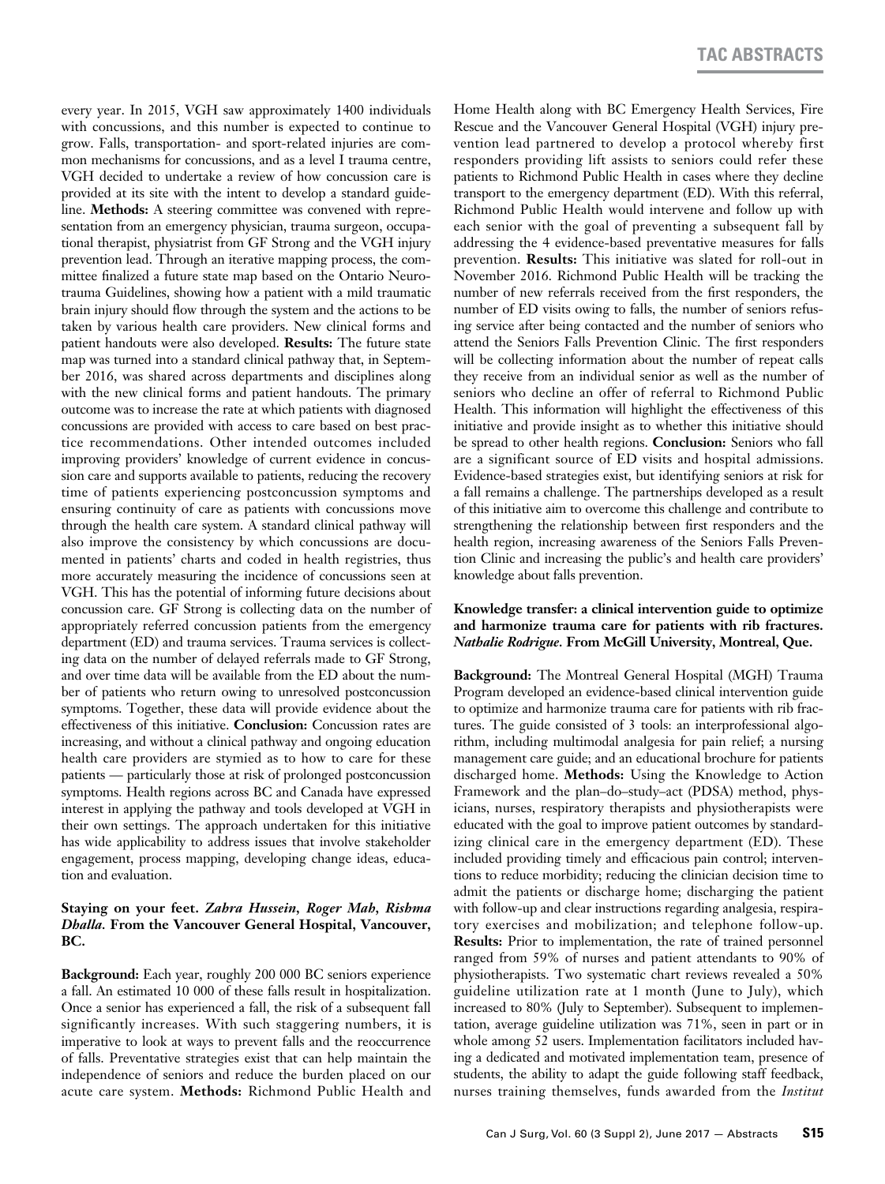every year. In 2015, VGH saw approximately 1400 individuals with concussions, and this number is expected to continue to grow. Falls, transportation- and sport-related injuries are common mechanisms for concussions, and as a level I trauma centre, VGH decided to undertake a review of how concussion care is provided at its site with the intent to develop a standard guideline. **Methods:** A steering committee was convened with representation from an emergency physician, trauma surgeon, occupational therapist, physiatrist from GF Strong and the VGH injury prevention lead. Through an iterative mapping process, the committee finalized a future state map based on the Ontario Neurotrauma Guidelines, showing how a patient with a mild traumatic brain injury should flow through the system and the actions to be taken by various health care providers. New clinical forms and patient handouts were also developed. **Results:** The future state map was turned into a standard clinical pathway that, in September 2016, was shared across departments and disciplines along with the new clinical forms and patient handouts. The primary outcome was to increase the rate at which patients with diagnosed concussions are provided with access to care based on best practice recommendations. Other intended outcomes included improving providers' knowledge of current evidence in concussion care and supports available to patients, reducing the recovery time of patients experiencing postconcussion symptoms and ensuring continuity of care as patients with concussions move through the health care system. A standard clinical pathway will also improve the consistency by which concussions are documented in patients' charts and coded in health registries, thus more accurately measuring the incidence of concussions seen at VGH. This has the potential of informing future decisions about concussion care. GF Strong is collecting data on the number of appropriately referred concussion patients from the emergency department (ED) and trauma services. Trauma services is collecting data on the number of delayed referrals made to GF Strong, and over time data will be available from the ED about the number of patients who return owing to unresolved postconcussion symptoms. Together, these data will provide evidence about the effectiveness of this initiative. **Conclusion:** Concussion rates are increasing, and without a clinical pathway and ongoing education health care providers are stymied as to how to care for these patients — particularly those at risk of prolonged postconcussion symptoms. Health regions across BC and Canada have expressed interest in applying the pathway and tools developed at VGH in their own settings. The approach undertaken for this initiative has wide applicability to address issues that involve stakeholder engagement, process mapping, developing change ideas, education and evaluation.

**Staying on your feet. *Zahra Hussein, Roger Mah, Rishma Dhalla.* From the Vancouver General Hospital, Vancouver, BC.**

**Background:** Each year, roughly 200 000 BC seniors experience a fall. An estimated 10 000 of these falls result in hospitalization. Once a senior has experienced a fall, the risk of a subsequent fall significantly increases. With such staggering numbers, it is imperative to look at ways to prevent falls and the reoccurrence of falls. Preventative strategies exist that can help maintain the independence of seniors and reduce the burden placed on our acute care system. **Methods:** Richmond Public Health and Home Health along with BC Emergency Health Services, Fire Rescue and the Vancouver General Hospital (VGH) injury prevention lead partnered to develop a protocol whereby first responders providing lift assists to seniors could refer these patients to Richmond Public Health in cases where they decline transport to the emergency department (ED). With this referral, Richmond Public Health would intervene and follow up with each senior with the goal of preventing a subsequent fall by addressing the 4 evidence-based preventative measures for falls prevention. **Results:** This initiative was slated for roll-out in November 2016. Richmond Public Health will be tracking the number of new referrals received from the first responders, the number of ED visits owing to falls, the number of seniors refusing service after being contacted and the number of seniors who attend the Seniors Falls Prevention Clinic. The first responders will be collecting information about the number of repeat calls they receive from an individual senior as well as the number of seniors who decline an offer of referral to Richmond Public Health. This information will highlight the effectiveness of this initiative and provide insight as to whether this initiative should be spread to other health regions. **Conclusion:** Seniors who fall are a significant source of ED visits and hospital admissions. Evidence-based strategies exist, but identifying seniors at risk for a fall remains a challenge. The partnerships developed as a result of this initiative aim to overcome this challenge and contribute to strengthening the relationship between first responders and the health region, increasing awareness of the Seniors Falls Prevention Clinic and increasing the public's and health care providers' knowledge about falls prevention.

**Knowledge transfer: a clinical intervention guide to optimize and harmonize trauma care for patients with rib fractures. *Nathalie Rodrigue.* From McGill University, Montreal, Que.**

**Background:** The Montreal General Hospital (MGH) Trauma Program developed an evidence-based clinical intervention guide to optimize and harmonize trauma care for patients with rib fractures. The guide consisted of 3 tools: an interprofessional algorithm, including multimodal analgesia for pain relief; a nursing management care guide; and an educational brochure for patients discharged home. **Methods:** Using the Knowledge to Action Framework and the plan–do–study–act (PDSA) method, physicians, nurses, respiratory therapists and physiotherapists were educated with the goal to improve patient outcomes by standardizing clinical care in the emergency department (ED). These included providing timely and efficacious pain control; interventions to reduce morbidity; reducing the clinician decision time to admit the patients or discharge home; discharging the patient with follow-up and clear instructions regarding analgesia, respiratory exercises and mobilization; and telephone follow-up. **Results:** Prior to implementation, the rate of trained personnel ranged from 59% of nurses and patient attendants to 90% of physiotherapists. Two systematic chart reviews revealed a 50% guideline utilization rate at 1 month (June to July), which increased to 80% (July to September). Subsequent to implementation, average guideline utilization was 71%, seen in part or in whole among 52 users. Implementation facilitators included having a dedicated and motivated implementation team, presence of students, the ability to adapt the guide following staff feedback, nurses training themselves, funds awarded from the *Institut*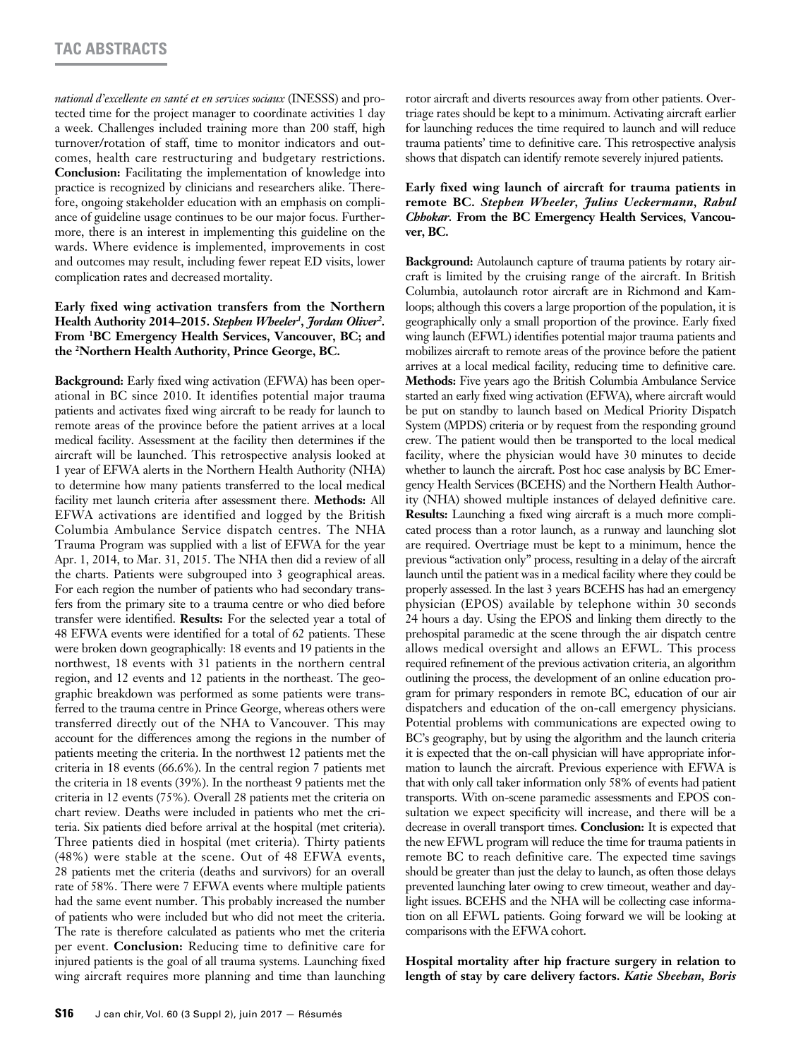*national d'excellence en santé et en services sociaux* (INESSS) and protected time for the project manager to coordinate activities 1 day a week. Challenges included training more than 200 staff, high turnover/rotation of staff, time to monitor indicators and outcomes, health care restructuring and budgetary restrictions. **Conclusion:** Facilitating the implementation of knowledge into practice is recognized by clinicians and researchers alike. Therefore, ongoing stakeholder education with an emphasis on compliance of guideline usage continues to be our major focus. Furthermore, there is an interest in implementing this guideline on the wards. Where evidence is implemented, improvements in cost and outcomes may result, including fewer repeat ED visits, lower complication rates and decreased mortality.

**Early fixed wing activation transfers from the Northern Health Authority 2014–2015.** ***Stephen Wheeler[1], Jordan Oliver[2].*** **From [1]BC Emergency Health Services, Vancouver, BC; and the [2]Northern Health Authority, Prince George, BC.**

**Background:** Early fixed wing activation (EFWA) has been operational in BC since 2010. It identifies potential major trauma patients and activates fixed wing aircraft to be ready for launch to remote areas of the province before the patient arrives at a local medical facility. Assessment at the facility then determines if the aircraft will be launched. This retrospective analysis looked at 1 year of EFWA alerts in the Northern Health Authority (NHA) to determine how many patients transferred to the local medical facility met launch criteria after assessment there. **Methods:** All EFWA activations are identified and logged by the British Columbia Ambulance Service dispatch centres. The NHA Trauma Program was supplied with a list of EFWA for the year Apr. 1, 2014, to Mar. 31, 2015. The NHA then did a review of all the charts. Patients were subgrouped into 3 geographical areas. For each region the number of patients who had secondary transfers from the primary site to a trauma centre or who died before transfer were identified. **Results:** For the selected year a total of 48 EFWA events were identified for a total of 62 patients. These were broken down geographically: 18 events and 19 patients in the northwest, 18 events with 31 patients in the northern central region, and 12 events and 12 patients in the northeast. The geographic breakdown was performed as some patients were transferred to the trauma centre in Prince George, whereas others were transferred directly out of the NHA to Vancouver. This may account for the differences among the regions in the number of patients meeting the criteria. In the northwest 12 patients met the criteria in 18 events (66.6%). In the central region 7 patients met the criteria in 18 events (39%). In the northeast 9 patients met the criteria in 12 events (75%). Overall 28 patients met the criteria on chart review. Deaths were included in patients who met the criteria. Six patients died before arrival at the hospital (met criteria). Three patients died in hospital (met criteria). Thirty patients (48%) were stable at the scene. Out of 48 EFWA events, 28 patients met the criteria (deaths and survivors) for an overall rate of 58%. There were 7 EFWA events where multiple patients had the same event number. This probably increased the number of patients who were included but who did not meet the criteria. The rate is therefore calculated as patients who met the criteria per event. **Conclusion:** Reducing time to definitive care for injured patients is the goal of all trauma systems. Launching fixed wing aircraft requires more planning and time than launching rotor aircraft and diverts resources away from other patients. Overtriage rates should be kept to a minimum. Activating aircraft earlier for launching reduces the time required to launch and will reduce trauma patients' time to definitive care. This retrospective analysis shows that dispatch can identify remote severely injured patients.

**Early fixed wing launch of aircraft for trauma patients in remote BC.** ***Stephen Wheeler, Julius Ueckermann, Rahul Chhokar.*** **From the BC Emergency Health Services, Vancouver, BC.**

**Background:** Autolaunch capture of trauma patients by rotary aircraft is limited by the cruising range of the aircraft. In British Columbia, autolaunch rotor aircraft are in Richmond and Kamloops; although this covers a large proportion of the population, it is geographically only a small proportion of the province. Early fixed wing launch (EFWL) identifies potential major trauma patients and mobilizes aircraft to remote areas of the province before the patient arrives at a local medical facility, reducing time to definitive care. **Methods:** Five years ago the British Columbia Ambulance Service started an early fixed wing activation (EFWA), where aircraft would be put on standby to launch based on Medical Priority Dispatch System (MPDS) criteria or by request from the responding ground crew. The patient would then be transported to the local medical facility, where the physician would have 30 minutes to decide whether to launch the aircraft. Post hoc case analysis by BC Emergency Health Services (BCEHS) and the Northern Health Authority (NHA) showed multiple instances of delayed definitive care. **Results:** Launching a fixed wing aircraft is a much more complicated process than a rotor launch, as a runway and launching slot are required. Overtriage must be kept to a minimum, hence the previous "activation only" process, resulting in a delay of the aircraft launch until the patient was in a medical facility where they could be properly assessed. In the last 3 years BCEHS has had an emergency physician (EPOS) available by telephone within 30 seconds 24 hours a day. Using the EPOS and linking them directly to the prehospital paramedic at the scene through the air dispatch centre allows medical oversight and allows an EFWL. This process required refinement of the previous activation criteria, an algorithm outlining the process, the development of an online education program for primary responders in remote BC, education of our air dispatchers and education of the on-call emergency physicians. Potential problems with communications are expected owing to BC's geography, but by using the algorithm and the launch criteria it is expected that the on-call physician will have appropriate information to launch the aircraft. Previous experience with EFWA is that with only call taker information only 58% of events had patient transports. With on-scene paramedic assessments and EPOS consultation we expect specificity will increase, and there will be a decrease in overall transport times. **Conclusion:** It is expected that the new EFWL program will reduce the time for trauma patients in remote BC to reach definitive care. The expected time savings should be greater than just the delay to launch, as often those delays prevented launching later owing to crew timeout, weather and daylight issues. BCEHS and the NHA will be collecting case information on all EFWL patients. Going forward we will be looking at comparisons with the EFWA cohort.

**Hospital mortality after hip fracture surgery in relation to length of stay by care delivery factors.** ***Katie Sheehan, Boris***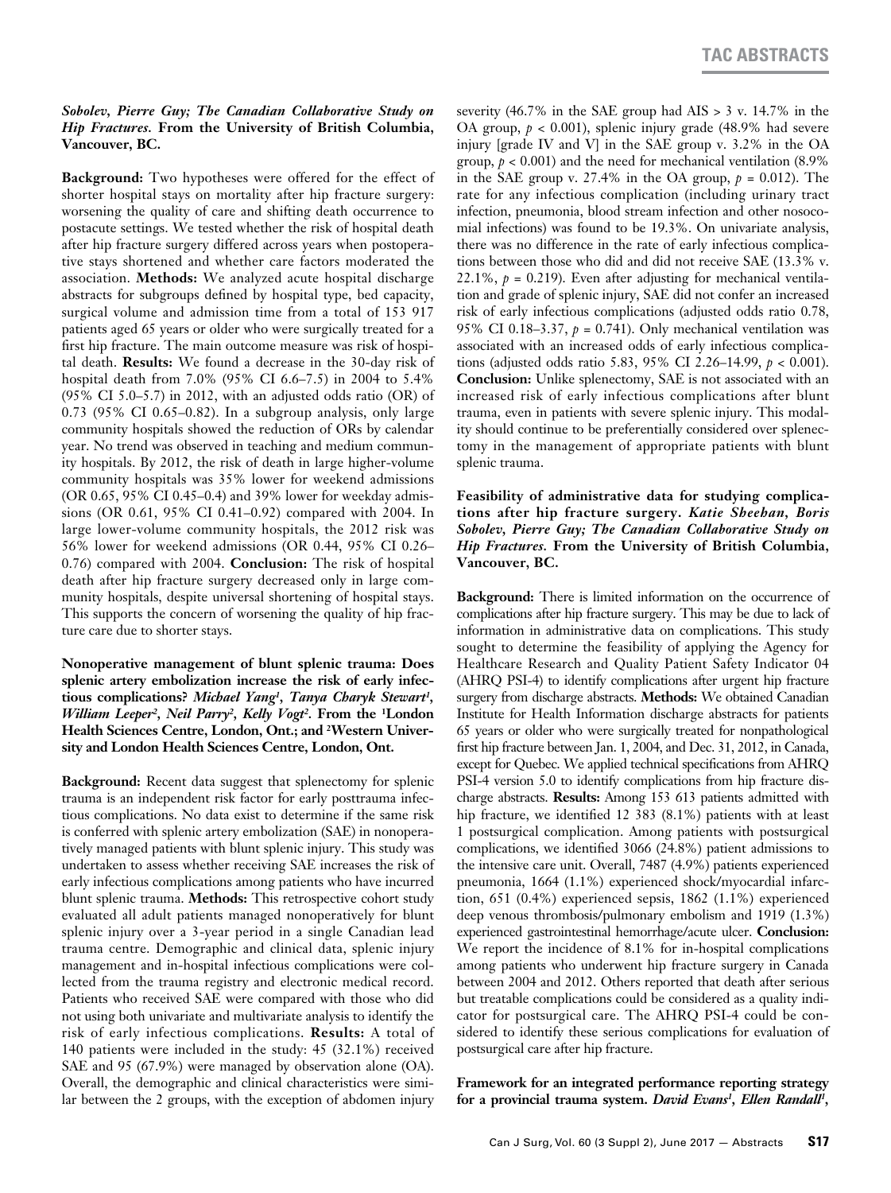*Sobolev, Pierre Guy; The Canadian Collaborative Study on Hip Fractures.* **From the University of British Columbia, Vancouver, BC.**

**Background:** Two hypotheses were offered for the effect of shorter hospital stays on mortality after hip fracture surgery: worsening the quality of care and shifting death occurrence to postacute settings. We tested whether the risk of hospital death after hip fracture surgery differed across years when postoperative stays shortened and whether care factors moderated the association. **Methods:** We analyzed acute hospital discharge abstracts for subgroups defined by hospital type, bed capacity, surgical volume and admission time from a total of 153 917 patients aged 65 years or older who were surgically treated for a first hip fracture. The main outcome measure was risk of hospital death. **Results:** We found a decrease in the 30-day risk of hospital death from 7.0% (95% CI 6.6–7.5) in 2004 to 5.4% (95% CI 5.0–5.7) in 2012, with an adjusted odds ratio (OR) of 0.73 (95% CI 0.65–0.82). In a subgroup analysis, only large community hospitals showed the reduction of ORs by calendar year. No trend was observed in teaching and medium community hospitals. By 2012, the risk of death in large higher-volume community hospitals was 35% lower for weekend admissions (OR 0.65, 95% CI 0.45–0.4) and 39% lower for weekday admissions (OR 0.61, 95% CI 0.41–0.92) compared with 2004. In large lower-volume community hospitals, the 2012 risk was 56% lower for weekend admissions (OR 0.44, 95% CI 0.26–0.76) compared with 2004. **Conclusion:** The risk of hospital death after hip fracture surgery decreased only in large community hospitals, despite universal shortening of hospital stays. This supports the concern of worsening the quality of hip fracture care due to shorter stays.

**Nonoperative management of blunt splenic trauma: Does splenic artery embolization increase the risk of early infectious complications?** ***Michael Yang[1], Tanya Charyk Stewart[1], William Leeper[2], Neil Parry[2], Kelly Vogt[2].*** **From the [1]London Health Sciences Centre, London, Ont.; and [2]Western University and London Health Sciences Centre, London, Ont.**

**Background:** Recent data suggest that splenectomy for splenic trauma is an independent risk factor for early posttrauma infectious complications. No data exist to determine if the same risk is conferred with splenic artery embolization (SAE) in nonoperatively managed patients with blunt splenic injury. This study was undertaken to assess whether receiving SAE increases the risk of early infectious complications among patients who have incurred blunt splenic trauma. **Methods:** This retrospective cohort study evaluated all adult patients managed nonoperatively for blunt splenic injury over a 3-year period in a single Canadian lead trauma centre. Demographic and clinical data, splenic injury management and in-hospital infectious complications were collected from the trauma registry and electronic medical record. Patients who received SAE were compared with those who did not using both univariate and multivariate analysis to identify the risk of early infectious complications. **Results:** A total of 140 patients were included in the study: 45 (32.1%) received SAE and 95 (67.9%) were managed by observation alone (OA). Overall, the demographic and clinical characteristics were similar between the 2 groups, with the exception of abdomen injury severity (46.7% in the SAE group had AIS > 3 v. 14.7% in the OA group, $p < 0.001$), splenic injury grade (48.9% had severe injury [grade IV and V] in the SAE group v. 3.2% in the OA group, $p < 0.001$) and the need for mechanical ventilation (8.9% in the SAE group v. 27.4% in the OA group, $p = 0.012$). The rate for any infectious complication (including urinary tract infection, pneumonia, blood stream infection and other nosocomial infections) was found to be 19.3%. On univariate analysis, there was no difference in the rate of early infectious complications between those who did and did not receive SAE (13.3% v. 22.1%, $p = 0.219$). Even after adjusting for mechanical ventilation and grade of splenic injury, SAE did not confer an increased risk of early infectious complications (adjusted odds ratio 0.78, 95% CI 0.18–3.37, $p = 0.741$). Only mechanical ventilation was associated with an increased odds of early infectious complications (adjusted odds ratio 5.83, 95% CI 2.26–14.99, $p < 0.001$). **Conclusion:** Unlike splenectomy, SAE is not associated with an increased risk of early infectious complications after blunt trauma, even in patients with severe splenic injury. This modality should continue to be preferentially considered over splenectomy in the management of appropriate patients with blunt splenic trauma.

**Feasibility of administrative data for studying complications after hip fracture surgery.** ***Katie Sheehan, Boris Sobolev, Pierre Guy; The Canadian Collaborative Study on Hip Fractures.*** **From the University of British Columbia, Vancouver, BC.**

**Background:** There is limited information on the occurrence of complications after hip fracture surgery. This may be due to lack of information in administrative data on complications. This study sought to determine the feasibility of applying the Agency for Healthcare Research and Quality Patient Safety Indicator 04 (AHRQ PSI-4) to identify complications after urgent hip fracture surgery from discharge abstracts. **Methods:** We obtained Canadian Institute for Health Information discharge abstracts for patients 65 years or older who were surgically treated for nonpathological first hip fracture between Jan. 1, 2004, and Dec. 31, 2012, in Canada, except for Quebec. We applied technical specifications from AHRQ PSI-4 version 5.0 to identify complications from hip fracture discharge abstracts. **Results:** Among 153 613 patients admitted with hip fracture, we identified 12 383 (8.1%) patients with at least 1 postsurgical complication. Among patients with postsurgical complications, we identified 3066 (24.8%) patient admissions to the intensive care unit. Overall, 7487 (4.9%) patients experienced pneumonia, 1664 (1.1%) experienced shock/myocardial infarction, 651 (0.4%) experienced sepsis, 1862 (1.1%) experienced deep venous thrombosis/pulmonary embolism and 1919 (1.3%) experienced gastrointestinal hemorrhage/acute ulcer. **Conclusion:** We report the incidence of 8.1% for in-hospital complications among patients who underwent hip fracture surgery in Canada between 2004 and 2012. Others reported that death after serious but treatable complications could be considered as a quality indicator for postsurgical care. The AHRQ PSI-4 could be considered to identify these serious complications for evaluation of postsurgical care after hip fracture.

**Framework for an integrated performance reporting strategy for a provincial trauma system.** ***David Evans[1], Ellen Randall[1],***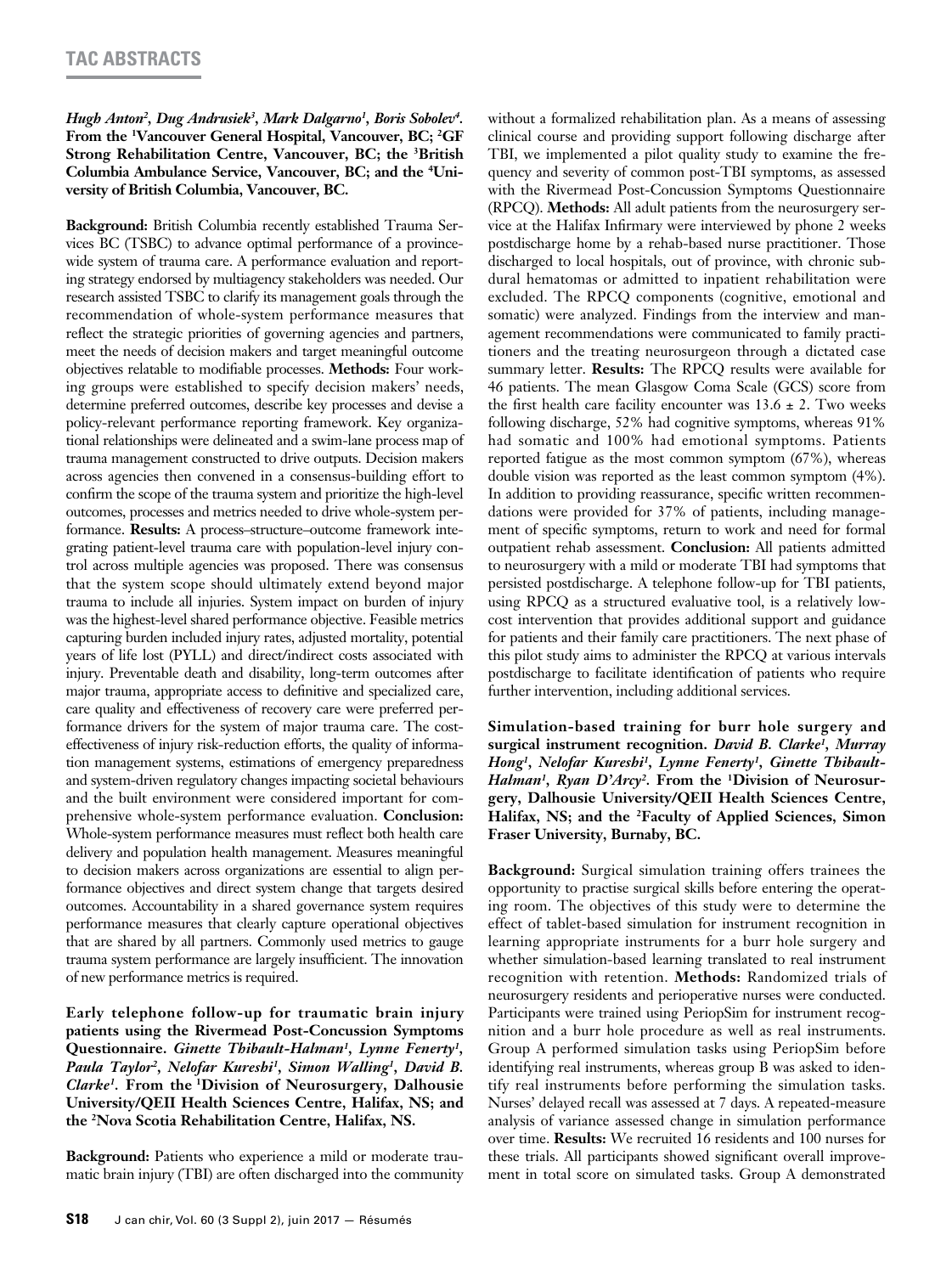***Hugh Anton*[2], *Dug Andrusiek*[3], *Mark Dalgarno*[1], *Boris Sobolev*[4]. From the [1]Vancouver General Hospital, Vancouver, BC; [2]GF Strong Rehabilitation Centre, Vancouver, BC; the [3]British Columbia Ambulance Service, Vancouver, BC; and the [4]University of British Columbia, Vancouver, BC.**

**Background:** British Columbia recently established Trauma Services BC (TSBC) to advance optimal performance of a provincewide system of trauma care. A performance evaluation and reporting strategy endorsed by multiagency stakeholders was needed. Our research assisted TSBC to clarify its management goals through the recommendation of whole-system performance measures that reflect the strategic priorities of governing agencies and partners, meet the needs of decision makers and target meaningful outcome objectives relatable to modifiable processes. **Methods:** Four working groups were established to specify decision makers' needs, determine preferred outcomes, describe key processes and devise a policy-relevant performance reporting framework. Key organizational relationships were delineated and a swim-lane process map of trauma management constructed to drive outputs. Decision makers across agencies then convened in a consensus-building effort to confirm the scope of the trauma system and prioritize the high-level outcomes, processes and metrics needed to drive whole-system performance. **Results:** A process–structure–outcome framework integrating patient-level trauma care with population-level injury control across multiple agencies was proposed. There was consensus that the system scope should ultimately extend beyond major trauma to include all injuries. System impact on burden of injury was the highest-level shared performance objective. Feasible metrics capturing burden included injury rates, adjusted mortality, potential years of life lost (PYLL) and direct/indirect costs associated with injury. Preventable death and disability, long-term outcomes after major trauma, appropriate access to definitive and specialized care, care quality and effectiveness of recovery care were preferred performance drivers for the system of major trauma care. The cost-effectiveness of injury risk-reduction efforts, the quality of information management systems, estimations of emergency preparedness and system-driven regulatory changes impacting societal behaviours and the built environment were considered important for comprehensive whole-system performance evaluation. **Conclusion:** Whole-system performance measures must reflect both health care delivery and population health management. Measures meaningful to decision makers across organizations are essential to align performance objectives and direct system change that targets desired outcomes. Accountability in a shared governance system requires performance measures that clearly capture operational objectives that are shared by all partners. Commonly used metrics to gauge trauma system performance are largely insufficient. The innovation of new performance metrics is required.

**Early telephone follow-up for traumatic brain injury patients using the Rivermead Post-Concussion Symptoms Questionnaire. *Ginette Thibault-Halman*[1], *Lynne Fenerty*[1], *Paula Taylor*[2], *Nelofar Kureshi*[1], *Simon Walling*[1], *David B. Clarke*[1]. From the [1]Division of Neurosurgery, Dalhousie University/QEII Health Sciences Centre, Halifax, NS; and the [2]Nova Scotia Rehabilitation Centre, Halifax, NS.**

**Background:** Patients who experience a mild or moderate traumatic brain injury (TBI) are often discharged into the community without a formalized rehabilitation plan. As a means of assessing clinical course and providing support following discharge after TBI, we implemented a pilot quality study to examine the frequency and severity of common post-TBI symptoms, as assessed with the Rivermead Post-Concussion Symptoms Questionnaire (RPCQ). **Methods:** All adult patients from the neurosurgery service at the Halifax Infirmary were interviewed by phone 2 weeks postdischarge home by a rehab-based nurse practitioner. Those discharged to local hospitals, out of province, with chronic subdural hematomas or admitted to inpatient rehabilitation were excluded. The RPCQ components (cognitive, emotional and somatic) were analyzed. Findings from the interview and management recommendations were communicated to family practitioners and the treating neurosurgeon through a dictated case summary letter. **Results:** The RPCQ results were available for 46 patients. The mean Glasgow Coma Scale (GCS) score from the first health care facility encounter was $13.6 \pm 2$. Two weeks following discharge, 52% had cognitive symptoms, whereas 91% had somatic and 100% had emotional symptoms. Patients reported fatigue as the most common symptom (67%), whereas double vision was reported as the least common symptom (4%). In addition to providing reassurance, specific written recommendations were provided for 37% of patients, including management of specific symptoms, return to work and need for formal outpatient rehab assessment. **Conclusion:** All patients admitted to neurosurgery with a mild or moderate TBI had symptoms that persisted postdischarge. A telephone follow-up for TBI patients, using RPCQ as a structured evaluative tool, is a relatively low-cost intervention that provides additional support and guidance for patients and their family care practitioners. The next phase of this pilot study aims to administer the RPCQ at various intervals postdischarge to facilitate identification of patients who require further intervention, including additional services.

**Simulation-based training for burr hole surgery and surgical instrument recognition. *David B. Clarke*[1], *Murray Hong*[1], *Nelofar Kureshi*[1], *Lynne Fenerty*[1], *Ginette Thibault-Halman*[1], *Ryan D'Arcy*[2]. From the [1]Division of Neurosurgery, Dalhousie University/QEII Health Sciences Centre, Halifax, NS; and the [2]Faculty of Applied Sciences, Simon Fraser University, Burnaby, BC.**

**Background:** Surgical simulation training offers trainees the opportunity to practise surgical skills before entering the operating room. The objectives of this study were to determine the effect of tablet-based simulation for instrument recognition in learning appropriate instruments for a burr hole surgery and whether simulation-based learning translated to real instrument recognition with retention. **Methods:** Randomized trials of neurosurgery residents and perioperative nurses were conducted. Participants were trained using PeriopSim for instrument recognition and a burr hole procedure as well as real instruments. Group A performed simulation tasks using PeriopSim before identifying real instruments, whereas group B was asked to identify real instruments before performing the simulation tasks. Nurses' delayed recall was assessed at 7 days. A repeated-measure analysis of variance assessed change in simulation performance over time. **Results:** We recruited 16 residents and 100 nurses for these trials. All participants showed significant overall improvement in total score on simulated tasks. Group A demonstrated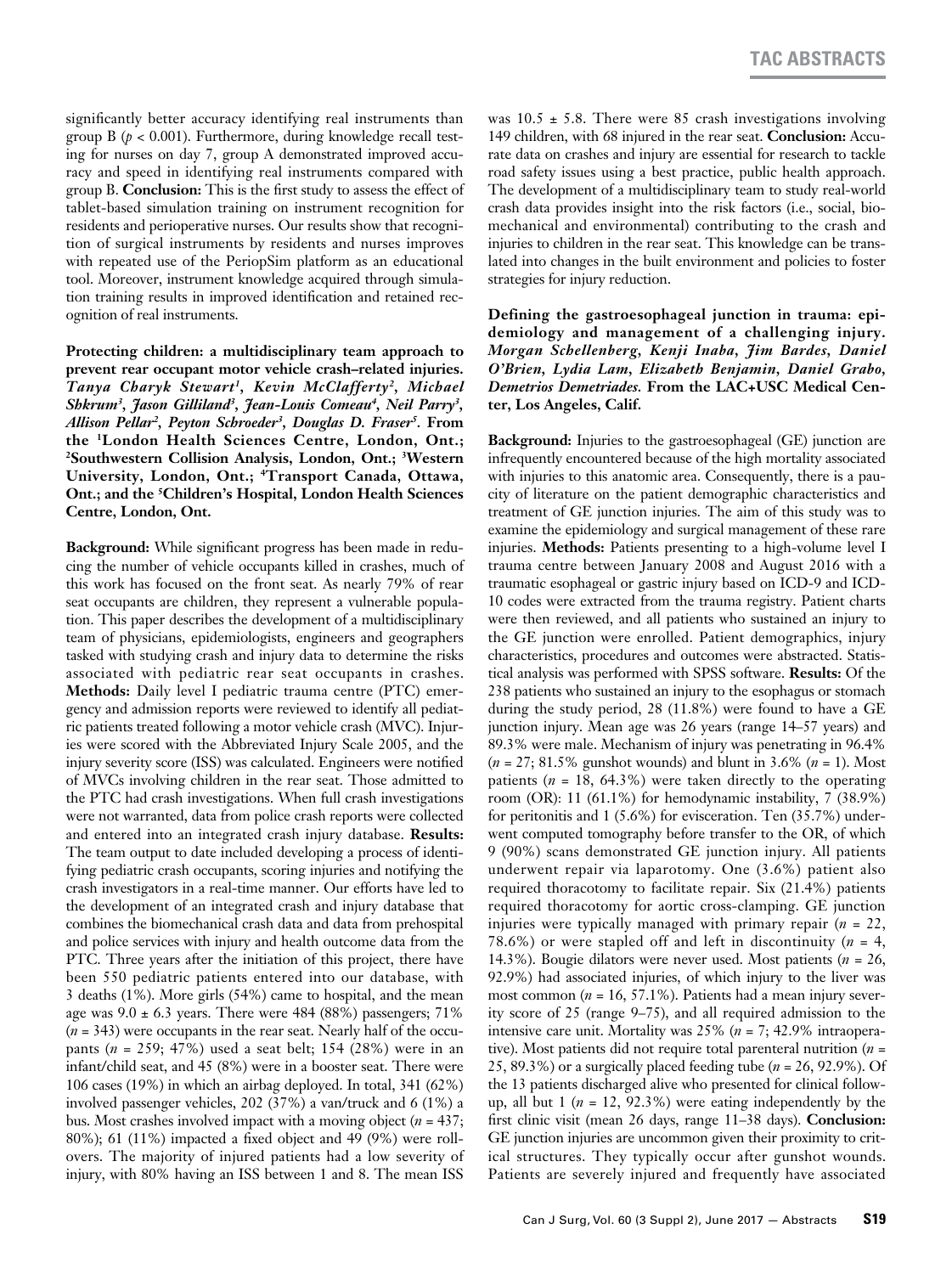significantly better accuracy identifying real instruments than group B ($p < 0.001$). Furthermore, during knowledge recall testing for nurses on day 7, group A demonstrated improved accuracy and speed in identifying real instruments compared with group B. **Conclusion:** This is the first study to assess the effect of tablet-based simulation training on instrument recognition for residents and perioperative nurses. Our results show that recognition of surgical instruments by residents and nurses improves with repeated use of the PeriopSim platform as an educational tool. Moreover, instrument knowledge acquired through simulation training results in improved identification and retained recognition of real instruments.

**Protecting children: a multidisciplinary team approach to prevent rear occupant motor vehicle crash–related injuries.** ***Tanya Charyk Stewart[1], Kevin McClafferty[2], Michael Shkrum[3], Jason Gilliland[3], Jean-Louis Comeau[4], Neil Parry[3], Allison Pellar[2], Peyton Schroeder[3], Douglas D. Fraser[5].*** **From the [1]London Health Sciences Centre, London, Ont.; [2]Southwestern Collision Analysis, London, Ont.; [3]Western University, London, Ont.; [4]Transport Canada, Ottawa, Ont.; and the [5]Children's Hospital, London Health Sciences Centre, London, Ont.**

**Background:** While significant progress has been made in reducing the number of vehicle occupants killed in crashes, much of this work has focused on the front seat. As nearly 79% of rear seat occupants are children, they represent a vulnerable population. This paper describes the development of a multidisciplinary team of physicians, epidemiologists, engineers and geographers tasked with studying crash and injury data to determine the risks associated with pediatric rear seat occupants in crashes. **Methods:** Daily level I pediatric trauma centre (PTC) emergency and admission reports were reviewed to identify all pediatric patients treated following a motor vehicle crash (MVC). Injuries were scored with the Abbreviated Injury Scale 2005, and the injury severity score (ISS) was calculated. Engineers were notified of MVCs involving children in the rear seat. Those admitted to the PTC had crash investigations. When full crash investigations were not warranted, data from police crash reports were collected and entered into an integrated crash injury database. **Results:** The team output to date included developing a process of identifying pediatric crash occupants, scoring injuries and notifying the crash investigators in a real-time manner. Our efforts have led to the development of an integrated crash and injury database that combines the biomechanical crash data and data from prehospital and police services with injury and health outcome data from the PTC. Three years after the initiation of this project, there have been 550 pediatric patients entered into our database, with 3 deaths (1%). More girls (54%) came to hospital, and the mean age was $9.0 \pm 6.3$ years. There were 484 (88%) passengers; 71% ($n = 343$) were occupants in the rear seat. Nearly half of the occupants ($n = 259$; 47%) used a seat belt; 154 (28%) were in an infant/child seat, and 45 (8%) were in a booster seat. There were 106 cases (19%) in which an airbag deployed. In total, 341 (62%) involved passenger vehicles, 202 (37%) a van/truck and 6 (1%) a bus. Most crashes involved impact with a moving object ($n = 437$; 80%); 61 (11%) impacted a fixed object and 49 (9%) were rollovers. The majority of injured patients had a low severity of injury, with 80% having an ISS between 1 and 8. The mean ISS was $10.5 \pm 5.8$. There were 85 crash investigations involving 149 children, with 68 injured in the rear seat. **Conclusion:** Accurate data on crashes and injury are essential for research to tackle road safety issues using a best practice, public health approach. The development of a multidisciplinary team to study real-world crash data provides insight into the risk factors (i.e., social, biomechanical and environmental) contributing to the crash and injuries to children in the rear seat. This knowledge can be translated into changes in the built environment and policies to foster strategies for injury reduction.

**Defining the gastroesophageal junction in trauma: epidemiology and management of a challenging injury.** ***Morgan Schellenberg, Kenji Inaba, Jim Bardes, Daniel O'Brien, Lydia Lam, Elizabeth Benjamin, Daniel Grabo, Demetrios Demetriades.*** **From the LAC+USC Medical Center, Los Angeles, Calif.**

**Background:** Injuries to the gastroesophageal (GE) junction are infrequently encountered because of the high mortality associated with injuries to this anatomic area. Consequently, there is a paucity of literature on the patient demographic characteristics and treatment of GE junction injuries. The aim of this study was to examine the epidemiology and surgical management of these rare injuries. **Methods:** Patients presenting to a high-volume level I trauma centre between January 2008 and August 2016 with a traumatic esophageal or gastric injury based on ICD-9 and ICD-10 codes were extracted from the trauma registry. Patient charts were then reviewed, and all patients who sustained an injury to the GE junction were enrolled. Patient demographics, injury characteristics, procedures and outcomes were abstracted. Statistical analysis was performed with SPSS software. **Results:** Of the 238 patients who sustained an injury to the esophagus or stomach during the study period, 28 (11.8%) were found to have a GE junction injury. Mean age was 26 years (range 14–57 years) and 89.3% were male. Mechanism of injury was penetrating in 96.4% ($n = 27$; 81.5% gunshot wounds) and blunt in 3.6% ($n = 1$). Most patients ($n = 18$, 64.3%) were taken directly to the operating room (OR): 11 (61.1%) for hemodynamic instability, 7 (38.9%) for peritonitis and 1 (5.6%) for evisceration. Ten (35.7%) underwent computed tomography before transfer to the OR, of which 9 (90%) scans demonstrated GE junction injury. All patients underwent repair via laparotomy. One (3.6%) patient also required thoracotomy to facilitate repair. Six (21.4%) patients required thoracotomy for aortic cross-clamping. GE junction injuries were typically managed with primary repair ($n = 22$, 78.6%) or were stapled off and left in discontinuity ($n = 4$, 14.3%). Bougie dilators were never used. Most patients ($n = 26$, 92.9%) had associated injuries, of which injury to the liver was most common ($n = 16$, 57.1%). Patients had a mean injury severity score of 25 (range 9–75), and all required admission to the intensive care unit. Mortality was 25% ($n = 7$; 42.9% intraoperative). Most patients did not require total parenteral nutrition ($n = 25$, 89.3%) or a surgically placed feeding tube ($n = 26$, 92.9%). Of the 13 patients discharged alive who presented for clinical follow-up, all but 1 ($n = 12$, 92.3%) were eating independently by the first clinic visit (mean 26 days, range 11–38 days). **Conclusion:** GE junction injuries are uncommon given their proximity to critical structures. They typically occur after gunshot wounds. Patients are severely injured and frequently have associated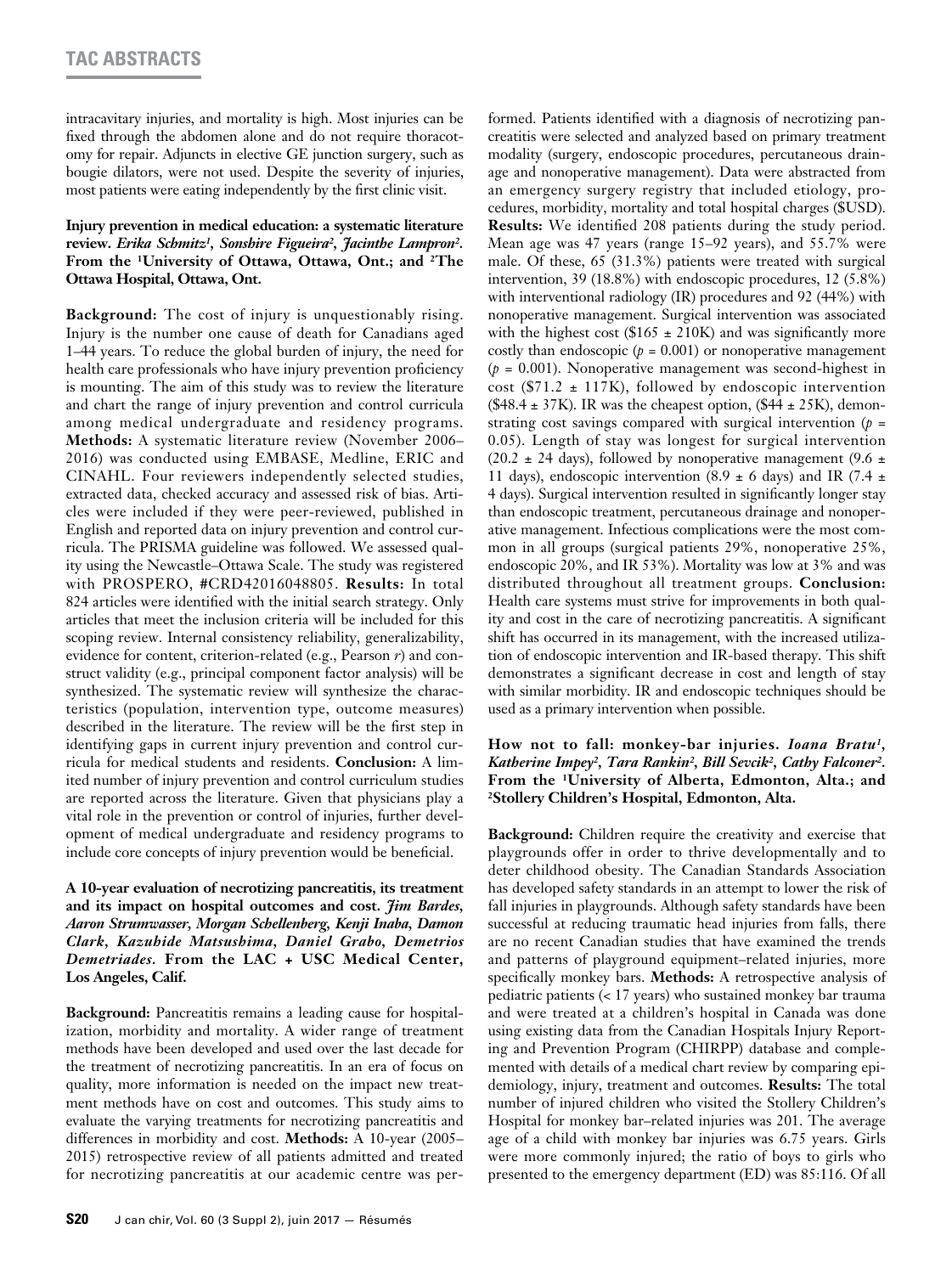intracavitary injuries, and mortality is high. Most injuries can be fixed through the abdomen alone and do not require thoracotomy for repair. Adjuncts in elective GE junction surgery, such as bougie dilators, were not used. Despite the severity of injuries, most patients were eating independently by the first clinic visit.

**Injury prevention in medical education: a systematic literature review.** ***Erika Schmitz[1], Sonshire Figueira[2], Jacinthe Lampron[2].*** **From the [1]University of Ottawa, Ottawa, Ont.; and [2]The Ottawa Hospital, Ottawa, Ont.**

**Background:** The cost of injury is unquestionably rising. Injury is the number one cause of death for Canadians aged 1–44 years. To reduce the global burden of injury, the need for health care professionals who have injury prevention proficiency is mounting. The aim of this study was to review the literature and chart the range of injury prevention and control curricula among medical undergraduate and residency programs. **Methods:** A systematic literature review (November 2006–2016) was conducted using EMBASE, Medline, ERIC and CINAHL. Four reviewers independently selected studies, extracted data, checked accuracy and assessed risk of bias. Articles were included if they were peer-reviewed, published in English and reported data on injury prevention and control curricula. The PRISMA guideline was followed. We assessed quality using the Newcastle–Ottawa Scale. The study was registered with PROSPERO, #CRD42016048805. **Results:** In total 824 articles were identified with the initial search strategy. Only articles that meet the inclusion criteria will be included for this scoping review. Internal consistency reliability, generalizability, evidence for content, criterion-related (e.g., Pearson *r*) and construct validity (e.g., principal component factor analysis) will be synthesized. The systematic review will synthesize the characteristics (population, intervention type, outcome measures) described in the literature. The review will be the first step in identifying gaps in current injury prevention and control curricula for medical students and residents. **Conclusion:** A limited number of injury prevention and control curriculum studies are reported across the literature. Given that physicians play a vital role in the prevention or control of injuries, further development of medical undergraduate and residency programs to include core concepts of injury prevention would be beneficial.

**A 10-year evaluation of necrotizing pancreatitis, its treatment and its impact on hospital outcomes and cost.** ***Jim Bardes, Aaron Strumwasser, Morgan Schellenberg, Kenji Inaba, Damon Clark, Kazuhide Matsushima, Daniel Grabo, Demetrios Demetriades.*** **From the LAC + USC Medical Center, Los Angeles, Calif.**

**Background:** Pancreatitis remains a leading cause for hospitalization, morbidity and mortality. A wider range of treatment methods have been developed and used over the last decade for the treatment of necrotizing pancreatitis. In an era of focus on quality, more information is needed on the impact new treatment methods have on cost and outcomes. This study aims to evaluate the varying treatments for necrotizing pancreatitis and differences in morbidity and cost. **Methods:** A 10-year (2005–2015) retrospective review of all patients admitted and treated for necrotizing pancreatitis at our academic centre was performed. Patients identified with a diagnosis of necrotizing pancreatitis were selected and analyzed based on primary treatment modality (surgery, endoscopic procedures, percutaneous drainage and nonoperative management). Data were abstracted from an emergency surgery registry that included etiology, procedures, morbidity, mortality and total hospital charges ($USD). **Results:** We identified 208 patients during the study period. Mean age was 47 years (range 15–92 years), and 55.7% were male. Of these, 65 (31.3%) patients were treated with surgical intervention, 39 (18.8%) with endoscopic procedures, 12 (5.8%) with interventional radiology (IR) procedures and 92 (44%) with nonoperative management. Surgical intervention was associated with the highest cost ($165 ± 210K) and was significantly more costly than endoscopic ($p = 0.001$) or nonoperative management ($p = 0.001$). Nonoperative management was second-highest in cost ($71.2 ± 117K), followed by endoscopic intervention ($48.4 ± 37K). IR was the cheapest option, ($44 ± 25K), demonstrating cost savings compared with surgical intervention ($p = 0.05$). Length of stay was longest for surgical intervention (20.2 ± 24 days), followed by nonoperative management (9.6 ± 11 days), endoscopic intervention (8.9 ± 6 days) and IR (7.4 ± 4 days). Surgical intervention resulted in significantly longer stay than endoscopic treatment, percutaneous drainage and nonoperative management. Infectious complications were the most common in all groups (surgical patients 29%, nonoperative 25%, endoscopic 20%, and IR 53%). Mortality was low at 3% and was distributed throughout all treatment groups. **Conclusion:** Health care systems must strive for improvements in both quality and cost in the care of necrotizing pancreatitis. A significant shift has occurred in its management, with the increased utilization of endoscopic intervention and IR-based therapy. This shift demonstrates a significant decrease in cost and length of stay with similar morbidity. IR and endoscopic techniques should be used as a primary intervention when possible.

**How not to fall: monkey-bar injuries.** ***Ioana Bratu[1], Katherine Impey[2], Tara Rankin[2], Bill Sevcik[2], Cathy Falconer[2].*** **From the [1]University of Alberta, Edmonton, Alta.; and [2]Stollery Children's Hospital, Edmonton, Alta.**

**Background:** Children require the creativity and exercise that playgrounds offer in order to thrive developmentally and to deter childhood obesity. The Canadian Standards Association has developed safety standards in an attempt to lower the risk of fall injuries in playgrounds. Although safety standards have been successful at reducing traumatic head injuries from falls, there are no recent Canadian studies that have examined the trends and patterns of playground equipment–related injuries, more specifically monkey bars. **Methods:** A retrospective analysis of pediatric patients (< 17 years) who sustained monkey bar trauma and were treated at a children's hospital in Canada was done using existing data from the Canadian Hospitals Injury Reporting and Prevention Program (CHIRPP) database and complemented with details of a medical chart review by comparing epidemiology, injury, treatment and outcomes. **Results:** The total number of injured children who visited the Stollery Children's Hospital for monkey bar–related injuries was 201. The average age of a child with monkey bar injuries was 6.75 years. Girls were more commonly injured; the ratio of boys to girls who presented to the emergency department (ED) was 85:116. Of all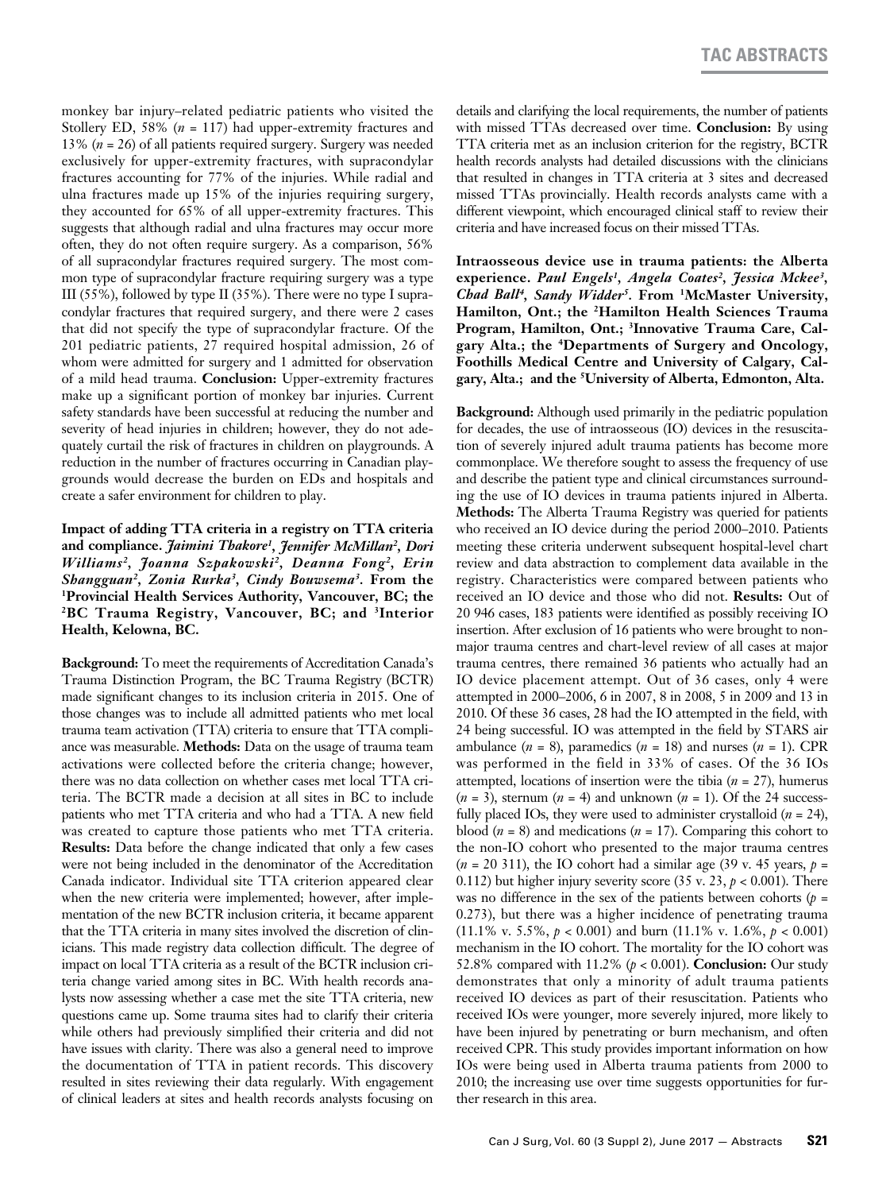monkey bar injury–related pediatric patients who visited the Stollery ED, 58% ($n$ = 117) had upper-extremity fractures and 13% ($n$ = 26) of all patients required surgery. Surgery was needed exclusively for upper-extremity fractures, with supracondylar fractures accounting for 77% of the injuries. While radial and ulna fractures made up 15% of the injuries requiring surgery, they accounted for 65% of all upper-extremity fractures. This suggests that although radial and ulna fractures may occur more often, they do not often require surgery. As a comparison, 56% of all supracondylar fractures required surgery. The most common type of supracondylar fracture requiring surgery was a type III (55%), followed by type II (35%). There were no type I supracondylar fractures that required surgery, and there were 2 cases that did not specify the type of supracondylar fracture. Of the 201 pediatric patients, 27 required hospital admission, 26 of whom were admitted for surgery and 1 admitted for observation of a mild head trauma. **Conclusion:** Upper-extremity fractures make up a significant portion of monkey bar injuries. Current safety standards have been successful at reducing the number and severity of head injuries in children; however, they do not adequately curtail the risk of fractures in children on playgrounds. A reduction in the number of fractures occurring in Canadian playgrounds would decrease the burden on EDs and hospitals and create a safer environment for children to play.

**Impact of adding TTA criteria in a registry on TTA criteria and compliance.** ***Jaimini Thakore[1], Jennifer McMillan[2], Dori Williams[2], Joanna Szpakowski[2], Deanna Fong[2], Erin Shangguan[2], Zonia Rurka[3], Cindy Bouwsema[3].*** **From the [1]Provincial Health Services Authority, Vancouver, BC; the [2]BC Trauma Registry, Vancouver, BC; and [3]Interior Health, Kelowna, BC.**

**Background:** To meet the requirements of Accreditation Canada's Trauma Distinction Program, the BC Trauma Registry (BCTR) made significant changes to its inclusion criteria in 2015. One of those changes was to include all admitted patients who met local trauma team activation (TTA) criteria to ensure that TTA compliance was measurable. **Methods:** Data on the usage of trauma team activations were collected before the criteria change; however, there was no data collection on whether cases met local TTA criteria. The BCTR made a decision at all sites in BC to include patients who met TTA criteria and who had a TTA. A new field was created to capture those patients who met TTA criteria. **Results:** Data before the change indicated that only a few cases were not being included in the denominator of the Accreditation Canada indicator. Individual site TTA criterion appeared clear when the new criteria were implemented; however, after implementation of the new BCTR inclusion criteria, it became apparent that the TTA criteria in many sites involved the discretion of clinicians. This made registry data collection difficult. The degree of impact on local TTA criteria as a result of the BCTR inclusion criteria change varied among sites in BC. With health records analysts now assessing whether a case met the site TTA criteria, new questions came up. Some trauma sites had to clarify their criteria while others had previously simplified their criteria and did not have issues with clarity. There was also a general need to improve the documentation of TTA in patient records. This discovery resulted in sites reviewing their data regularly. With engagement of clinical leaders at sites and health records analysts focusing on details and clarifying the local requirements, the number of patients with missed TTAs decreased over time. **Conclusion:** By using TTA criteria met as an inclusion criterion for the registry, BCTR health records analysts had detailed discussions with the clinicians that resulted in changes in TTA criteria at 3 sites and decreased missed TTAs provincially. Health records analysts came with a different viewpoint, which encouraged clinical staff to review their criteria and have increased focus on their missed TTAs.

**Intraosseous device use in trauma patients: the Alberta experience.** ***Paul Engels[1], Angela Coates[2], Jessica Mckee[3], Chad Ball[4], Sandy Widder[5].*** **From [1]McMaster University, Hamilton, Ont.; the [2]Hamilton Health Sciences Trauma Program, Hamilton, Ont.; [3]Innovative Trauma Care, Calgary Alta.; the [4]Departments of Surgery and Oncology, Foothills Medical Centre and University of Calgary, Calgary, Alta.; and the [5]University of Alberta, Edmonton, Alta.**

**Background:** Although used primarily in the pediatric population for decades, the use of intraosseous (IO) devices in the resuscitation of severely injured adult trauma patients has become more commonplace. We therefore sought to assess the frequency of use and describe the patient type and clinical circumstances surrounding the use of IO devices in trauma patients injured in Alberta. **Methods:** The Alberta Trauma Registry was queried for patients who received an IO device during the period 2000–2010. Patients meeting these criteria underwent subsequent hospital-level chart review and data abstraction to complement data available in the registry. Characteristics were compared between patients who received an IO device and those who did not. **Results:** Out of 20 946 cases, 183 patients were identified as possibly receiving IO insertion. After exclusion of 16 patients who were brought to non-major trauma centres and chart-level review of all cases at major trauma centres, there remained 36 patients who actually had an IO device placement attempt. Out of 36 cases, only 4 were attempted in 2000–2006, 6 in 2007, 8 in 2008, 5 in 2009 and 13 in 2010. Of these 36 cases, 28 had the IO attempted in the field, with 24 being successful. IO was attempted in the field by STARS air ambulance ($n$ = 8), paramedics ($n$ = 18) and nurses ($n$ = 1). CPR was performed in the field in 33% of cases. Of the 36 IOs attempted, locations of insertion were the tibia ($n$ = 27), humerus ($n$ = 3), sternum ($n$ = 4) and unknown ($n$ = 1). Of the 24 successfully placed IOs, they were used to administer crystalloid ($n$ = 24), blood ($n$ = 8) and medications ($n$ = 17). Comparing this cohort to the non-IO cohort who presented to the major trauma centres ($n$ = 20 311), the IO cohort had a similar age (39 v. 45 years, $p$ = 0.112) but higher injury severity score (35 v. 23, $p < 0.001$). There was no difference in the sex of the patients between cohorts ($p$ = 0.273), but there was a higher incidence of penetrating trauma (11.1% v. 5.5%, $p < 0.001$) and burn (11.1% v. 1.6%, $p < 0.001$) mechanism in the IO cohort. The mortality for the IO cohort was 52.8% compared with 11.2% ($p < 0.001$). **Conclusion:** Our study demonstrates that only a minority of adult trauma patients received IO devices as part of their resuscitation. Patients who received IOs were younger, more severely injured, more likely to have been injured by penetrating or burn mechanism, and often received CPR. This study provides important information on how IOs were being used in Alberta trauma patients from 2000 to 2010; the increasing use over time suggests opportunities for further research in this area.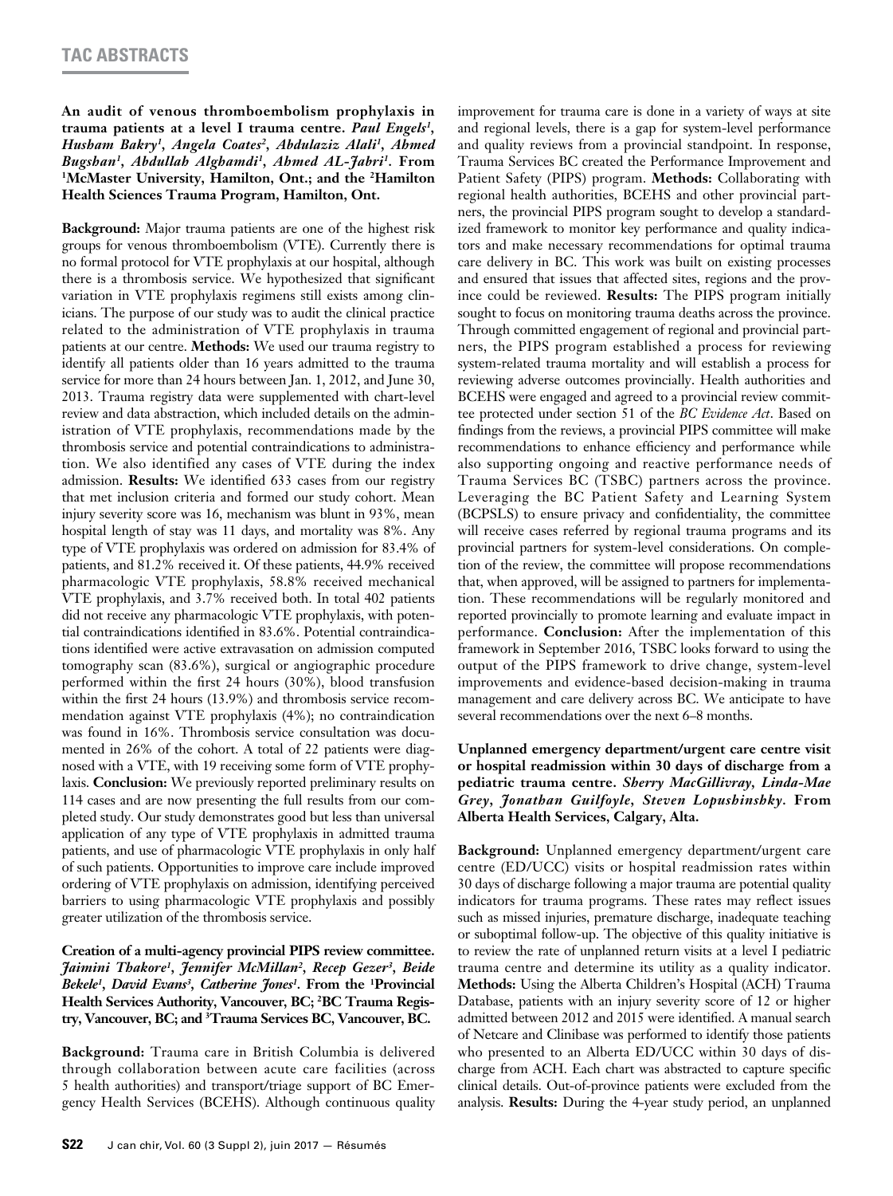**An audit of venous thromboembolism prophylaxis in trauma patients at a level I trauma centre.** ***Paul Engels[1], Husham Bakry[1], Angela Coates[2], Abdulaziz Alali[1], Ahmed Bugshan[1], Abdullah Alghamdi[1], Ahmed AL-Jabri[1].*** **From [1]McMaster University, Hamilton, Ont.; and the [2]Hamilton Health Sciences Trauma Program, Hamilton, Ont.**

**Background:** Major trauma patients are one of the highest risk groups for venous thromboembolism (VTE). Currently there is no formal protocol for VTE prophylaxis at our hospital, although there is a thrombosis service. We hypothesized that significant variation in VTE prophylaxis regimens still exists among clinicians. The purpose of our study was to audit the clinical practice related to the administration of VTE prophylaxis in trauma patients at our centre. **Methods:** We used our trauma registry to identify all patients older than 16 years admitted to the trauma service for more than 24 hours between Jan. 1, 2012, and June 30, 2013. Trauma registry data were supplemented with chart-level review and data abstraction, which included details on the administration of VTE prophylaxis, recommendations made by the thrombosis service and potential contraindications to administration. We also identified any cases of VTE during the index admission. **Results:** We identified 633 cases from our registry that met inclusion criteria and formed our study cohort. Mean injury severity score was 16, mechanism was blunt in 93%, mean hospital length of stay was 11 days, and mortality was 8%. Any type of VTE prophylaxis was ordered on admission for 83.4% of patients, and 81.2% received it. Of these patients, 44.9% received pharmacologic VTE prophylaxis, 58.8% received mechanical VTE prophylaxis, and 3.7% received both. In total 402 patients did not receive any pharmacologic VTE prophylaxis, with potential contraindications identified in 83.6%. Potential contraindications identified were active extravasation on admission computed tomography scan (83.6%), surgical or angiographic procedure performed within the first 24 hours (30%), blood transfusion within the first 24 hours (13.9%) and thrombosis service recommendation against VTE prophylaxis (4%); no contraindication was found in 16%. Thrombosis service consultation was documented in 26% of the cohort. A total of 22 patients were diagnosed with a VTE, with 19 receiving some form of VTE prophylaxis. **Conclusion:** We previously reported preliminary results on 114 cases and are now presenting the full results from our completed study. Our study demonstrates good but less than universal application of any type of VTE prophylaxis in admitted trauma patients, and use of pharmacologic VTE prophylaxis in only half of such patients. Opportunities to improve care include improved ordering of VTE prophylaxis on admission, identifying perceived barriers to using pharmacologic VTE prophylaxis and possibly greater utilization of the thrombosis service.

**Creation of a multi-agency provincial PIPS review committee.** ***Jaimini Thakore[1], Jennifer McMillan[2], Recep Gezer[3], Beide Bekele[1], David Evans[3], Catherine Jones[1].*** **From the [1]Provincial Health Services Authority, Vancouver, BC; [2]BC Trauma Registry, Vancouver, BC; and [3]Trauma Services BC, Vancouver, BC.**

**Background:** Trauma care in British Columbia is delivered through collaboration between acute care facilities (across 5 health authorities) and transport/triage support of BC Emergency Health Services (BCEHS). Although continuous quality improvement for trauma care is done in a variety of ways at site and regional levels, there is a gap for system-level performance and quality reviews from a provincial standpoint. In response, Trauma Services BC created the Performance Improvement and Patient Safety (PIPS) program. **Methods:** Collaborating with regional health authorities, BCEHS and other provincial partners, the provincial PIPS program sought to develop a standardized framework to monitor key performance and quality indicators and make necessary recommendations for optimal trauma care delivery in BC. This work was built on existing processes and ensured that issues that affected sites, regions and the province could be reviewed. **Results:** The PIPS program initially sought to focus on monitoring trauma deaths across the province. Through committed engagement of regional and provincial partners, the PIPS program established a process for reviewing system-related trauma mortality and will establish a process for reviewing adverse outcomes provincially. Health authorities and BCEHS were engaged and agreed to a provincial review committee protected under section 51 of the *BC Evidence Act*. Based on findings from the reviews, a provincial PIPS committee will make recommendations to enhance efficiency and performance while also supporting ongoing and reactive performance needs of Trauma Services BC (TSBC) partners across the province. Leveraging the BC Patient Safety and Learning System (BCPSLS) to ensure privacy and confidentiality, the committee will receive cases referred by regional trauma programs and its provincial partners for system-level considerations. On completion of the review, the committee will propose recommendations that, when approved, will be assigned to partners for implementation. These recommendations will be regularly monitored and reported provincially to promote learning and evaluate impact in performance. **Conclusion:** After the implementation of this framework in September 2016, TSBC looks forward to using the output of the PIPS framework to drive change, system-level improvements and evidence-based decision-making in trauma management and care delivery across BC. We anticipate to have several recommendations over the next 6–8 months.

**Unplanned emergency department/urgent care centre visit or hospital readmission within 30 days of discharge from a pediatric trauma centre.** ***Sherry MacGillivray, Linda-Mae Grey, Jonathan Guilfoyle, Steven Lopushinshky.*** **From Alberta Health Services, Calgary, Alta.**

**Background:** Unplanned emergency department/urgent care centre (ED/UCC) visits or hospital readmission rates within 30 days of discharge following a major trauma are potential quality indicators for trauma programs. These rates may reflect issues such as missed injuries, premature discharge, inadequate teaching or suboptimal follow-up. The objective of this quality initiative is to review the rate of unplanned return visits at a level I pediatric trauma centre and determine its utility as a quality indicator. **Methods:** Using the Alberta Children's Hospital (ACH) Trauma Database, patients with an injury severity score of 12 or higher admitted between 2012 and 2015 were identified. A manual search of Netcare and Clinibase was performed to identify those patients who presented to an Alberta ED/UCC within 30 days of discharge from ACH. Each chart was abstracted to capture specific clinical details. Out-of-province patients were excluded from the analysis. **Results:** During the 4-year study period, an unplanned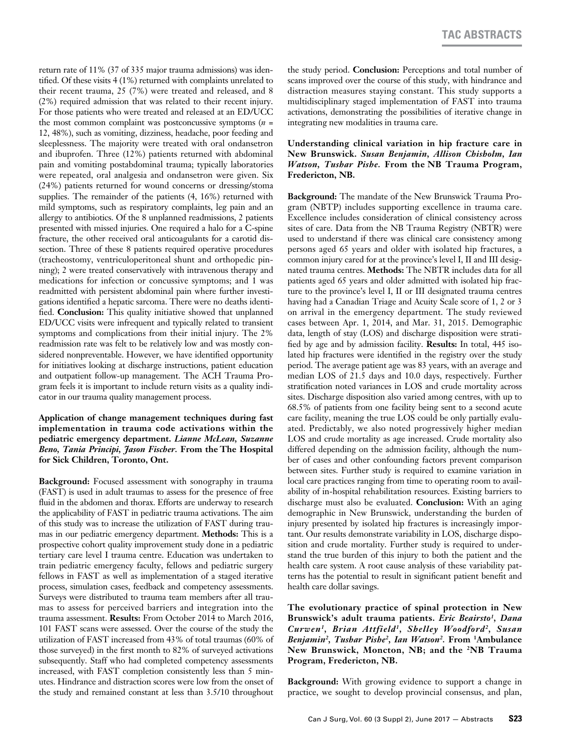return rate of 11% (37 of 335 major trauma admissions) was identified. Of these visits 4 (1%) returned with complaints unrelated to their recent trauma, 25 (7%) were treated and released, and 8 (2%) required admission that was related to their recent injury. For those patients who were treated and released at an ED/UCC the most common complaint was postconcussive symptoms (*n* = 12, 48%), such as vomiting, dizziness, headache, poor feeding and sleeplessness. The majority were treated with oral ondansetron and ibuprofen. Three (12%) patients returned with abdominal pain and vomiting postabdominal trauma; typically laboratories were repeated, oral analgesia and ondansetron were given. Six (24%) patients returned for wound concerns or dressing/stoma supplies. The remainder of the patients (4, 16%) returned with mild symptoms, such as respiratory complaints, leg pain and an allergy to antibiotics. Of the 8 unplanned readmissions, 2 patients presented with missed injuries. One required a halo for a C-spine fracture, the other received oral anticoagulants for a carotid dissection. Three of these 8 patients required operative procedures (tracheostomy, ventriculoperitoneal shunt and orthopedic pinning); 2 were treated conservatively with intravenous therapy and medications for infection or concussive symptoms; and 1 was readmitted with persistent abdominal pain where further investigations identified a hepatic sarcoma. There were no deaths identified. **Conclusion:** This quality initiative showed that unplanned ED/UCC visits were infrequent and typically related to transient symptoms and complications from their initial injury. The 2% readmission rate was felt to be relatively low and was mostly considered nonpreventable. However, we have identified opportunity for initiatives looking at discharge instructions, patient education and outpatient follow-up management. The ACH Trauma Program feels it is important to include return visits as a quality indicator in our trauma quality management process.

**Application of change management techniques during fast implementation in trauma code activations within the pediatric emergency department.** ***Lianne McLean, Suzanne Beno, Tania Principi, Jason Fischer.*** **From the The Hospital for Sick Children, Toronto, Ont.**

**Background:** Focused assessment with sonography in trauma (FAST) is used in adult traumas to assess for the presence of free fluid in the abdomen and thorax. Efforts are underway to research the applicability of FAST in pediatric trauma activations. The aim of this study was to increase the utilization of FAST during traumas in our pediatric emergency department. **Methods:** This is a prospective cohort quality improvement study done in a pediatric tertiary care level I trauma centre. Education was undertaken to train pediatric emergency faculty, fellows and pediatric surgery fellows in FAST as well as implementation of a staged iterative process, simulation cases, feedback and competency assessments. Surveys were distributed to trauma team members after all traumas to assess for perceived barriers and integration into the trauma assessment. **Results:** From October 2014 to March 2016, 101 FAST scans were assessed. Over the course of the study the utilization of FAST increased from 43% of total traumas (60% of those surveyed) in the first month to 82% of surveyed activations subsequently. Staff who had completed competency assessments increased, with FAST completion consistently less than 5 minutes. Hindrance and distraction scores were low from the onset of the study and remained constant at less than 3.5/10 throughout the study period. **Conclusion:** Perceptions and total number of scans improved over the course of this study, with hindrance and distraction measures staying constant. This study supports a multidisciplinary staged implementation of FAST into trauma activations, demonstrating the possibilities of iterative change in integrating new modalities in trauma care.

**Understanding clinical variation in hip fracture care in New Brunswick.** ***Susan Benjamin, Allison Chisholm, Ian Watson, Tushar Pishe.*** **From the NB Trauma Program, Fredericton, NB.**

**Background:** The mandate of the New Brunswick Trauma Program (NBTP) includes supporting excellence in trauma care. Excellence includes consideration of clinical consistency across sites of care. Data from the NB Trauma Registry (NBTR) were used to understand if there was clinical care consistency among persons aged 65 years and older with isolated hip fractures, a common injury cared for at the province's level I, II and III designated trauma centres. **Methods:** The NBTR includes data for all patients aged 65 years and older admitted with isolated hip fracture to the province's level I, II or III designated trauma centres having had a Canadian Triage and Acuity Scale score of 1, 2 or 3 on arrival in the emergency department. The study reviewed cases between Apr. 1, 2014, and Mar. 31, 2015. Demographic data, length of stay (LOS) and discharge disposition were stratified by age and by admission facility. **Results:** In total, 445 isolated hip fractures were identified in the registry over the study period. The average patient age was 83 years, with an average and median LOS of 21.5 days and 10.0 days, respectively. Further stratification noted variances in LOS and crude mortality across sites. Discharge disposition also varied among centres, with up to 68.5% of patients from one facility being sent to a second acute care facility, meaning the true LOS could be only partially evaluated. Predictably, we also noted progressively higher median LOS and crude mortality as age increased. Crude mortality also differed depending on the admission facility, although the number of cases and other confounding factors prevent comparison between sites. Further study is required to examine variation in local care practices ranging from time to operating room to availability of in-hospital rehabilitation resources. Existing barriers to discharge must also be evaluated. **Conclusion:** With an aging demographic in New Brunswick, understanding the burden of injury presented by isolated hip fractures is increasingly important. Our results demonstrate variability in LOS, discharge disposition and crude mortality. Further study is required to understand the true burden of this injury to both the patient and the health care system. A root cause analysis of these variability patterns has the potential to result in significant patient benefit and health care dollar savings.

**The evolutionary practice of spinal protection in New Brunswick's adult trauma patients.** ***Eric Beairsto[1], Dana Curwen[1], Brian Attfield[1], Shelley Woodford[2], Susan Benjamin[2], Tushar Pishe[2], Ian Watson[2].*** **From [1]Ambulance New Brunswick, Moncton, NB; and the [2]NB Trauma Program, Fredericton, NB.**

**Background:** With growing evidence to support a change in practice, we sought to develop provincial consensus, and plan,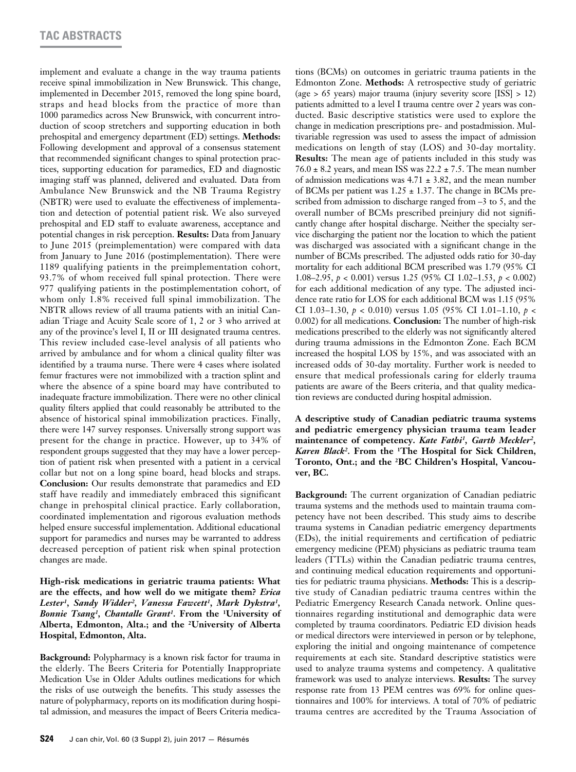implement and evaluate a change in the way trauma patients receive spinal immobilization in New Brunswick. This change, implemented in December 2015, removed the long spine board, straps and head blocks from the practice of more than 1000 paramedics across New Brunswick, with concurrent introduction of scoop stretchers and supporting education in both prehospital and emergency department (ED) settings. **Methods:** Following development and approval of a consensus statement that recommended significant changes to spinal protection practices, supporting education for paramedics, ED and diagnostic imaging staff was planned, delivered and evaluated. Data from Ambulance New Brunswick and the NB Trauma Registry (NBTR) were used to evaluate the effectiveness of implementation and detection of potential patient risk. We also surveyed prehospital and ED staff to evaluate awareness, acceptance and potential changes in risk perception. **Results:** Data from January to June 2015 (preimplementation) were compared with data from January to June 2016 (postimplementation). There were 1189 qualifying patients in the preimplementation cohort, 93.7% of whom received full spinal protection. There were 977 qualifying patients in the postimplementation cohort, of whom only 1.8% received full spinal immobilization. The NBTR allows review of all trauma patients with an initial Canadian Triage and Acuity Scale score of 1, 2 or 3 who arrived at any of the province's level I, II or III designated trauma centres. This review included case-level analysis of all patients who arrived by ambulance and for whom a clinical quality filter was identified by a trauma nurse. There were 4 cases where isolated femur fractures were not immobilized with a traction splint and where the absence of a spine board may have contributed to inadequate fracture immobilization. There were no other clinical quality filters applied that could reasonably be attributed to the absence of historical spinal immobilization practices. Finally, there were 147 survey responses. Universally strong support was present for the change in practice. However, up to 34% of respondent groups suggested that they may have a lower perception of patient risk when presented with a patient in a cervical collar but not on a long spine board, head blocks and straps. **Conclusion:** Our results demonstrate that paramedics and ED staff have readily and immediately embraced this significant change in prehospital clinical practice. Early collaboration, coordinated implementation and rigorous evaluation methods helped ensure successful implementation. Additional educational support for paramedics and nurses may be warranted to address decreased perception of patient risk when spinal protection changes are made.

**High-risk medications in geriatric trauma patients: What are the effects, and how well do we mitigate them?** ***Erica Lester[1], Sandy Widder[2], Vanessa Fawcett[1], Mark Dykstra[1], Bonnie Tsang[1], Chantalle Grant[1].*** **From the [1]University of Alberta, Edmonton, Alta.; and the [2]University of Alberta Hospital, Edmonton, Alta.**

**Background:** Polypharmacy is a known risk factor for trauma in the elderly. The Beers Criteria for Potentially Inappropriate Medication Use in Older Adults outlines medications for which the risks of use outweigh the benefits. This study assesses the nature of polypharmacy, reports on its modification during hospital admission, and measures the impact of Beers Criteria medications (BCMs) on outcomes in geriatric trauma patients in the Edmonton Zone. **Methods:** A retrospective study of geriatric (age > 65 years) major trauma (injury severity score [ISS] > 12) patients admitted to a level I trauma centre over 2 years was conducted. Basic descriptive statistics were used to explore the change in medication prescriptions pre- and postadmission. Multivariable regression was used to assess the impact of admission medications on length of stay (LOS) and 30-day mortality. **Results:** The mean age of patients included in this study was $76.0 \pm 8.2$ years, and mean ISS was $22.2 \pm 7.5$. The mean number of admission medications was $4.71 \pm 3.82$, and the mean number of BCMs per patient was $1.25 \pm 1.37$. The change in BCMs prescribed from admission to discharge ranged from –3 to 5, and the overall number of BCMs prescribed preinjury did not significantly change after hospital discharge. Neither the specialty service discharging the patient nor the location to which the patient was discharged was associated with a significant change in the number of BCMs prescribed. The adjusted odds ratio for 30-day mortality for each additional BCM prescribed was 1.79 (95% CI 1.08–2.95, $p < 0.001$) versus 1.25 (95% CI 1.02–1.53, $p < 0.002$) for each additional medication of any type. The adjusted incidence rate ratio for LOS for each additional BCM was 1.15 (95% CI 1.03–1.30, $p < 0.010$) versus 1.05 (95% CI 1.01–1.10, $p < 0.002$) for all medications. **Conclusion:** The number of high-risk medications prescribed to the elderly was not significantly altered during trauma admissions in the Edmonton Zone. Each BCM increased the hospital LOS by 15%, and was associated with an increased odds of 30-day mortality. Further work is needed to ensure that medical professionals caring for elderly trauma patients are aware of the Beers criteria, and that quality medication reviews are conducted during hospital admission.

**A descriptive study of Canadian pediatric trauma systems and pediatric emergency physician trauma team leader maintenance of competency.** ***Kate Fathi[1], Garth Meckler[2], Karen Black[2].*** **From the [1]The Hospital for Sick Children, Toronto, Ont.; and the [2]BC Children's Hospital, Vancouver, BC.**

**Background:** The current organization of Canadian pediatric trauma systems and the methods used to maintain trauma competency have not been described. This study aims to describe trauma systems in Canadian pediatric emergency departments (EDs), the initial requirements and certification of pediatric emergency medicine (PEM) physicians as pediatric trauma team leaders (TTLs) within the Canadian pediatric trauma centres, and continuing medical education requirements and opportunities for pediatric trauma physicians. **Methods:** This is a descriptive study of Canadian pediatric trauma centres within the Pediatric Emergency Research Canada network. Online questionnaires regarding institutional and demographic data were completed by trauma coordinators. Pediatric ED division heads or medical directors were interviewed in person or by telephone, exploring the initial and ongoing maintenance of competence requirements at each site. Standard descriptive statistics were used to analyze trauma systems and competency. A qualitative framework was used to analyze interviews. **Results:** The survey response rate from 13 PEM centres was 69% for online questionnaires and 100% for interviews. A total of 70% of pediatric trauma centres are accredited by the Trauma Association of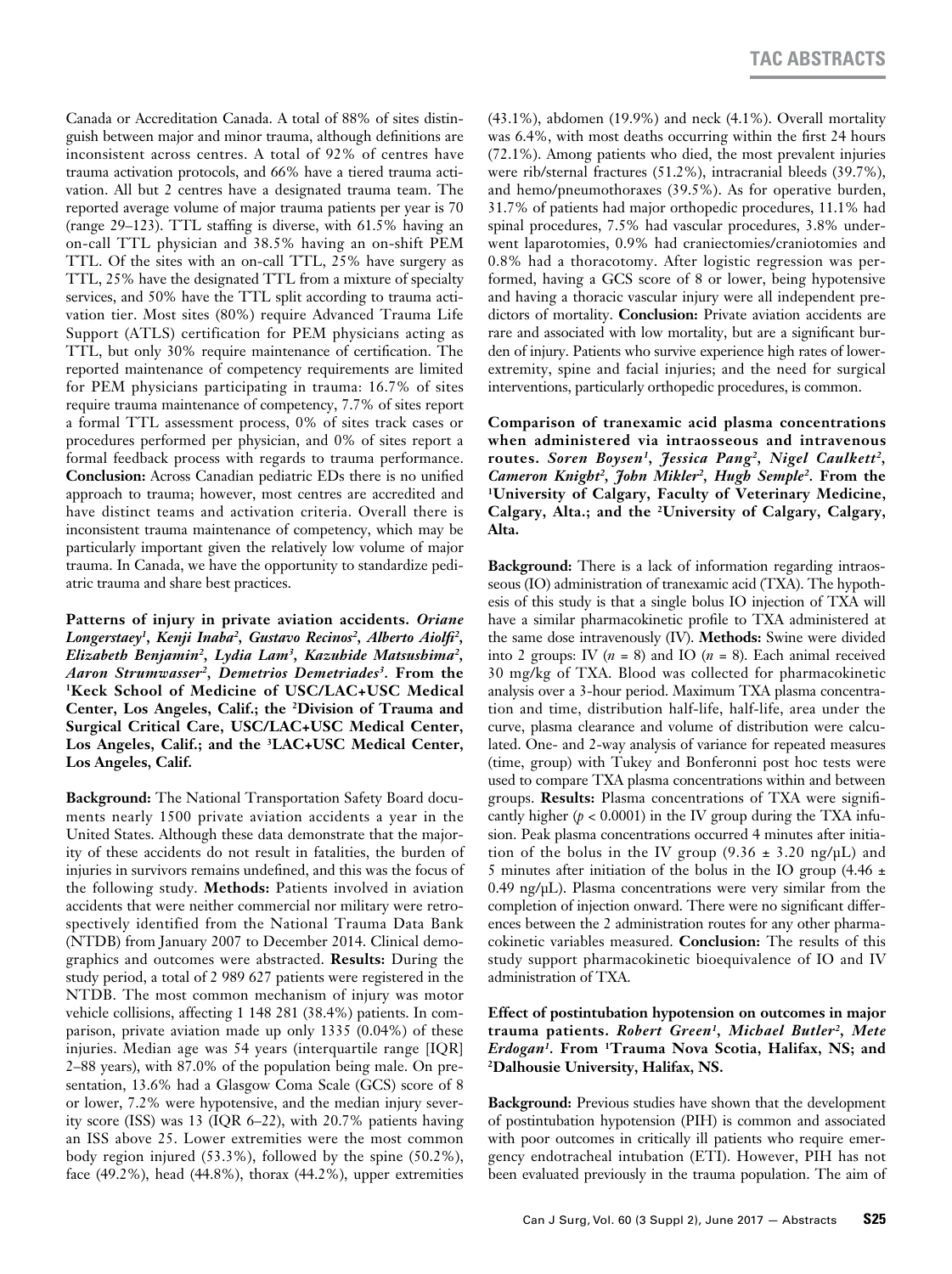Canada or Accreditation Canada. A total of 88% of sites distinguish between major and minor trauma, although definitions are inconsistent across centres. A total of 92% of centres have trauma activation protocols, and 66% have a tiered trauma activation. All but 2 centres have a designated trauma team. The reported average volume of major trauma patients per year is 70 (range 29–123). TTL staffing is diverse, with 61.5% having an on-call TTL physician and 38.5% having an on-shift PEM TTL. Of the sites with an on-call TTL, 25% have surgery as TTL, 25% have the designated TTL from a mixture of specialty services, and 50% have the TTL split according to trauma activation tier. Most sites (80%) require Advanced Trauma Life Support (ATLS) certification for PEM physicians acting as TTL, but only 30% require maintenance of certification. The reported maintenance of competency requirements are limited for PEM physicians participating in trauma: 16.7% of sites require trauma maintenance of competency, 7.7% of sites report a formal TTL assessment process, 0% of sites track cases or procedures performed per physician, and 0% of sites report a formal feedback process with regards to trauma performance. **Conclusion:** Across Canadian pediatric EDs there is no unified approach to trauma; however, most centres are accredited and have distinct teams and activation criteria. Overall there is inconsistent trauma maintenance of competency, which may be particularly important given the relatively low volume of major trauma. In Canada, we have the opportunity to standardize pediatric trauma and share best practices.

**Patterns of injury in private aviation accidents.** ***Oriane Longerstaey[1], Kenji Inaba[2], Gustavo Recinos[2], Alberto Aiolfi[2], Elizabeth Benjamin[2], Lydia Lam[3], Kazuhide Matsushima[2], Aaron Strumwasser[2], Demetrios Demetriades[3].*** **From the [1]Keck School of Medicine of USC/LAC+USC Medical Center, Los Angeles, Calif.; the [2]Division of Trauma and Surgical Critical Care, USC/LAC+USC Medical Center, Los Angeles, Calif.; and the [3]LAC+USC Medical Center, Los Angeles, Calif.**

**Background:** The National Transportation Safety Board documents nearly 1500 private aviation accidents a year in the United States. Although these data demonstrate that the majority of these accidents do not result in fatalities, the burden of injuries in survivors remains undefined, and this was the focus of the following study. **Methods:** Patients involved in aviation accidents that were neither commercial nor military were retrospectively identified from the National Trauma Data Bank (NTDB) from January 2007 to December 2014. Clinical demographics and outcomes were abstracted. **Results:** During the study period, a total of 2 989 627 patients were registered in the NTDB. The most common mechanism of injury was motor vehicle collisions, affecting 1 148 281 (38.4%) patients. In comparison, private aviation made up only 1335 (0.04%) of these injuries. Median age was 54 years (interquartile range [IQR] 2–88 years), with 87.0% of the population being male. On presentation, 13.6% had a Glasgow Coma Scale (GCS) score of 8 or lower, 7.2% were hypotensive, and the median injury severity score (ISS) was 13 (IQR 6–22), with 20.7% patients having an ISS above 25. Lower extremities were the most common body region injured (53.3%), followed by the spine (50.2%), face (49.2%), head (44.8%), thorax (44.2%), upper extremities (43.1%), abdomen (19.9%) and neck (4.1%). Overall mortality was 6.4%, with most deaths occurring within the first 24 hours (72.1%). Among patients who died, the most prevalent injuries were rib/sternal fractures (51.2%), intracranial bleeds (39.7%), and hemo/pneumothoraxes (39.5%). As for operative burden, 31.7% of patients had major orthopedic procedures, 11.1% had spinal procedures, 7.5% had vascular procedures, 3.8% underwent laparotomies, 0.9% had craniectomies/craniotomies and 0.8% had a thoracotomy. After logistic regression was performed, having a GCS score of 8 or lower, being hypotensive and having a thoracic vascular injury were all independent predictors of mortality. **Conclusion:** Private aviation accidents are rare and associated with low mortality, but are a significant burden of injury. Patients who survive experience high rates of lower-extremity, spine and facial injuries; and the need for surgical interventions, particularly orthopedic procedures, is common.

**Comparison of tranexamic acid plasma concentrations when administered via intraosseous and intravenous routes.** ***Soren Boysen[1], Jessica Pang[2], Nigel Caulkett[2], Cameron Knight[2], John Mikler[2], Hugh Semple[2].*** **From the [1]University of Calgary, Faculty of Veterinary Medicine, Calgary, Alta.; and the [2]University of Calgary, Calgary, Alta.**

**Background:** There is a lack of information regarding intraosseous (IO) administration of tranexamic acid (TXA). The hypothesis of this study is that a single bolus IO injection of TXA will have a similar pharmacokinetic profile to TXA administered at the same dose intravenously (IV). **Methods:** Swine were divided into 2 groups: IV ($n = 8$) and IO ($n = 8$). Each animal received 30 mg/kg of TXA. Blood was collected for pharmacokinetic analysis over a 3-hour period. Maximum TXA plasma concentration and time, distribution half-life, half-life, area under the curve, plasma clearance and volume of distribution were calculated. One- and 2-way analysis of variance for repeated measures (time, group) with Tukey and Bonferonni post hoc tests were used to compare TXA plasma concentrations within and between groups. **Results:** Plasma concentrations of TXA were significantly higher ($p < 0.0001$) in the IV group during the TXA infusion. Peak plasma concentrations occurred 4 minutes after initiation of the bolus in the IV group (9.36 ± 3.20 ng/µL) and 5 minutes after initiation of the bolus in the IO group (4.46 ± 0.49 ng/µL). Plasma concentrations were very similar from the completion of injection onward. There were no significant differences between the 2 administration routes for any other pharmacokinetic variables measured. **Conclusion:** The results of this study support pharmacokinetic bioequivalence of IO and IV administration of TXA.

**Effect of postintubation hypotension on outcomes in major trauma patients.** ***Robert Green[1], Michael Butler[2], Mete Erdogan[1].*** **From [1]Trauma Nova Scotia, Halifax, NS; and [2]Dalhousie University, Halifax, NS.**

**Background:** Previous studies have shown that the development of postintubation hypotension (PIH) is common and associated with poor outcomes in critically ill patients who require emergency endotracheal intubation (ETI). However, PIH has not been evaluated previously in the trauma population. The aim of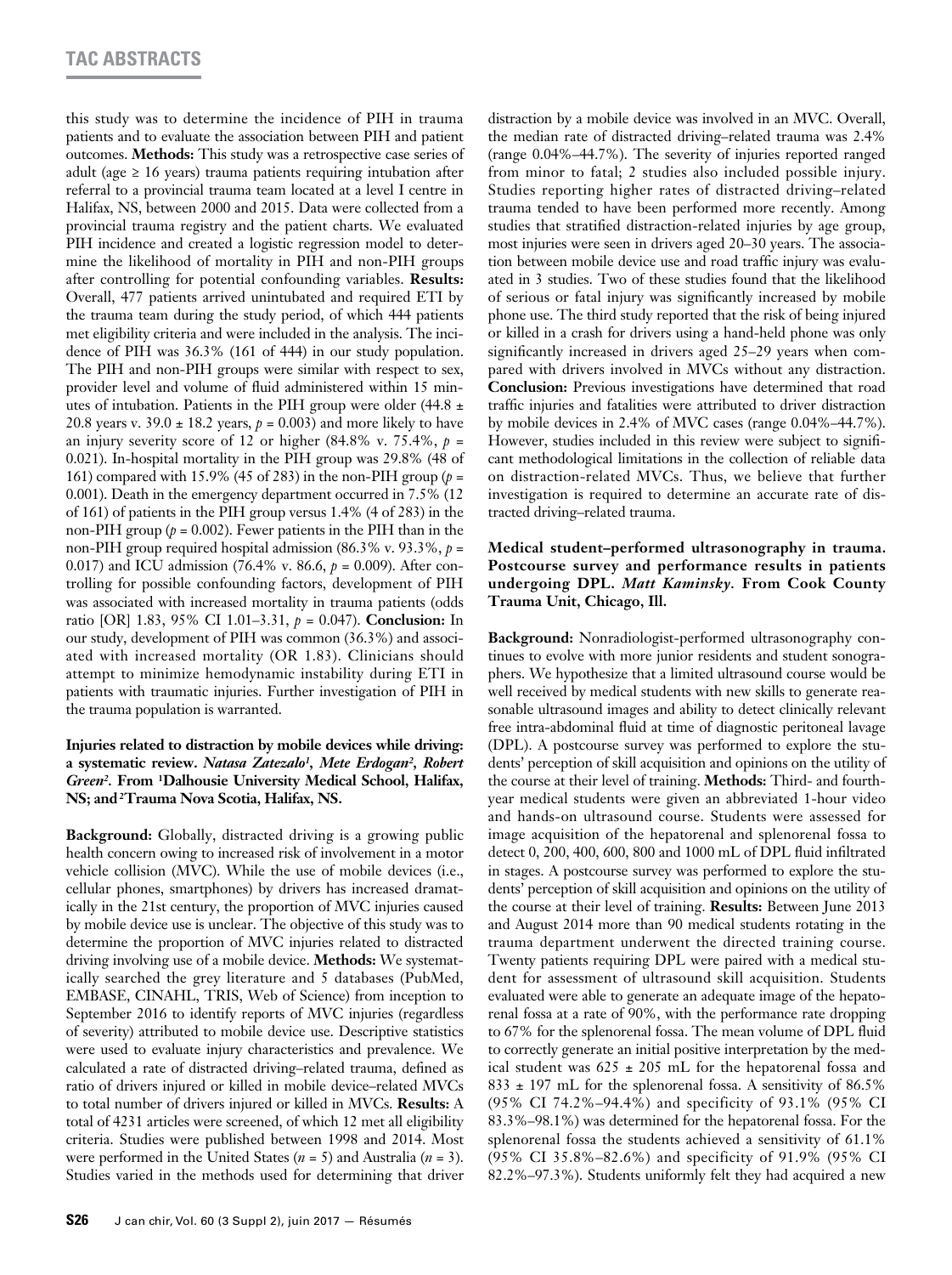this study was to determine the incidence of PIH in trauma patients and to evaluate the association between PIH and patient outcomes. **Methods:** This study was a retrospective case series of adult (age ≥ 16 years) trauma patients requiring intubation after referral to a provincial trauma team located at a level I centre in Halifax, NS, between 2000 and 2015. Data were collected from a provincial trauma registry and the patient charts. We evaluated PIH incidence and created a logistic regression model to determine the likelihood of mortality in PIH and non-PIH groups after controlling for potential confounding variables. **Results:** Overall, 477 patients arrived unintubated and required ETI by the trauma team during the study period, of which 444 patients met eligibility criteria and were included in the analysis. The incidence of PIH was 36.3% (161 of 444) in our study population. The PIH and non-PIH groups were similar with respect to sex, provider level and volume of fluid administered within 15 minutes of intubation. Patients in the PIH group were older (44.8 ± 20.8 years v. 39.0 ± 18.2 years, $p = 0.003$) and more likely to have an injury severity score of 12 or higher (84.8% v. 75.4%, $p = 0.021$). In-hospital mortality in the PIH group was 29.8% (48 of 161) compared with 15.9% (45 of 283) in the non-PIH group ($p = 0.001$). Death in the emergency department occurred in 7.5% (12 of 161) of patients in the PIH group versus 1.4% (4 of 283) in the non-PIH group ($p = 0.002$). Fewer patients in the PIH than in the non-PIH group required hospital admission (86.3% v. 93.3%, $p = 0.017$) and ICU admission (76.4% v. 86.6, $p = 0.009$). After controlling for possible confounding factors, development of PIH was associated with increased mortality in trauma patients (odds ratio [OR] 1.83, 95% CI 1.01–3.31, $p = 0.047$). **Conclusion:** In our study, development of PIH was common (36.3%) and associated with increased mortality (OR 1.83). Clinicians should attempt to minimize hemodynamic instability during ETI in patients with traumatic injuries. Further investigation of PIH in the trauma population is warranted.

**Injuries related to distraction by mobile devices while driving: a systematic review.** ***Natasa Zatezalo[1], Mete Erdogan[2], Robert Green[2].*** **From [1]Dalhousie University Medical School, Halifax, NS; and [2]Trauma Nova Scotia, Halifax, NS.**

**Background:** Globally, distracted driving is a growing public health concern owing to increased risk of involvement in a motor vehicle collision (MVC). While the use of mobile devices (i.e., cellular phones, smartphones) by drivers has increased dramatically in the 21st century, the proportion of MVC injuries caused by mobile device use is unclear. The objective of this study was to determine the proportion of MVC injuries related to distracted driving involving use of a mobile device. **Methods:** We systematically searched the grey literature and 5 databases (PubMed, EMBASE, CINAHL, TRIS, Web of Science) from inception to September 2016 to identify reports of MVC injuries (regardless of severity) attributed to mobile device use. Descriptive statistics were used to evaluate injury characteristics and prevalence. We calculated a rate of distracted driving–related trauma, defined as ratio of drivers injured or killed in mobile device–related MVCs to total number of drivers injured or killed in MVCs. **Results:** A total of 4231 articles were screened, of which 12 met all eligibility criteria. Studies were published between 1998 and 2014. Most were performed in the United States ($n = 5$) and Australia ($n = 3$). Studies varied in the methods used for determining that driver distraction by a mobile device was involved in an MVC. Overall, the median rate of distracted driving–related trauma was 2.4% (range 0.04%–44.7%). The severity of injuries reported ranged from minor to fatal; 2 studies also included possible injury. Studies reporting higher rates of distracted driving–related trauma tended to have been performed more recently. Among studies that stratified distraction-related injuries by age group, most injuries were seen in drivers aged 20–30 years. The association between mobile device use and road traffic injury was evaluated in 3 studies. Two of these studies found that the likelihood of serious or fatal injury was significantly increased by mobile phone use. The third study reported that the risk of being injured or killed in a crash for drivers using a hand-held phone was only significantly increased in drivers aged 25–29 years when compared with drivers involved in MVCs without any distraction. **Conclusion:** Previous investigations have determined that road traffic injuries and fatalities were attributed to driver distraction by mobile devices in 2.4% of MVC cases (range 0.04%–44.7%). However, studies included in this review were subject to significant methodological limitations in the collection of reliable data on distraction-related MVCs. Thus, we believe that further investigation is required to determine an accurate rate of distracted driving–related trauma.

**Medical student–performed ultrasonography in trauma. Postcourse survey and performance results in patients undergoing DPL.** ***Matt Kaminsky.*** **From Cook County Trauma Unit, Chicago, Ill.**

**Background:** Nonradiologist-performed ultrasonography continues to evolve with more junior residents and student sonographers. We hypothesize that a limited ultrasound course would be well received by medical students with new skills to generate reasonable ultrasound images and ability to detect clinically relevant free intra-abdominal fluid at time of diagnostic peritoneal lavage (DPL). A postcourse survey was performed to explore the students' perception of skill acquisition and opinions on the utility of the course at their level of training. **Methods:** Third- and fourth-year medical students were given an abbreviated 1-hour video and hands-on ultrasound course. Students were assessed for image acquisition of the hepatorenal and splenorenal fossa to detect 0, 200, 400, 600, 800 and 1000 mL of DPL fluid infiltrated in stages. A postcourse survey was performed to explore the students' perception of skill acquisition and opinions on the utility of the course at their level of training. **Results:** Between June 2013 and August 2014 more than 90 medical students rotating in the trauma department underwent the directed training course. Twenty patients requiring DPL were paired with a medical student for assessment of ultrasound skill acquisition. Students evaluated were able to generate an adequate image of the hepatorenal fossa at a rate of 90%, with the performance rate dropping to 67% for the splenorenal fossa. The mean volume of DPL fluid to correctly generate an initial positive interpretation by the medical student was 625 ± 205 mL for the hepatorenal fossa and 833 ± 197 mL for the splenorenal fossa. A sensitivity of 86.5% (95% CI 74.2%–94.4%) and specificity of 93.1% (95% CI 83.3%–98.1%) was determined for the hepatorenal fossa. For the splenorenal fossa the students achieved a sensitivity of 61.1% (95% CI 35.8%–82.6%) and specificity of 91.9% (95% CI 82.2%–97.3%). Students uniformly felt they had acquired a new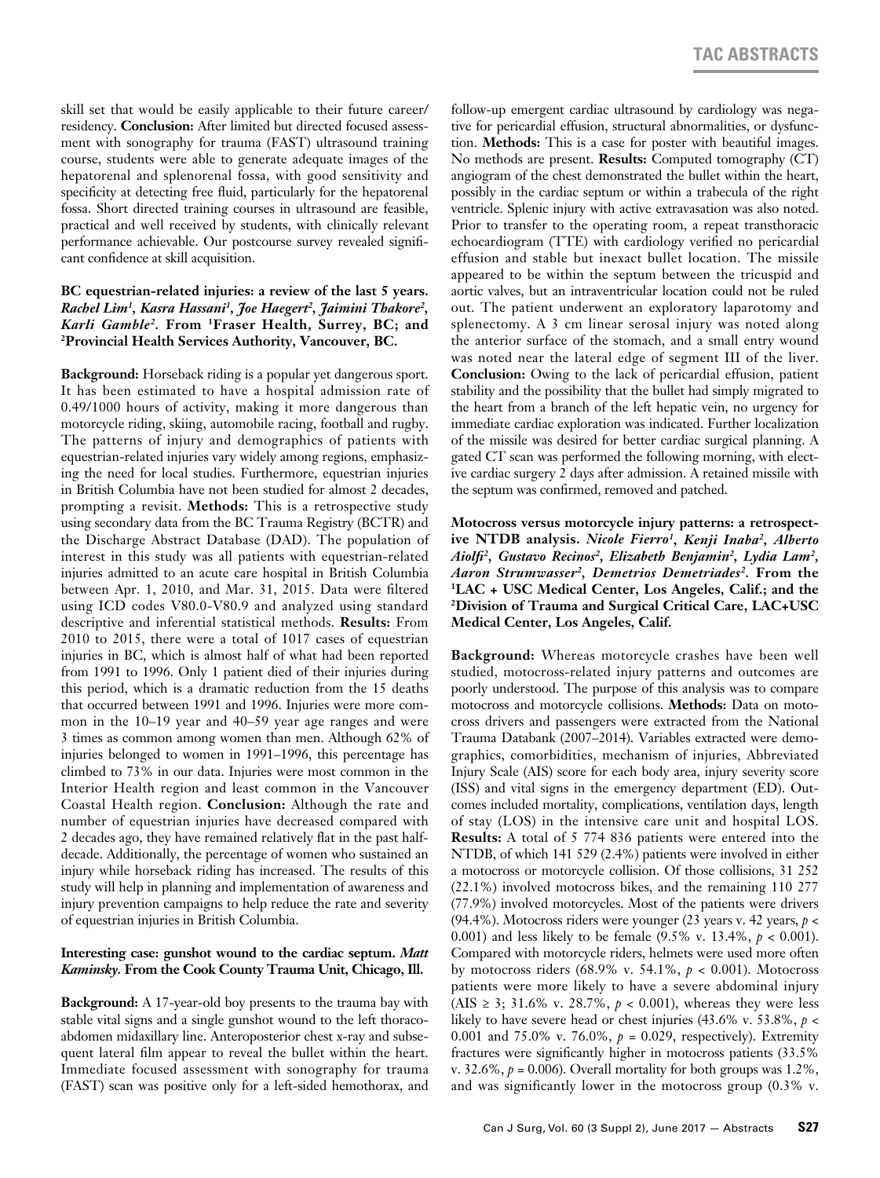skill set that would be easily applicable to their future career/residency. **Conclusion:** After limited but directed focused assessment with sonography for trauma (FAST) ultrasound training course, students were able to generate adequate images of the hepatorenal and splenorenal fossa, with good sensitivity and specificity at detecting free fluid, particularly for the hepatorenal fossa. Short directed training courses in ultrasound are feasible, practical and well received by students, with clinically relevant performance achievable. Our postcourse survey revealed significant confidence at skill acquisition.

**BC equestrian-related injuries: a review of the last 5 years.** ***Rachel Lim[1], Kasra Hassani[1], Joe Haegert[2], Jaimini Thakore[2], Karli Gamble[2].*** **From [1]Fraser Health, Surrey, BC; and [2]Provincial Health Services Authority, Vancouver, BC.**

**Background:** Horseback riding is a popular yet dangerous sport. It has been estimated to have a hospital admission rate of 0.49/1000 hours of activity, making it more dangerous than motorcycle riding, skiing, automobile racing, football and rugby. The patterns of injury and demographics of patients with equestrian-related injuries vary widely among regions, emphasizing the need for local studies. Furthermore, equestrian injuries in British Columbia have not been studied for almost 2 decades, prompting a revisit. **Methods:** This is a retrospective study using secondary data from the BC Trauma Registry (BCTR) and the Discharge Abstract Database (DAD). The population of interest in this study was all patients with equestrian-related injuries admitted to an acute care hospital in British Columbia between Apr. 1, 2010, and Mar. 31, 2015. Data were filtered using ICD codes V80.0-V80.9 and analyzed using standard descriptive and inferential statistical methods. **Results:** From 2010 to 2015, there were a total of 1017 cases of equestrian injuries in BC, which is almost half of what had been reported from 1991 to 1996. Only 1 patient died of their injuries during this period, which is a dramatic reduction from the 15 deaths that occurred between 1991 and 1996. Injuries were more common in the 10–19 year and 40–59 year age ranges and were 3 times as common among women than men. Although 62% of injuries belonged to women in 1991–1996, this percentage has climbed to 73% in our data. Injuries were most common in the Interior Health region and least common in the Vancouver Coastal Health region. **Conclusion:** Although the rate and number of equestrian injuries have decreased compared with 2 decades ago, they have remained relatively flat in the past half-decade. Additionally, the percentage of women who sustained an injury while horseback riding has increased. The results of this study will help in planning and implementation of awareness and injury prevention campaigns to help reduce the rate and severity of equestrian injuries in British Columbia.

**Interesting case: gunshot wound to the cardiac septum.** ***Matt Kaminsky.*** **From the Cook County Trauma Unit, Chicago, Ill.**

**Background:** A 17-year-old boy presents to the trauma bay with stable vital signs and a single gunshot wound to the left thoracoabdomen midaxillary line. Anteroposterior chest x-ray and subsequent lateral film appear to reveal the bullet within the heart. Immediate focused assessment with sonography for trauma (FAST) scan was positive only for a left-sided hemothorax, and follow-up emergent cardiac ultrasound by cardiology was negative for pericardial effusion, structural abnormalities, or dysfunction. **Methods:** This is a case for poster with beautiful images. No methods are present. **Results:** Computed tomography (CT) angiogram of the chest demonstrated the bullet within the heart, possibly in the cardiac septum or within a trabecula of the right ventricle. Splenic injury with active extravasation was also noted. Prior to transfer to the operating room, a repeat transthoracic echocardiogram (TTE) with cardiology verified no pericardial effusion and stable but inexact bullet location. The missile appeared to be within the septum between the tricuspid and aortic valves, but an intraventricular location could not be ruled out. The patient underwent an exploratory laparotomy and splenectomy. A 3 cm linear serosal injury was noted along the anterior surface of the stomach, and a small entry wound was noted near the lateral edge of segment III of the liver. **Conclusion:** Owing to the lack of pericardial effusion, patient stability and the possibility that the bullet had simply migrated to the heart from a branch of the left hepatic vein, no urgency for immediate cardiac exploration was indicated. Further localization of the missile was desired for better cardiac surgical planning. A gated CT scan was performed the following morning, with elective cardiac surgery 2 days after admission. A retained missile with the septum was confirmed, removed and patched.

**Motocross versus motorcycle injury patterns: a retrospective NTDB analysis.** ***Nicole Fierro[1], Kenji Inaba[2], Alberto Aiolfi[2], Gustavo Recinos[2], Elizabeth Benjamin[2], Lydia Lam[2], Aaron Strumwasser[2], Demetrios Demetriades[2].*** **From the [1]LAC + USC Medical Center, Los Angeles, Calif.; and the [2]Division of Trauma and Surgical Critical Care, LAC+USC Medical Center, Los Angeles, Calif.**

**Background:** Whereas motorcycle crashes have been well studied, motocross-related injury patterns and outcomes are poorly understood. The purpose of this analysis was to compare motocross and motorcycle collisions. **Methods:** Data on motocross drivers and passengers were extracted from the National Trauma Databank (2007–2014). Variables extracted were demographics, comorbidities, mechanism of injuries, Abbreviated Injury Scale (AIS) score for each body area, injury severity score (ISS) and vital signs in the emergency department (ED). Outcomes included mortality, complications, ventilation days, length of stay (LOS) in the intensive care unit and hospital LOS. **Results:** A total of 5 774 836 patients were entered into the NTDB, of which 141 529 (2.4%) patients were involved in either a motocross or motorcycle collision. Of those collisions, 31 252 (22.1%) involved motocross bikes, and the remaining 110 277 (77.9%) involved motorcycles. Most of the patients were drivers (94.4%). Motocross riders were younger (23 years v. 42 years, $p < 0.001$) and less likely to be female (9.5% v. 13.4%, $p < 0.001$). Compared with motorcycle riders, helmets were used more often by motocross riders (68.9% v. 54.1%, $p < 0.001$). Motocross patients were more likely to have a severe abdominal injury (AIS ≥ 3; 31.6% v. 28.7%, $p < 0.001$), whereas they were less likely to have severe head or chest injuries (43.6% v. 53.8%, $p < 0.001$ and 75.0% v. 76.0%, $p = 0.029$, respectively). Extremity fractures were significantly higher in motocross patients (33.5% v. 32.6%, $p = 0.006$). Overall mortality for both groups was 1.2%, and was significantly lower in the motocross group (0.3% v.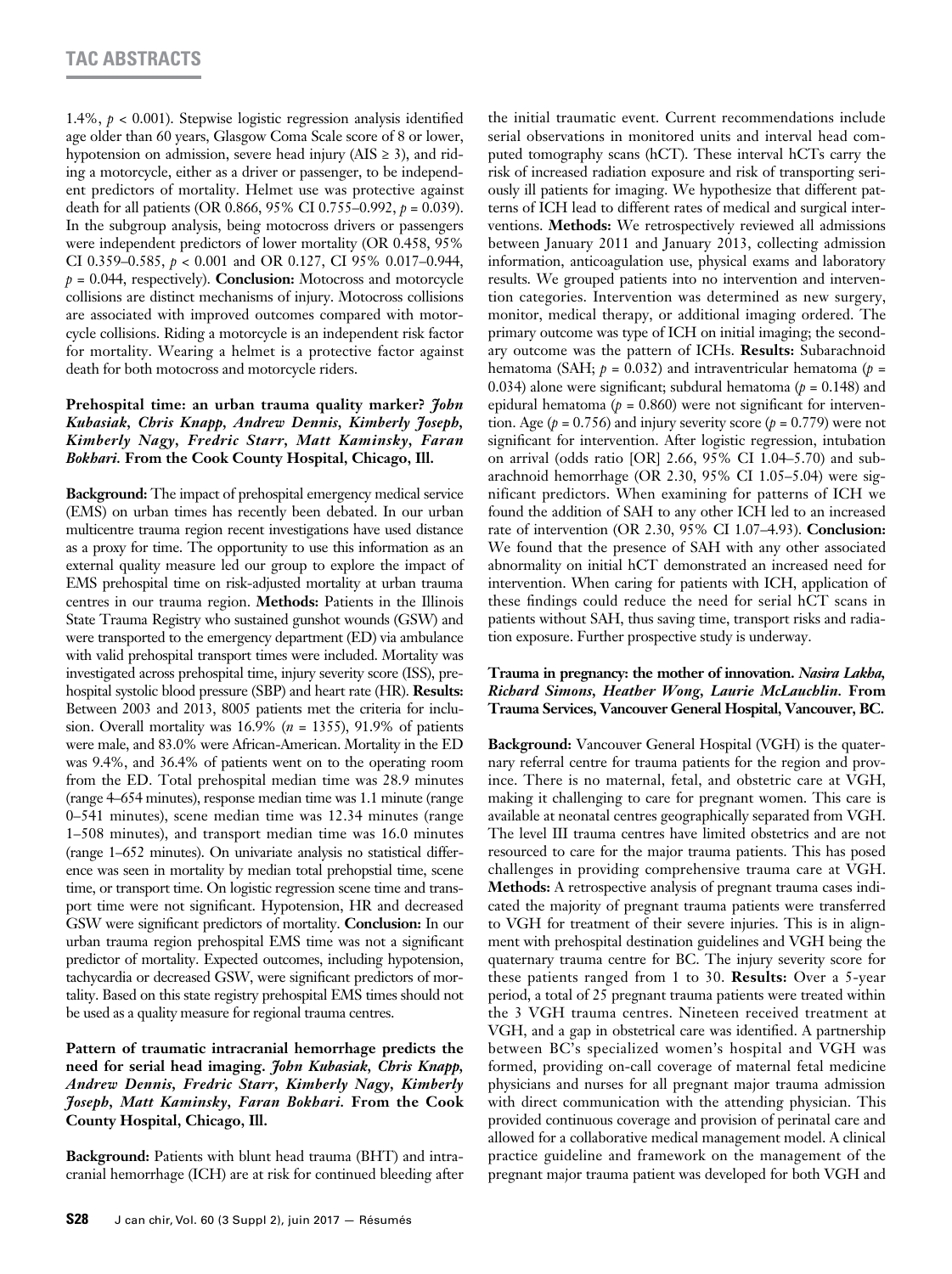1.4%, $p < 0.001$). Stepwise logistic regression analysis identified age older than 60 years, Glasgow Coma Scale score of 8 or lower, hypotension on admission, severe head injury (AIS ≥ 3), and riding a motorcycle, either as a driver or passenger, to be independent predictors of mortality. Helmet use was protective against death for all patients (OR 0.866, 95% CI 0.755–0.992, $p = 0.039$). In the subgroup analysis, being motocross drivers or passengers were independent predictors of lower mortality (OR 0.458, 95% CI 0.359–0.585, $p < 0.001$ and OR 0.127, CI 95% 0.017–0.944, $p = 0.044$, respectively). **Conclusion:** Motocross and motorcycle collisions are distinct mechanisms of injury. Motocross collisions are associated with improved outcomes compared with motorcycle collisions. Riding a motorcycle is an independent risk factor for mortality. Wearing a helmet is a protective factor against death for both motocross and motorcycle riders.

**Prehospital time: an urban trauma quality marker?** ***John Kubasiak, Chris Knapp, Andrew Dennis, Kimberly Joseph, Kimberly Nagy, Fredric Starr, Matt Kaminsky, Faran Bokhari.*** **From the Cook County Hospital, Chicago, Ill.**

**Background:** The impact of prehospital emergency medical service (EMS) on urban times has recently been debated. In our urban multicentre trauma region recent investigations have used distance as a proxy for time. The opportunity to use this information as an external quality measure led our group to explore the impact of EMS prehospital time on risk-adjusted mortality at urban trauma centres in our trauma region. **Methods:** Patients in the Illinois State Trauma Registry who sustained gunshot wounds (GSW) and were transported to the emergency department (ED) via ambulance with valid prehospital transport times were included. Mortality was investigated across prehospital time, injury severity score (ISS), prehospital systolic blood pressure (SBP) and heart rate (HR). **Results:** Between 2003 and 2013, 8005 patients met the criteria for inclusion. Overall mortality was 16.9% ($n = 1355$), 91.9% of patients were male, and 83.0% were African-American. Mortality in the ED was 9.4%, and 36.4% of patients went on to the operating room from the ED. Total prehospital median time was 28.9 minutes (range 4–654 minutes), response median time was 1.1 minute (range 0–541 minutes), scene median time was 12.34 minutes (range 1–508 minutes), and transport median time was 16.0 minutes (range 1–652 minutes). On univariate analysis no statistical difference was seen in mortality by median total prehopstial time, scene time, or transport time. On logistic regression scene time and transport time were not significant. Hypotension, HR and decreased GSW were significant predictors of mortality. **Conclusion:** In our urban trauma region prehospital EMS time was not a significant predictor of mortality. Expected outcomes, including hypotension, tachycardia or decreased GSW, were significant predictors of mortality. Based on this state registry prehospital EMS times should not be used as a quality measure for regional trauma centres.

**Pattern of traumatic intracranial hemorrhage predicts the need for serial head imaging.** ***John Kubasiak, Chris Knapp, Andrew Dennis, Fredric Starr, Kimberly Nagy, Kimberly Joseph, Matt Kaminsky, Faran Bokhari.*** **From the Cook County Hospital, Chicago, Ill.**

**Background:** Patients with blunt head trauma (BHT) and intracranial hemorrhage (ICH) are at risk for continued bleeding after the initial traumatic event. Current recommendations include serial observations in monitored units and interval head computed tomography scans (hCT). These interval hCTs carry the risk of increased radiation exposure and risk of transporting seriously ill patients for imaging. We hypothesize that different patterns of ICH lead to different rates of medical and surgical interventions. **Methods:** We retrospectively reviewed all admissions between January 2011 and January 2013, collecting admission information, anticoagulation use, physical exams and laboratory results. We grouped patients into no intervention and intervention categories. Intervention was determined as new surgery, monitor, medical therapy, or additional imaging ordered. The primary outcome was type of ICH on initial imaging; the secondary outcome was the pattern of ICHs. **Results:** Subarachnoid hematoma (SAH; $p = 0.032$) and intraventricular hematoma ($p = 0.034$) alone were significant; subdural hematoma ($p = 0.148$) and epidural hematoma ($p = 0.860$) were not significant for intervention. Age ($p = 0.756$) and injury severity score ($p = 0.779$) were not significant for intervention. After logistic regression, intubation on arrival (odds ratio [OR] 2.66, 95% CI 1.04–5.70) and subarachnoid hemorrhage (OR 2.30, 95% CI 1.05–5.04) were significant predictors. When examining for patterns of ICH we found the addition of SAH to any other ICH led to an increased rate of intervention (OR 2.30, 95% CI 1.07–4.93). **Conclusion:** We found that the presence of SAH with any other associated abnormality on initial hCT demonstrated an increased need for intervention. When caring for patients with ICH, application of these findings could reduce the need for serial hCT scans in patients without SAH, thus saving time, transport risks and radiation exposure. Further prospective study is underway.

**Trauma in pregnancy: the mother of innovation.** ***Nasira Lakha, Richard Simons, Heather Wong, Laurie McLauchlin.*** **From Trauma Services, Vancouver General Hospital, Vancouver, BC.**

**Background:** Vancouver General Hospital (VGH) is the quaternary referral centre for trauma patients for the region and province. There is no maternal, fetal, and obstetric care at VGH, making it challenging to care for pregnant women. This care is available at neonatal centres geographically separated from VGH. The level III trauma centres have limited obstetrics and are not resourced to care for the major trauma patients. This has posed challenges in providing comprehensive trauma care at VGH. **Methods:** A retrospective analysis of pregnant trauma cases indicated the majority of pregnant trauma patients were transferred to VGH for treatment of their severe injuries. This is in alignment with prehospital destination guidelines and VGH being the quaternary trauma centre for BC. The injury severity score for these patients ranged from 1 to 30. **Results:** Over a 5-year period, a total of 25 pregnant trauma patients were treated within the 3 VGH trauma centres. Nineteen received treatment at VGH, and a gap in obstetrical care was identified. A partnership between BC's specialized women's hospital and VGH was formed, providing on-call coverage of maternal fetal medicine physicians and nurses for all pregnant major trauma admission with direct communication with the attending physician. This provided continuous coverage and provision of perinatal care and allowed for a collaborative medical management model. A clinical practice guideline and framework on the management of the pregnant major trauma patient was developed for both VGH and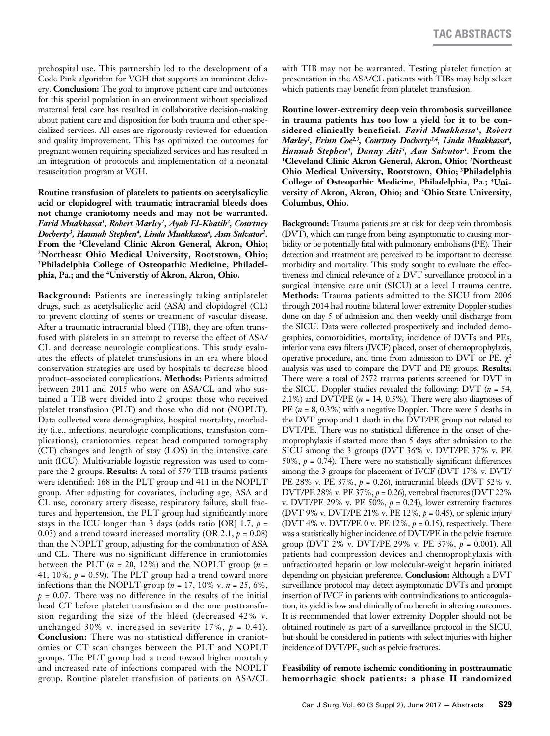prehospital use. This partnership led to the development of a Code Pink algorithm for VGH that supports an imminent delivery. **Conclusion:** The goal to improve patient care and outcomes for this special population in an environment without specialized maternal fetal care has resulted in collaborative decision-making about patient care and disposition for both trauma and other specialized services. All cases are rigorously reviewed for education and quality improvement. This has optimized the outcomes for pregnant women requiring specialized services and has resulted in an integration of protocols and implementation of a neonatal resuscitation program at VGH.

**Routine transfusion of platelets to patients on acetylsalicylic acid or clopidogrel with traumatic intracranial bleeds does not change craniotomy needs and may not be warranted.** ***Farid Muakkassa[1], Robert Marley[1], Ayah El-Khatib[2], Courtney Docherty[3], Hannah Stephen[4], Linda Muakkassa[4], Ann Salvator[1].*** **From the [1]Cleveland Clinic Akron General, Akron, Ohio; [2]Northeast Ohio Medical University, Rootstown, Ohio; [3]Philadelphia College of Osteopathic Medicine, Philadelphia, Pa.; and the [4]Universtiy of Akron, Akron, Ohio.**

**Background:** Patients are increasingly taking antiplatelet drugs, such as acetylsalicylic acid (ASA) and clopidogrel (CL) to prevent clotting of stents or treatment of vascular disease. After a traumatic intracranial bleed (TIB), they are often transfused with platelets in an attempt to reverse the effect of ASA/CL and decrease neurologic complications. This study evaluates the effects of platelet transfusions in an era where blood conservation strategies are used by hospitals to decrease blood product–associated complications. **Methods:** Patients admitted between 2011 and 2015 who were on ASA/CL and who sustained a TIB were divided into 2 groups: those who received platelet transfusion (PLT) and those who did not (NOPLT). Data collected were demographics, hospital mortality, morbidity (i.e., infections, neurologic complications, transfusion complications), craniotomies, repeat head computed tomography (CT) changes and length of stay (LOS) in the intensive care unit (ICU). Multivariable logistic regression was used to compare the 2 groups. **Results:** A total of 579 TIB trauma patients were identified: 168 in the PLT group and 411 in the NOPLT group. After adjusting for covariates, including age, ASA and CL use, coronary artery disease, respiratory failure, skull fractures and hypertension, the PLT group had significantly more stays in the ICU longer than 3 days (odds ratio [OR] 1.7, $p$ = 0.03) and a trend toward increased mortality (OR 2.1, $p$ = 0.08) than the NOPLT group, adjusting for the combination of ASA and CL. There was no significant difference in craniotomies between the PLT ($n$ = 20, 12%) and the NOPLT group ($n$ = 41, 10%, $p$ = 0.59). The PLT group had a trend toward more infections than the NOPLT group ($n$ = 17, 10% v. $n$ = 25, 6%, $p$ = 0.07. There was no difference in the results of the initial head CT before platelet transfusion and the one posttransfusion regarding the size of the bleed (decreased 42% v. unchanged 30% v. increased in severity 17%, $p$ = 0.41). **Conclusion:** There was no statistical difference in craniotomies or CT scan changes between the PLT and NOPLT groups. The PLT group had a trend toward higher mortality and increased rate of infections compared with the NOPLT group. Routine platelet transfusion of patients on ASA/CL with TIB may not be warranted. Testing platelet function at presentation in the ASA/CL patients with TIBs may help select which patients may benefit from platelet transfusion.

**Routine lower-extremity deep vein thrombosis surveillance in trauma patients has too low a yield for it to be considered clinically beneficial.** ***Farid Muakkassa[1], Robert Marley[1], Erinn Coe[2,3], Courtney Docherty[3,4], Linda Muakkassa[4], Hannah Stephen[4], Danny Aiti[5], Ann Salvator[1].*** **From the [1]Cleveland Clinic Akron General, Akron, Ohio; [2]Northeast Ohio Medical University, Rootstown, Ohio; [3]Philadelphia College of Osteopathic Medicine, Philadelphia, Pa.; [4]University of Akron, Akron, Ohio; and [5]Ohio State University, Columbus, Ohio.**

**Background:** Trauma patients are at risk for deep vein thrombosis (DVT), which can range from being asymptomatic to causing morbidity or be potentially fatal with pulmonary embolisms (PE). Their detection and treatment are perceived to be important to decrease morbidity and mortality. This study sought to evaluate the effectiveness and clinical relevance of a DVT surveillance protocol in a surgical intensive care unit (SICU) at a level I trauma centre. **Methods:** Trauma patients admitted to the SICU from 2006 through 2014 had routine bilateral lower extremity Doppler studies done on day 5 of admission and then weekly until discharge from the SICU. Data were collected prospectively and included demographics, comorbidities, mortality, incidence of DVTs and PEs, inferior vena cava filters (IVCF) placed, onset of chemoprophylaxis, operative procedure, and time from admission to DVT or PE. $\chi^2$ analysis was used to compare the DVT and PE groups. **Results:** There were a total of 2572 trauma patients screened for DVT in the SICU. Doppler studies revealed the following: DVT ($n$ = 54, 2.1%) and DVT/PE ($n$ = 14, 0.5%). There were also diagnoses of PE ($n$ = 8, 0.3%) with a negative Doppler. There were 5 deaths in the DVT group and 1 death in the DVT/PE group not related to DVT/PE. There was no statistical difference in the onset of chemoprophylaxis if started more than 5 days after admission to the SICU among the 3 groups (DVT 36% v. DVT/PE 37% v. PE 50%, $p$ = 0.74). There were no statistically significant differences among the 3 groups for placement of IVCF (DVT 17% v. DVT/PE 28% v. PE 37%, $p$ = 0.26), intracranial bleeds (DVT 52% v. DVT/PE 28% v. PE 37%, $p$ = 0.26), vertebral fractures (DVT 22% v. DVT/PE 29% v. PE 50%, $p$ = 0.24), lower extremity fractures (DVT 9% v. DVT/PE 21% v. PE 12%, $p$ = 0.45), or splenic injury (DVT 4% v. DVT/PE 0 v. PE 12%, $p$ = 0.15), respectively. There was a statistically higher incidence of DVT/PE in the pelvic fracture group (DVT 2% v. DVT/PE 29% v. PE 37%, $p$ = 0.001). All patients had compression devices and chemoprophylaxis with unfractionated heparin or low molecular-weight heparin initiated depending on physician preference. **Conclusion:** Although a DVT surveillance protocol may detect asymptomatic DVTs and prompt insertion of IVCF in patients with contraindications to anticoagulation, its yield is low and clinically of no benefit in altering outcomes. It is recommended that lower extremity Doppler should not be obtained routinely as part of a surveillance protocol in the SICU, but should be considered in patients with select injuries with higher incidence of DVT/PE, such as pelvic fractures.

**Feasibility of remote ischemic conditioning in posttraumatic hemorrhagic shock patients: a phase II randomized**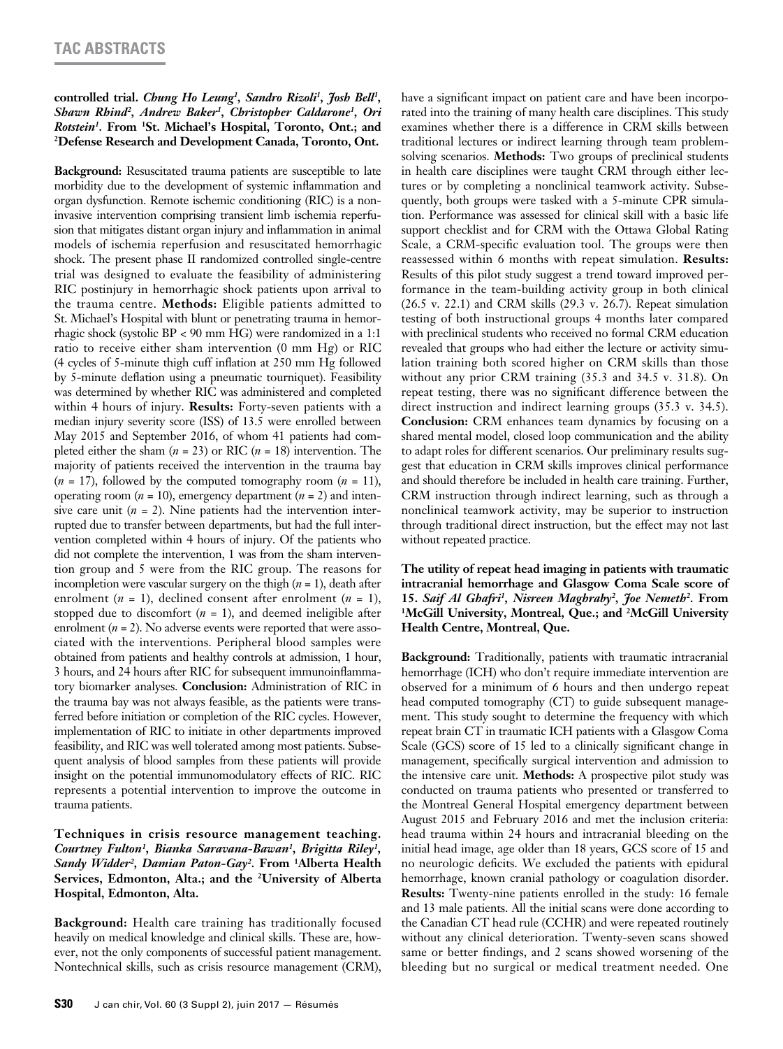**controlled trial.** ***Chung Ho Leung[1], Sandro Rizoli[1], Josh Bell[1], Shawn Rhind[2], Andrew Baker[1], Christopher Caldarone[1], Ori Rotstein[1]*.** **From [1]St. Michael's Hospital, Toronto, Ont.; and [2]Defense Research and Development Canada, Toronto, Ont.**

**Background:** Resuscitated trauma patients are susceptible to late morbidity due to the development of systemic inflammation and organ dysfunction. Remote ischemic conditioning (RIC) is a noninvasive intervention comprising transient limb ischemia reperfusion that mitigates distant organ injury and inflammation in animal models of ischemia reperfusion and resuscitated hemorrhagic shock. The present phase II randomized controlled single-centre trial was designed to evaluate the feasibility of administering RIC postinjury in hemorrhagic shock patients upon arrival to the trauma centre. **Methods:** Eligible patients admitted to St. Michael's Hospital with blunt or penetrating trauma in hemorrhagic shock (systolic BP < 90 mm HG) were randomized in a 1:1 ratio to receive either sham intervention (0 mm Hg) or RIC (4 cycles of 5-minute thigh cuff inflation at 250 mm Hg followed by 5-minute deflation using a pneumatic tourniquet). Feasibility was determined by whether RIC was administered and completed within 4 hours of injury. **Results:** Forty-seven patients with a median injury severity score (ISS) of 13.5 were enrolled between May 2015 and September 2016, of whom 41 patients had completed either the sham ($n$ = 23) or RIC ($n$ = 18) intervention. The majority of patients received the intervention in the trauma bay ($n$ = 17), followed by the computed tomography room ($n$ = 11), operating room ($n$ = 10), emergency department ($n$ = 2) and intensive care unit ($n$ = 2). Nine patients had the intervention interrupted due to transfer between departments, but had the full intervention completed within 4 hours of injury. Of the patients who did not complete the intervention, 1 was from the sham intervention group and 5 were from the RIC group. The reasons for incompletion were vascular surgery on the thigh ($n$ = 1), death after enrolment ($n$ = 1), declined consent after enrolment ($n$ = 1), stopped due to discomfort ($n$ = 1), and deemed ineligible after enrolment ($n$ = 2). No adverse events were reported that were associated with the interventions. Peripheral blood samples were obtained from patients and healthy controls at admission, 1 hour, 3 hours, and 24 hours after RIC for subsequent immunoinflammatory biomarker analyses. **Conclusion:** Administration of RIC in the trauma bay was not always feasible, as the patients were transferred before initiation or completion of the RIC cycles. However, implementation of RIC to initiate in other departments improved feasibility, and RIC was well tolerated among most patients. Subsequent analysis of blood samples from these patients will provide insight on the potential immunomodulatory effects of RIC. RIC represents a potential intervention to improve the outcome in trauma patients.

**Techniques in crisis resource management teaching.** ***Courtney Fulton[1], Bianka Saravana-Bawan[1], Brigitta Riley[1], Sandy Widder[2], Damian Paton-Gay[2]*.** **From [1]Alberta Health Services, Edmonton, Alta.; and the [2]University of Alberta Hospital, Edmonton, Alta.**

**Background:** Health care training has traditionally focused heavily on medical knowledge and clinical skills. These are, however, not the only components of successful patient management. Nontechnical skills, such as crisis resource management (CRM), have a significant impact on patient care and have been incorporated into the training of many health care disciplines. This study examines whether there is a difference in CRM skills between traditional lectures or indirect learning through team problem-solving scenarios. **Methods:** Two groups of preclinical students in health care disciplines were taught CRM through either lectures or by completing a nonclinical teamwork activity. Subsequently, both groups were tasked with a 5-minute CPR simulation. Performance was assessed for clinical skill with a basic life support checklist and for CRM with the Ottawa Global Rating Scale, a CRM-specific evaluation tool. The groups were then reassessed within 6 months with repeat simulation. **Results:** Results of this pilot study suggest a trend toward improved performance in the team-building activity group in both clinical (26.5 v. 22.1) and CRM skills (29.3 v. 26.7). Repeat simulation testing of both instructional groups 4 months later compared with preclinical students who received no formal CRM education revealed that groups who had either the lecture or activity simulation training both scored higher on CRM skills than those without any prior CRM training (35.3 and 34.5 v. 31.8). On repeat testing, there was no significant difference between the direct instruction and indirect learning groups (35.3 v. 34.5). **Conclusion:** CRM enhances team dynamics by focusing on a shared mental model, closed loop communication and the ability to adapt roles for different scenarios. Our preliminary results suggest that education in CRM skills improves clinical performance and should therefore be included in health care training. Further, CRM instruction through indirect learning, such as through a nonclinical teamwork activity, may be superior to instruction through traditional direct instruction, but the effect may not last without repeated practice.

**The utility of repeat head imaging in patients with traumatic intracranial hemorrhage and Glasgow Coma Scale score of 15.** ***Saif Al Ghafri[1], Nisreen Maghraby[2], Joe Nemeth[2]*.** **From [1]McGill University, Montreal, Que.; and [2]McGill University Health Centre, Montreal, Que.**

**Background:** Traditionally, patients with traumatic intracranial hemorrhage (ICH) who don't require immediate intervention are observed for a minimum of 6 hours and then undergo repeat head computed tomography (CT) to guide subsequent management. This study sought to determine the frequency with which repeat brain CT in traumatic ICH patients with a Glasgow Coma Scale (GCS) score of 15 led to a clinically significant change in management, specifically surgical intervention and admission to the intensive care unit. **Methods:** A prospective pilot study was conducted on trauma patients who presented or transferred to the Montreal General Hospital emergency department between August 2015 and February 2016 and met the inclusion criteria: head trauma within 24 hours and intracranial bleeding on the initial head image, age older than 18 years, GCS score of 15 and no neurologic deficits. We excluded the patients with epidural hemorrhage, known cranial pathology or coagulation disorder. **Results:** Twenty-nine patients enrolled in the study: 16 female and 13 male patients. All the initial scans were done according to the Canadian CT head rule (CCHR) and were repeated routinely without any clinical deterioration. Twenty-seven scans showed same or better findings, and 2 scans showed worsening of the bleeding but no surgical or medical treatment needed. One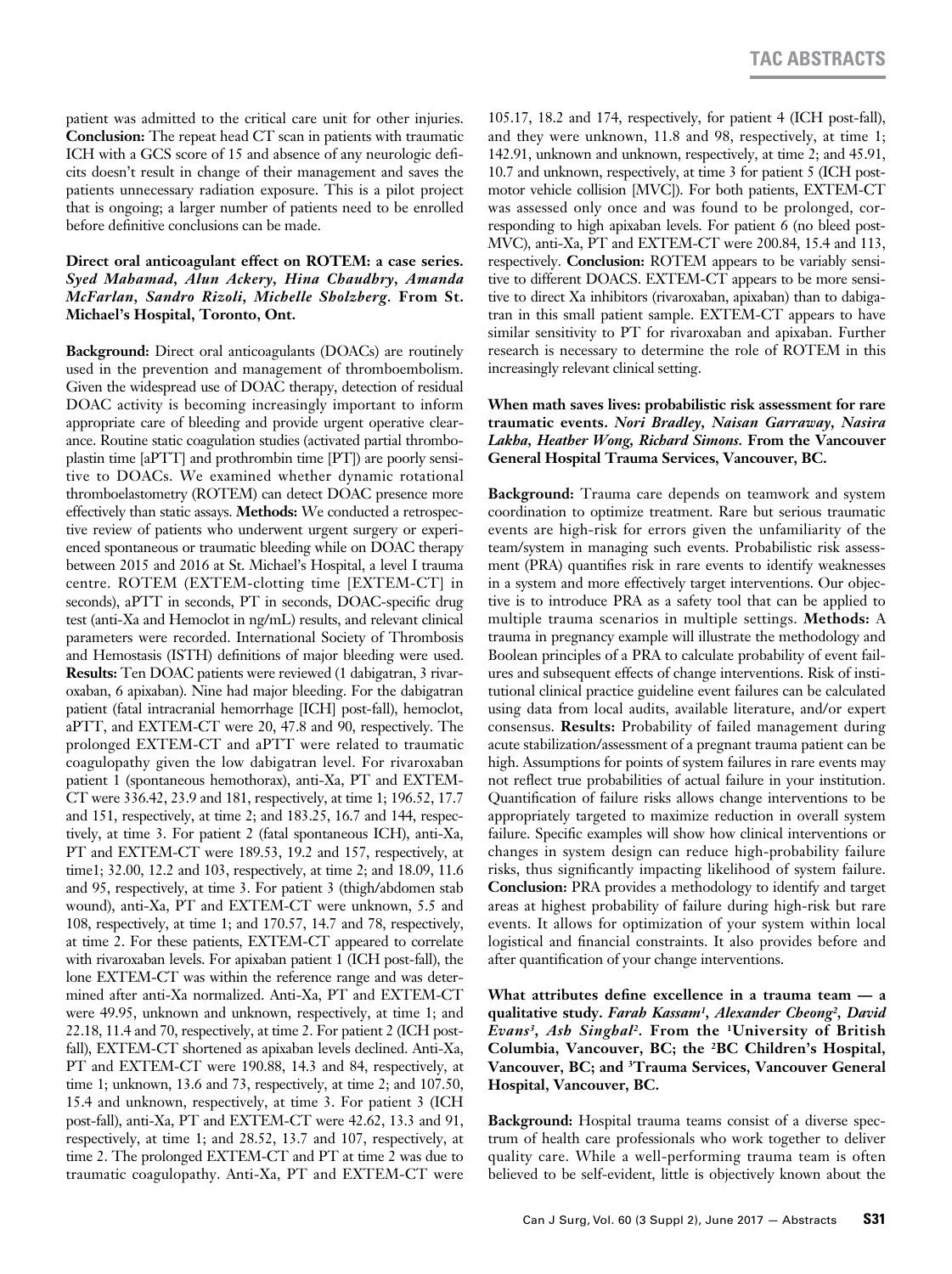patient was admitted to the critical care unit for other injuries. **Conclusion:** The repeat head CT scan in patients with traumatic ICH with a GCS score of 15 and absence of any neurologic deficits doesn't result in change of their management and saves the patients unnecessary radiation exposure. This is a pilot project that is ongoing; a larger number of patients need to be enrolled before definitive conclusions can be made.

**Direct oral anticoagulant effect on ROTEM: a case series.** ***Syed Mahamad, Alun Ackery, Hina Chaudhry, Amanda McFarlan, Sandro Rizoli, Michelle Sholzberg*****. From St. Michael's Hospital, Toronto, Ont.**

**Background:** Direct oral anticoagulants (DOACs) are routinely used in the prevention and management of thromboembolism. Given the widespread use of DOAC therapy, detection of residual DOAC activity is becoming increasingly important to inform appropriate care of bleeding and provide urgent operative clearance. Routine static coagulation studies (activated partial thromboplastin time [aPTT] and prothrombin time [PT]) are poorly sensitive to DOACs. We examined whether dynamic rotational thromboelastometry (ROTEM) can detect DOAC presence more effectively than static assays. **Methods:** We conducted a retrospective review of patients who underwent urgent surgery or experienced spontaneous or traumatic bleeding while on DOAC therapy between 2015 and 2016 at St. Michael's Hospital, a level I trauma centre. ROTEM (EXTEM-clotting time [EXTEM-CT] in seconds), aPTT in seconds, PT in seconds, DOAC-specific drug test (anti-Xa and Hemoclot in ng/mL) results, and relevant clinical parameters were recorded. International Society of Thrombosis and Hemostasis (ISTH) definitions of major bleeding were used. **Results:** Ten DOAC patients were reviewed (1 dabigatran, 3 rivaroxaban, 6 apixaban). Nine had major bleeding. For the dabigatran patient (fatal intracranial hemorrhage [ICH] post-fall), hemoclot, aPTT, and EXTEM-CT were 20, 47.8 and 90, respectively. The prolonged EXTEM-CT and aPTT were related to traumatic coagulopathy given the low dabigatran level. For rivaroxaban patient 1 (spontaneous hemothorax), anti-Xa, PT and EXTEM-CT were 336.42, 23.9 and 181, respectively, at time 1; 196.52, 17.7 and 151, respectively, at time 2; and 183.25, 16.7 and 144, respectively, at time 3. For patient 2 (fatal spontaneous ICH), anti-Xa, PT and EXTEM-CT were 189.53, 19.2 and 157, respectively, at time1; 32.00, 12.2 and 103, respectively, at time 2; and 18.09, 11.6 and 95, respectively, at time 3. For patient 3 (thigh/abdomen stab wound), anti-Xa, PT and EXTEM-CT were unknown, 5.5 and 108, respectively, at time 1; and 170.57, 14.7 and 78, respectively, at time 2. For these patients, EXTEM-CT appeared to correlate with rivaroxaban levels. For apixaban patient 1 (ICH post-fall), the lone EXTEM-CT was within the reference range and was determined after anti-Xa normalized. Anti-Xa, PT and EXTEM-CT were 49.95, unknown and unknown, respectively, at time 1; and 22.18, 11.4 and 70, respectively, at time 2. For patient 2 (ICH post-fall), EXTEM-CT shortened as apixaban levels declined. Anti-Xa, PT and EXTEM-CT were 190.88, 14.3 and 84, respectively, at time 1; unknown, 13.6 and 73, respectively, at time 2; and 107.50, 15.4 and unknown, respectively, at time 3. For patient 3 (ICH post-fall), anti-Xa, PT and EXTEM-CT were 42.62, 13.3 and 91, respectively, at time 1; and 28.52, 13.7 and 107, respectively, at time 2. The prolonged EXTEM-CT and PT at time 2 was due to traumatic coagulopathy. Anti-Xa, PT and EXTEM-CT were 105.17, 18.2 and 174, respectively, for patient 4 (ICH post-fall), and they were unknown, 11.8 and 98, respectively, at time 1; 142.91, unknown and unknown, respectively, at time 2; and 45.91, 10.7 and unknown, respectively, at time 3 for patient 5 (ICH post-motor vehicle collision [MVC]). For both patients, EXTEM-CT was assessed only once and was found to be prolonged, corresponding to high apixaban levels. For patient 6 (no bleed post-MVC), anti-Xa, PT and EXTEM-CT were 200.84, 15.4 and 113, respectively. **Conclusion:** ROTEM appears to be variably sensitive to different DOACS. EXTEM-CT appears to be more sensitive to direct Xa inhibitors (rivaroxaban, apixaban) than to dabigatran in this small patient sample. EXTEM-CT appears to have similar sensitivity to PT for rivaroxaban and apixaban. Further research is necessary to determine the role of ROTEM in this increasingly relevant clinical setting.

**When math saves lives: probabilistic risk assessment for rare traumatic events.** ***Nori Bradley, Naisan Garraway, Nasira Lakha, Heather Wong, Richard Simons.*** **From the Vancouver General Hospital Trauma Services, Vancouver, BC.**

**Background:** Trauma care depends on teamwork and system coordination to optimize treatment. Rare but serious traumatic events are high-risk for errors given the unfamiliarity of the team/system in managing such events. Probabilistic risk assessment (PRA) quantifies risk in rare events to identify weaknesses in a system and more effectively target interventions. Our objective is to introduce PRA as a safety tool that can be applied to multiple trauma scenarios in multiple settings. **Methods:** A trauma in pregnancy example will illustrate the methodology and Boolean principles of a PRA to calculate probability of event failures and subsequent effects of change interventions. Risk of institutional clinical practice guideline event failures can be calculated using data from local audits, available literature, and/or expert consensus. **Results:** Probability of failed management during acute stabilization/assessment of a pregnant trauma patient can be high. Assumptions for points of system failures in rare events may not reflect true probabilities of actual failure in your institution. Quantification of failure risks allows change interventions to be appropriately targeted to maximize reduction in overall system failure. Specific examples will show how clinical interventions or changes in system design can reduce high-probability failure risks, thus significantly impacting likelihood of system failure. **Conclusion:** PRA provides a methodology to identify and target areas at highest probability of failure during high-risk but rare events. It allows for optimization of your system within local logistical and financial constraints. It also provides before and after quantification of your change interventions.

**What attributes define excellence in a trauma team — a qualitative study.** ***Farah Kassam[1], Alexander Cheong[2], David Evans[3], Ash Singhal[2]*****. From the [1]University of British Columbia, Vancouver, BC; the [2]BC Children's Hospital, Vancouver, BC; and [3]Trauma Services, Vancouver General Hospital, Vancouver, BC.**

**Background:** Hospital trauma teams consist of a diverse spectrum of health care professionals who work together to deliver quality care. While a well-performing trauma team is often believed to be self-evident, little is objectively known about the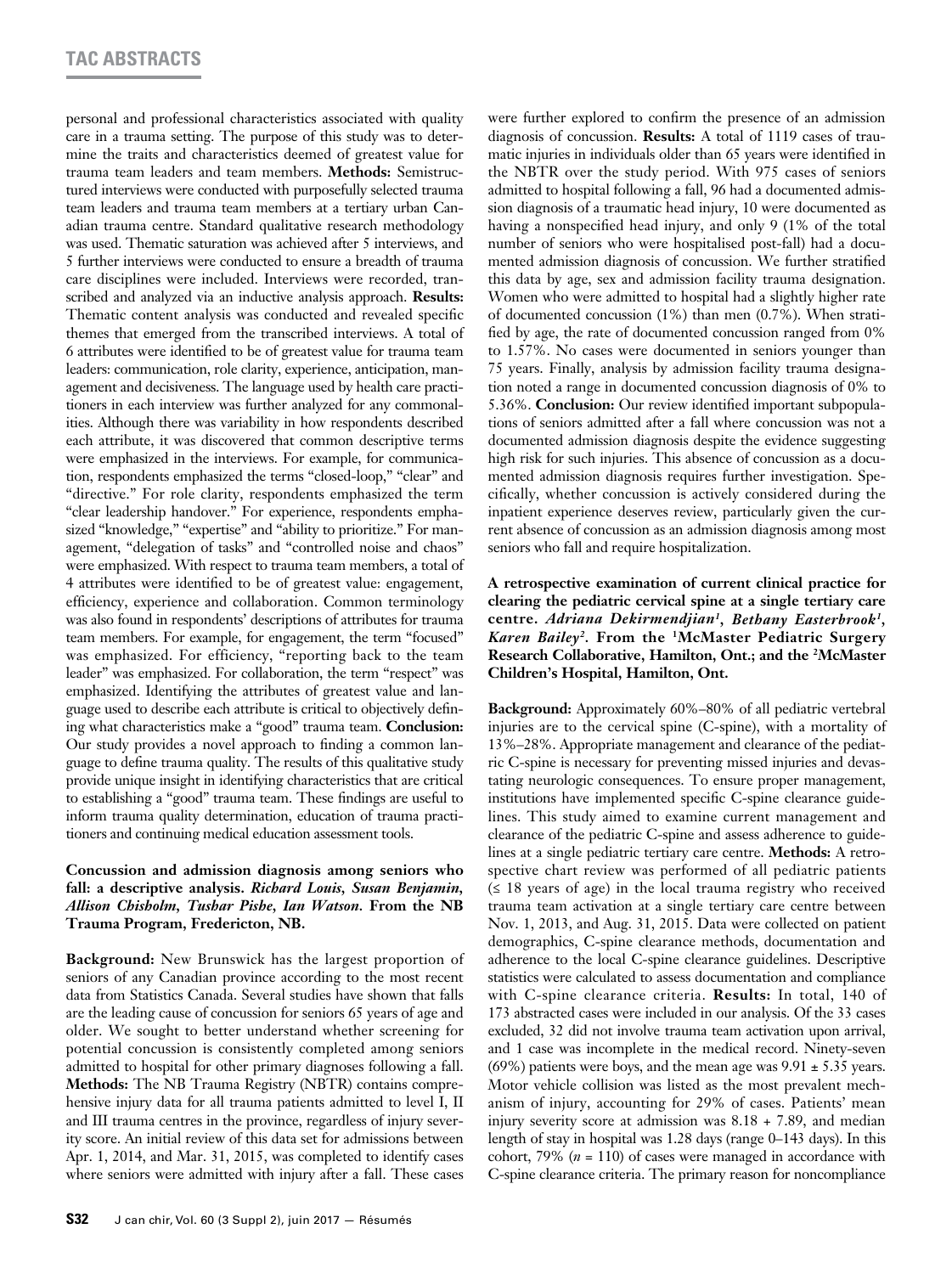personal and professional characteristics associated with quality care in a trauma setting. The purpose of this study was to determine the traits and characteristics deemed of greatest value for trauma team leaders and team members. **Methods:** Semistructured interviews were conducted with purposefully selected trauma team leaders and trauma team members at a tertiary urban Canadian trauma centre. Standard qualitative research methodology was used. Thematic saturation was achieved after 5 interviews, and 5 further interviews were conducted to ensure a breadth of trauma care disciplines were included. Interviews were recorded, transcribed and analyzed via an inductive analysis approach. **Results:** Thematic content analysis was conducted and revealed specific themes that emerged from the transcribed interviews. A total of 6 attributes were identified to be of greatest value for trauma team leaders: communication, role clarity, experience, anticipation, management and decisiveness. The language used by health care practitioners in each interview was further analyzed for any commonalities. Although there was variability in how respondents described each attribute, it was discovered that common descriptive terms were emphasized in the interviews. For example, for communication, respondents emphasized the terms "closed-loop," "clear" and "directive." For role clarity, respondents emphasized the term "clear leadership handover." For experience, respondents emphasized "knowledge," "expertise" and "ability to prioritize." For management, "delegation of tasks" and "controlled noise and chaos" were emphasized. With respect to trauma team members, a total of 4 attributes were identified to be of greatest value: engagement, efficiency, experience and collaboration. Common terminology was also found in respondents' descriptions of attributes for trauma team members. For example, for engagement, the term "focused" was emphasized. For efficiency, "reporting back to the team leader" was emphasized. For collaboration, the term "respect" was emphasized. Identifying the attributes of greatest value and language used to describe each attribute is critical to objectively defining what characteristics make a "good" trauma team. **Conclusion:** Our study provides a novel approach to finding a common language to define trauma quality. The results of this qualitative study provide unique insight in identifying characteristics that are critical to establishing a "good" trauma team. These findings are useful to inform trauma quality determination, education of trauma practitioners and continuing medical education assessment tools.

**Concussion and admission diagnosis among seniors who fall: a descriptive analysis.** ***Richard Louis, Susan Benjamin, Allison Chisholm, Tushar Pishe, Ian Watson.*** **From the NB Trauma Program, Fredericton, NB.**

**Background:** New Brunswick has the largest proportion of seniors of any Canadian province according to the most recent data from Statistics Canada. Several studies have shown that falls are the leading cause of concussion for seniors 65 years of age and older. We sought to better understand whether screening for potential concussion is consistently completed among seniors admitted to hospital for other primary diagnoses following a fall. **Methods:** The NB Trauma Registry (NBTR) contains comprehensive injury data for all trauma patients admitted to level I, II and III trauma centres in the province, regardless of injury severity score. An initial review of this data set for admissions between Apr. 1, 2014, and Mar. 31, 2015, was completed to identify cases where seniors were admitted with injury after a fall. These cases were further explored to confirm the presence of an admission diagnosis of concussion. **Results:** A total of 1119 cases of traumatic injuries in individuals older than 65 years were identified in the NBTR over the study period. With 975 cases of seniors admitted to hospital following a fall, 96 had a documented admission diagnosis of a traumatic head injury, 10 were documented as having a nonspecified head injury, and only 9 (1% of the total number of seniors who were hospitalised post-fall) had a documented admission diagnosis of concussion. We further stratified this data by age, sex and admission facility trauma designation. Women who were admitted to hospital had a slightly higher rate of documented concussion (1%) than men (0.7%). When stratified by age, the rate of documented concussion ranged from 0% to 1.57%. No cases were documented in seniors younger than 75 years. Finally, analysis by admission facility trauma designation noted a range in documented concussion diagnosis of 0% to 5.36%. **Conclusion:** Our review identified important subpopulations of seniors admitted after a fall where concussion was not a documented admission diagnosis despite the evidence suggesting high risk for such injuries. This absence of concussion as a documented admission diagnosis requires further investigation. Specifically, whether concussion is actively considered during the inpatient experience deserves review, particularly given the current absence of concussion as an admission diagnosis among most seniors who fall and require hospitalization.

**A retrospective examination of current clinical practice for clearing the pediatric cervical spine at a single tertiary care centre.** ***Adriana Dekirmendjian[1], Bethany Easterbrook[1], Karen Bailey[2].*** **From the [1]McMaster Pediatric Surgery Research Collaborative, Hamilton, Ont.; and the [2]McMaster Children's Hospital, Hamilton, Ont.**

**Background:** Approximately 60%–80% of all pediatric vertebral injuries are to the cervical spine (C-spine), with a mortality of 13%–28%. Appropriate management and clearance of the pediatric C-spine is necessary for preventing missed injuries and devastating neurologic consequences. To ensure proper management, institutions have implemented specific C-spine clearance guidelines. This study aimed to examine current management and clearance of the pediatric C-spine and assess adherence to guidelines at a single pediatric tertiary care centre. **Methods:** A retrospective chart review was performed of all pediatric patients (≤ 18 years of age) in the local trauma registry who received trauma team activation at a single tertiary care centre between Nov. 1, 2013, and Aug. 31, 2015. Data were collected on patient demographics, C-spine clearance methods, documentation and adherence to the local C-spine clearance guidelines. Descriptive statistics were calculated to assess documentation and compliance with C-spine clearance criteria. **Results:** In total, 140 of 173 abstracted cases were included in our analysis. Of the 33 cases excluded, 32 did not involve trauma team activation upon arrival, and 1 case was incomplete in the medical record. Ninety-seven (69%) patients were boys, and the mean age was 9.91 ± 5.35 years. Motor vehicle collision was listed as the most prevalent mechanism of injury, accounting for 29% of cases. Patients' mean injury severity score at admission was 8.18 + 7.89, and median length of stay in hospital was 1.28 days (range 0–143 days). In this cohort, 79% ($n$ = 110) of cases were managed in accordance with C-spine clearance criteria. The primary reason for noncompliance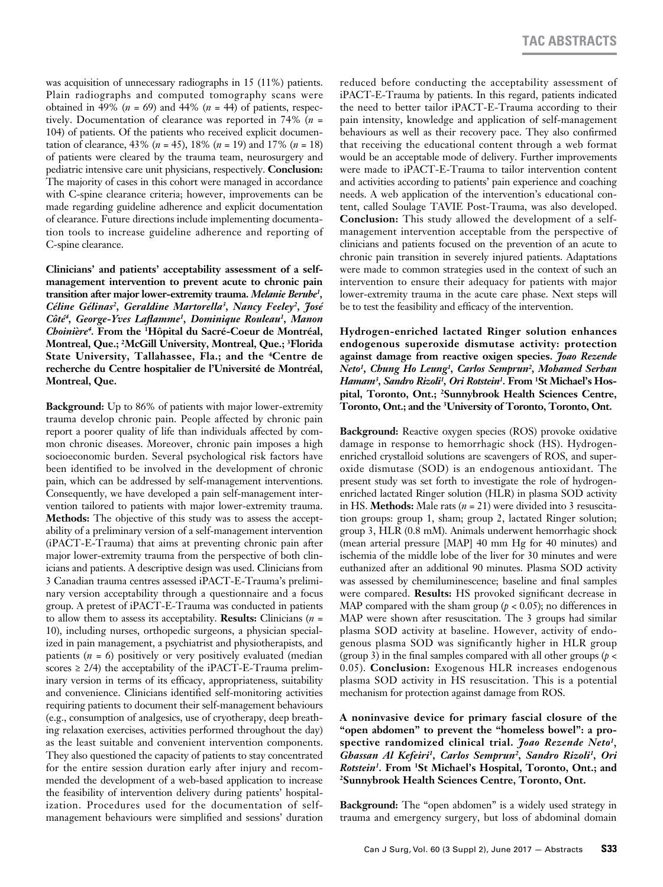was acquisition of unnecessary radiographs in 15 (11%) patients. Plain radiographs and computed tomography scans were obtained in 49% ($n$ = 69) and 44% ($n$ = 44) of patients, respectively. Documentation of clearance was reported in 74% ($n$ = 104) of patients. Of the patients who received explicit documentation of clearance, 43% ($n$ = 45), 18% ($n$ = 19) and 17% ($n$ = 18) of patients were cleared by the trauma team, neurosurgery and pediatric intensive care unit physicians, respectively. **Conclusion:** The majority of cases in this cohort were managed in accordance with C-spine clearance criteria; however, improvements can be made regarding guideline adherence and explicit documentation of clearance. Future directions include implementing documentation tools to increase guideline adherence and reporting of C-spine clearance.

**Clinicians' and patients' acceptability assessment of a self-management intervention to prevent acute to chronic pain transition after major lower-extremity trauma.** ***Melanie Berube[1], Céline Gélinas[2], Geraldine Martorella[3], Nancy Feeley[2], José Côté[4], George-Yves Laflamme[1], Dominique Rouleau[1], Manon Choinière[4].*** **From the [1]Hôpital du Sacré-Coeur de Montréal, Montreal, Que.; [2]McGill University, Montreal, Que.; [3]Florida State University, Tallahassee, Fla.; and the [4]Centre de recherche du Centre hospitalier de l'Université de Montréal, Montreal, Que.**

**Background:** Up to 86% of patients with major lower-extremity trauma develop chronic pain. People affected by chronic pain report a poorer quality of life than individuals affected by common chronic diseases. Moreover, chronic pain imposes a high socioeconomic burden. Several psychological risk factors have been identified to be involved in the development of chronic pain, which can be addressed by self-management interventions. Consequently, we have developed a pain self-management intervention tailored to patients with major lower-extremity trauma. **Methods:** The objective of this study was to assess the acceptability of a preliminary version of a self-management intervention (iPACT-E-Trauma) that aims at preventing chronic pain after major lower-extremity trauma from the perspective of both clinicians and patients. A descriptive design was used. Clinicians from 3 Canadian trauma centres assessed iPACT-E-Trauma's preliminary version acceptability through a questionnaire and a focus group. A pretest of iPACT-E-Trauma was conducted in patients to allow them to assess its acceptability. **Results:** Clinicians ($n$ = 10), including nurses, orthopedic surgeons, a physician specialized in pain management, a psychiatrist and physiotherapists, and patients ($n$ = 6) positively or very positively evaluated (median scores ≥ 2/4) the acceptability of the iPACT-E-Trauma preliminary version in terms of its efficacy, appropriateness, suitability and convenience. Clinicians identified self-monitoring activities requiring patients to document their self-management behaviours (e.g., consumption of analgesics, use of cryotherapy, deep breathing relaxation exercises, activities performed throughout the day) as the least suitable and convenient intervention components. They also questioned the capacity of patients to stay concentrated for the entire session duration early after injury and recommended the development of a web-based application to increase the feasibility of intervention delivery during patients' hospitalization. Procedures used for the documentation of self-management behaviours were simplified and sessions' duration reduced before conducting the acceptability assessment of iPACT-E-Trauma by patients. In this regard, patients indicated the need to better tailor iPACT-E-Trauma according to their pain intensity, knowledge and application of self-management behaviours as well as their recovery pace. They also confirmed that receiving the educational content through a web format would be an acceptable mode of delivery. Further improvements were made to iPACT-E-Trauma to tailor intervention content and activities according to patients' pain experience and coaching needs. A web application of the intervention's educational content, called Soulage TAVIE Post-Trauma, was also developed. **Conclusion:** This study allowed the development of a self-management intervention acceptable from the perspective of clinicians and patients focused on the prevention of an acute to chronic pain transition in severely injured patients. Adaptations were made to common strategies used in the context of such an intervention to ensure their adequacy for patients with major lower-extremity trauma in the acute care phase. Next steps will be to test the feasibility and efficacy of the intervention.

**Hydrogen-enriched lactated Ringer solution enhances endogenous superoxide dismutase activity: protection against damage from reactive oxigen species.** ***Joao Rezende Neto[1], Chung Ho Leung[1], Carlos Semprun[2], Mohamed Serhan Hamam[3], Sandro Rizoli[1], Ori Rotstein[1].*** **From [1]St Michael's Hospital, Toronto, Ont.; [2]Sunnybrook Health Sciences Centre, Toronto, Ont.; and the [3]University of Toronto, Toronto, Ont.**

**Background:** Reactive oxygen species (ROS) provoke oxidative damage in response to hemorrhagic shock (HS). Hydrogen-enriched crystalloid solutions are scavengers of ROS, and superoxide dismutase (SOD) is an endogenous antioxidant. The present study was set forth to investigate the role of hydrogen-enriched lactated Ringer solution (HLR) in plasma SOD activity in HS. **Methods:** Male rats ($n$ = 21) were divided into 3 resuscitation groups: group 1, sham; group 2, lactated Ringer solution; group 3, HLR (0.8 mM). Animals underwent hemorrhagic shock (mean arterial pressure [MAP] 40 mm Hg for 40 minutes) and ischemia of the middle lobe of the liver for 30 minutes and were euthanized after an additional 90 minutes. Plasma SOD activity was assessed by chemiluminescence; baseline and final samples were compared. **Results:** HS provoked significant decrease in MAP compared with the sham group ($p < 0.05$); no differences in MAP were shown after resuscitation. The 3 groups had similar plasma SOD activity at baseline. However, activity of endogenous plasma SOD was significantly higher in HLR group (group 3) in the final samples compared with all other groups ($p < 0.05$). **Conclusion:** Exogenous HLR increases endogenous plasma SOD activity in HS resuscitation. This is a potential mechanism for protection against damage from ROS.

**A noninvasive device for primary fascial closure of the "open abdomen" to prevent the "homeless bowel": a prospective randomized clinical trial.** ***Joao Rezende Neto[1], Ghassan Al Kefeiri[1], Carlos Semprun[2], Sandro Rizoli[1], Ori Rotstein[1].*** **From [1]St Michael's Hospital, Toronto, Ont.; and [2]Sunnybrook Health Sciences Centre, Toronto, Ont.**

**Background:** The "open abdomen" is a widely used strategy in trauma and emergency surgery, but loss of abdominal domain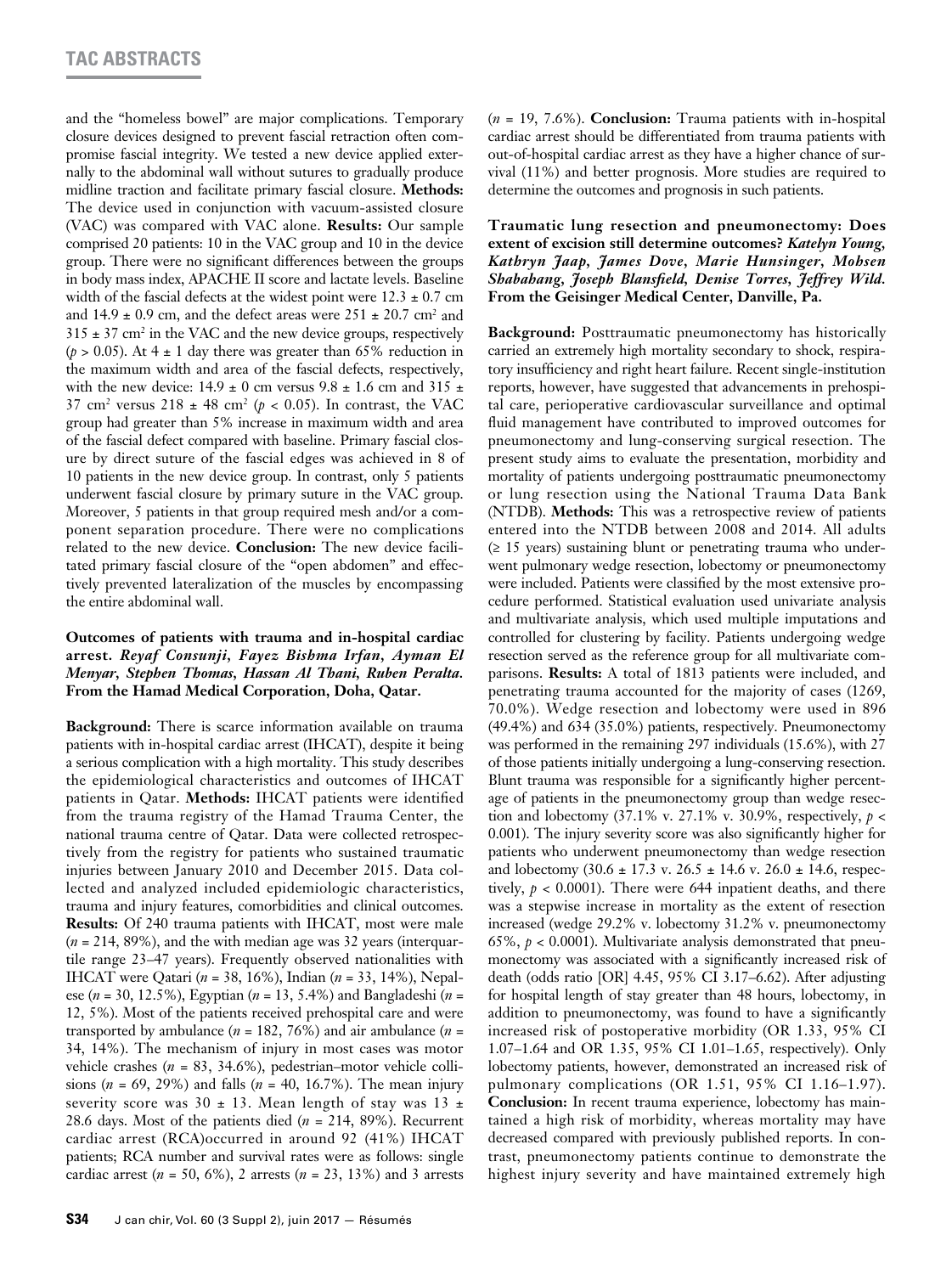and the "homeless bowel" are major complications. Temporary closure devices designed to prevent fascial retraction often compromise fascial integrity. We tested a new device applied externally to the abdominal wall without sutures to gradually produce midline traction and facilitate primary fascial closure. **Methods:** The device used in conjunction with vacuum-assisted closure (VAC) was compared with VAC alone. **Results:** Our sample comprised 20 patients: 10 in the VAC group and 10 in the device group. There were no significant differences between the groups in body mass index, APACHE II score and lactate levels. Baseline width of the fascial defects at the widest point were $12.3 \pm 0.7$ cm and $14.9 \pm 0.9$ cm, and the defect areas were $251 \pm 20.7$ cm$^2$ and $315 \pm 37$ cm$^2$ in the VAC and the new device groups, respectively ($p > 0.05$). At $4 \pm 1$ day there was greater than 65% reduction in the maximum width and area of the fascial defects, respectively, with the new device: $14.9 \pm 0$ cm versus $9.8 \pm 1.6$ cm and $315 \pm 37$ cm$^2$ versus $218 \pm 48$ cm$^2$ ($p < 0.05$). In contrast, the VAC group had greater than 5% increase in maximum width and area of the fascial defect compared with baseline. Primary fascial closure by direct suture of the fascial edges was achieved in 8 of 10 patients in the new device group. In contrast, only 5 patients underwent fascial closure by primary suture in the VAC group. Moreover, 5 patients in that group required mesh and/or a component separation procedure. There were no complications related to the new device. **Conclusion:** The new device facilitated primary fascial closure of the "open abdomen" and effectively prevented lateralization of the muscles by encompassing the entire abdominal wall.

**Outcomes of patients with trauma and in-hospital cardiac arrest.** ***Reyaf Consunji, Fayez Bishma Irfan, Ayman El Menyar, Stephen Thomas, Hassan Al Thani, Ruben Peralta.*** **From the Hamad Medical Corporation, Doha, Qatar.**

**Background:** There is scarce information available on trauma patients with in-hospital cardiac arrest (IHCAT), despite it being a serious complication with a high mortality. This study describes the epidemiological characteristics and outcomes of IHCAT patients in Qatar. **Methods:** IHCAT patients were identified from the trauma registry of the Hamad Trauma Center, the national trauma centre of Qatar. Data were collected retrospectively from the registry for patients who sustained traumatic injuries between January 2010 and December 2015. Data collected and analyzed included epidemiologic characteristics, trauma and injury features, comorbidities and clinical outcomes. **Results:** Of 240 trauma patients with IHCAT, most were male ($n$ = 214, 89%), and the with median age was 32 years (interquartile range 23–47 years). Frequently observed nationalities with IHCAT were Qatari ($n$ = 38, 16%), Indian ($n$ = 33, 14%), Nepalese ($n$ = 30, 12.5%), Egyptian ($n$ = 13, 5.4%) and Bangladeshi ($n$ = 12, 5%). Most of the patients received prehospital care and were transported by ambulance ($n$ = 182, 76%) and air ambulance ($n$ = 34, 14%). The mechanism of injury in most cases was motor vehicle crashes ($n$ = 83, 34.6%), pedestrian–motor vehicle collisions ($n$ = 69, 29%) and falls ($n$ = 40, 16.7%). The mean injury severity score was $30 \pm 13$. Mean length of stay was $13 \pm 28.6$ days. Most of the patients died ($n$ = 214, 89%). Recurrent cardiac arrest (RCA)occurred in around 92 (41%) IHCAT patients; RCA number and survival rates were as follows: single cardiac arrest ($n$ = 50, 6%), 2 arrests ($n$ = 23, 13%) and 3 arrests ($n$ = 19, 7.6%). **Conclusion:** Trauma patients with in-hospital cardiac arrest should be differentiated from trauma patients with out-of-hospital cardiac arrest as they have a higher chance of survival (11%) and better prognosis. More studies are required to determine the outcomes and prognosis in such patients.

**Traumatic lung resection and pneumonectomy: Does extent of excision still determine outcomes?** ***Katelyn Young, Kathryn Jaap, James Dove, Marie Hunsinger, Mohsen Shabahang, Joseph Blansfield, Denise Torres, Jeffrey Wild.*** **From the Geisinger Medical Center, Danville, Pa.**

**Background:** Posttraumatic pneumonectomy has historically carried an extremely high mortality secondary to shock, respiratory insufficiency and right heart failure. Recent single-institution reports, however, have suggested that advancements in prehospital care, perioperative cardiovascular surveillance and optimal fluid management have contributed to improved outcomes for pneumonectomy and lung-conserving surgical resection. The present study aims to evaluate the presentation, morbidity and mortality of patients undergoing posttraumatic pneumonectomy or lung resection using the National Trauma Data Bank (NTDB). **Methods:** This was a retrospective review of patients entered into the NTDB between 2008 and 2014. All adults (≥ 15 years) sustaining blunt or penetrating trauma who underwent pulmonary wedge resection, lobectomy or pneumonectomy were included. Patients were classified by the most extensive procedure performed. Statistical evaluation used univariate analysis and multivariate analysis, which used multiple imputations and controlled for clustering by facility. Patients undergoing wedge resection served as the reference group for all multivariate comparisons. **Results:** A total of 1813 patients were included, and penetrating trauma accounted for the majority of cases (1269, 70.0%). Wedge resection and lobectomy were used in 896 (49.4%) and 634 (35.0%) patients, respectively. Pneumonectomy was performed in the remaining 297 individuals (15.6%), with 27 of those patients initially undergoing a lung-conserving resection. Blunt trauma was responsible for a significantly higher percentage of patients in the pneumonectomy group than wedge resection and lobectomy (37.1% v. 27.1% v. 30.9%, respectively, $p < 0.001$). The injury severity score was also significantly higher for patients who underwent pneumonectomy than wedge resection and lobectomy ($30.6 \pm 17.3$ v. $26.5 \pm 14.6$ v. $26.0 \pm 14.6$, respectively, $p < 0.0001$). There were 644 inpatient deaths, and there was a stepwise increase in mortality as the extent of resection increased (wedge 29.2% v. lobectomy 31.2% v. pneumonectomy 65%, $p < 0.0001$). Multivariate analysis demonstrated that pneumonectomy was associated with a significantly increased risk of death (odds ratio [OR] 4.45, 95% CI 3.17–6.62). After adjusting for hospital length of stay greater than 48 hours, lobectomy, in addition to pneumonectomy, was found to have a significantly increased risk of postoperative morbidity (OR 1.33, 95% CI 1.07–1.64 and OR 1.35, 95% CI 1.01–1.65, respectively). Only lobectomy patients, however, demonstrated an increased risk of pulmonary complications (OR 1.51, 95% CI 1.16–1.97). **Conclusion:** In recent trauma experience, lobectomy has maintained a high risk of morbidity, whereas mortality may have decreased compared with previously published reports. In contrast, pneumonectomy patients continue to demonstrate the highest injury severity and have maintained extremely high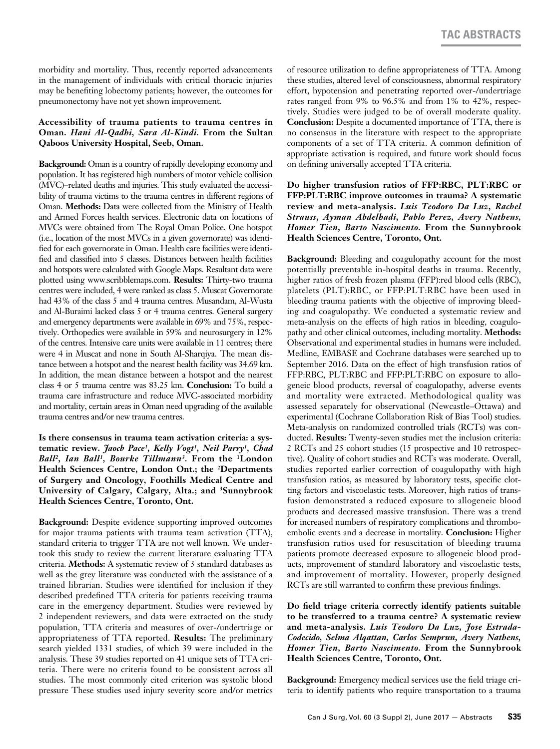morbidity and mortality. Thus, recently reported advancements in the management of individuals with critical thoracic injuries may be benefiting lobectomy patients; however, the outcomes for pneumonectomy have not yet shown improvement.

**Accessibility of trauma patients to trauma centres in Oman.** ***Hani Al-Qadhi, Sara Al-Kindi.*** **From the Sultan Qaboos University Hospital, Seeb, Oman.**

**Background:** Oman is a country of rapidly developing economy and population. It has registered high numbers of motor vehicle collision (MVC)–related deaths and injuries. This study evaluated the accessibility of trauma victims to the trauma centres in different regions of Oman. **Methods:** Data were collected from the Ministry of Health and Armed Forces health services. Electronic data on locations of MVCs were obtained from The Royal Oman Police. One hotspot (i.e., location of the most MVCs in a given governorate) was identified for each governorate in Oman. Health care facilities were identified and classified into 5 classes. Distances between health facilities and hotspots were calculated with Google Maps. Resultant data were plotted using www.scribblemaps.com. **Results:** Thirty-two trauma centres were included, 4 were ranked as class 5. Muscat Governorate had 43% of the class 5 and 4 trauma centres. Musandam, Al-Wusta and Al-Buraimi lacked class 5 or 4 trauma centres. General surgery and emergency departments were available in 69% and 75%, respectively. Orthopedics were available in 59% and neurosurgery in 12% of the centres. Intensive care units were available in 11 centres; there were 4 in Muscat and none in South Al-Sharqiya. The mean distance between a hotspot and the nearest health facility was 34.69 km. In addition, the mean distance between a hotspot and the nearest class 4 or 5 trauma centre was 83.25 km. **Conclusion:** To build a trauma care infrastructure and reduce MVC-associated morbidity and mortality, certain areas in Oman need upgrading of the available trauma centres and/or new trauma centres.

**Is there consensus in trauma team activation criteria: a systematic review.** ***Jaocb Pace[1], Kelly Vogt[1], Neil Parry[1], Chad Ball[2], Ian Ball[1], Bourke Tillmann[3].*** **From the [1]London Health Sciences Centre, London Ont.; the [2]Departments of Surgery and Oncology, Foothills Medical Centre and University of Calgary, Calgary, Alta.; and [3]Sunnybrook Health Sciences Centre, Toronto, Ont.**

**Background:** Despite evidence supporting improved outcomes for major trauma patients with trauma team activation (TTA), standard criteria to trigger TTA are not well known. We undertook this study to review the current literature evaluating TTA criteria. **Methods:** A systematic review of 3 standard databases as well as the grey literature was conducted with the assistance of a trained librarian. Studies were identified for inclusion if they described predefined TTA criteria for patients receiving trauma care in the emergency department. Studies were reviewed by 2 independent reviewers, and data were extracted on the study population, TTA criteria and measures of over-/undertriage or appropriateness of TTA reported. **Results:** The preliminary search yielded 1331 studies, of which 39 were included in the analysis. These 39 studies reported on 41 unique sets of TTA criteria. There were no criteria found to be consistent across all studies. The most commonly cited criterion was systolic blood pressure These studies used injury severity score and/or metrics of resource utilization to define appropriateness of TTA. Among these studies, altered level of consciousness, abnormal respiratory effort, hypotension and penetrating reported over-/undertriage rates ranged from 9% to 96.5% and from 1% to 42%, respectively. Studies were judged to be of overall moderate quality. **Conclusion:** Despite a documented importance of TTA, there is no consensus in the literature with respect to the appropriate components of a set of TTA criteria. A common definition of appropriate activation is required, and future work should focus on defining universally accepted TTA criteria.

**Do higher transfusion ratios of FFP:RBC, PLT:RBC or FFP:PLT:RBC improve outcomes in trauma? A systematic review and meta-analysis.** ***Luis Teodoro Da Luz, Rachel Strauss, Ayman Abdelhadi, Pablo Perez, Avery Nathens, Homer Tien, Barto Nascimento.*** **From the Sunnybrook Health Sciences Centre, Toronto, Ont.**

**Background:** Bleeding and coagulopathy account for the most potentially preventable in-hospital deaths in trauma. Recently, higher ratios of fresh frozen plasma (FFP):red blood cells (RBC), platelets (PLT):RBC, or FFP:PLT:RBC have been used in bleeding trauma patients with the objective of improving bleeding and coagulopathy. We conducted a systematic review and meta-analysis on the effects of high ratios in bleeding, coagulopathy and other clinical outcomes, including mortality. **Methods:** Observational and experimental studies in humans were included. Medline, EMBASE and Cochrane databases were searched up to September 2016. Data on the effect of high transfusion ratios of FFP:RBC, PLT:RBC and FFP:PLT:RBC on exposure to allogeneic blood products, reversal of coagulopathy, adverse events and mortality were extracted. Methodological quality was assessed separately for observational (Newcastle–Ottawa) and experimental (Cochrane Collaboration Risk of Bias Tool) studies. Meta-analysis on randomized controlled trials (RCTs) was conducted. **Results:** Twenty-seven studies met the inclusion criteria: 2 RCTs and 25 cohort studies (15 prospective and 10 retrospective). Quality of cohort studies and RCTs was moderate. Overall, studies reported earlier correction of coagulopathy with high transfusion ratios, as measured by laboratory tests, specific clotting factors and viscoelastic tests. Moreover, high ratios of transfusion demonstrated a reduced exposure to allogeneic blood products and decreased massive transfusion. There was a trend for increased numbers of respiratory complications and thromboembolic events and a decrease in mortality. **Conclusion:** Higher transfusion ratios used for resuscitation of bleeding trauma patients promote decreased exposure to allogeneic blood products, improvement of standard laboratory and viscoelastic tests, and improvement of mortality. However, properly designed RCTs are still warranted to confirm these previous findings.

**Do field triage criteria correctly identify patients suitable to be transferred to a trauma centre? A systematic review and meta-analysis.** ***Luis Teodoro Da Luz, Jose Estrada-Codecido, Selma Alqattan, Carlos Semprun, Avery Nathens, Homer Tien, Barto Nascimento.*** **From the Sunnybrook Health Sciences Centre, Toronto, Ont.**

**Background:** Emergency medical services use the field triage criteria to identify patients who require transportation to a trauma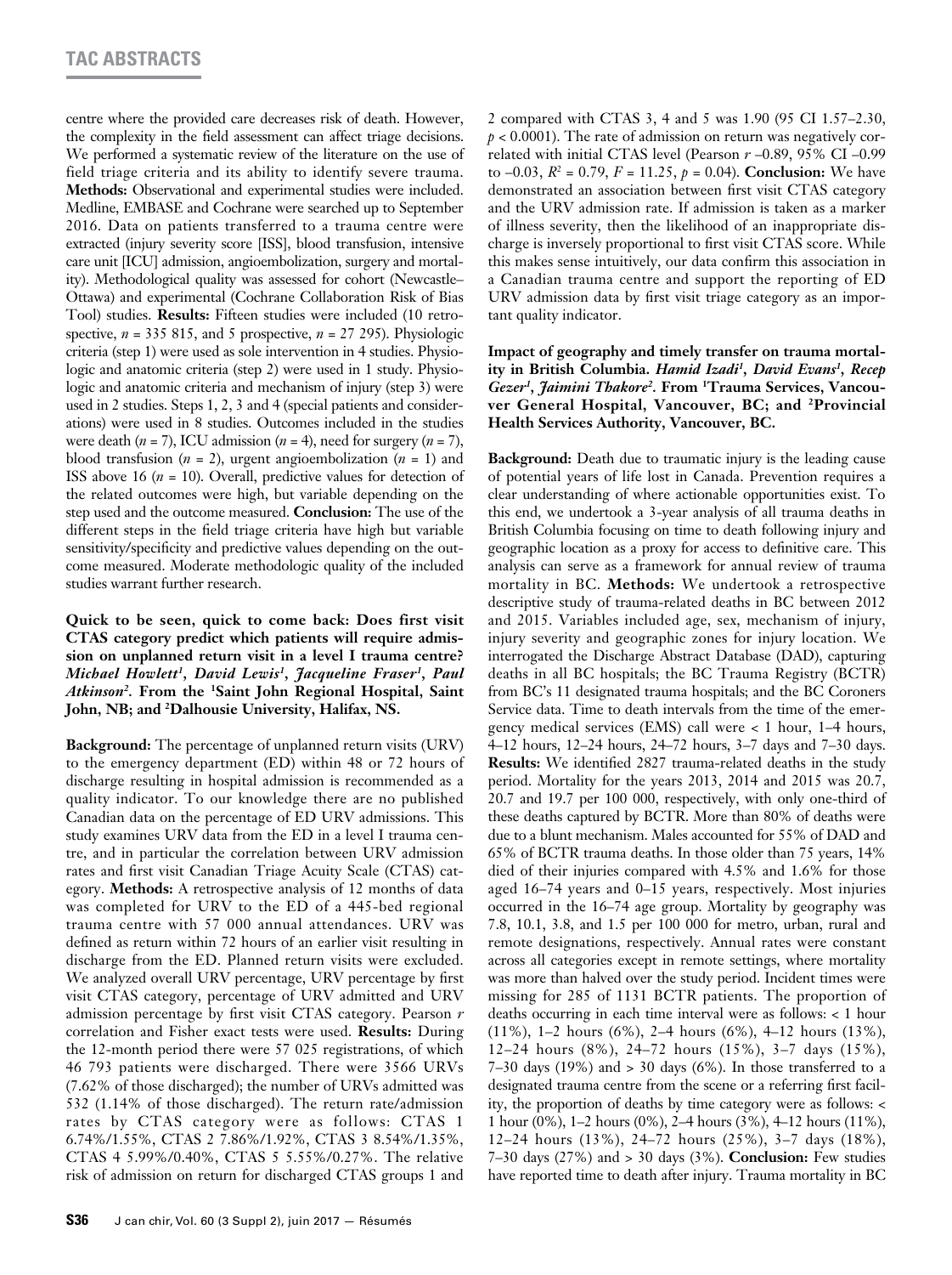centre where the provided care decreases risk of death. However, the complexity in the field assessment can affect triage decisions. We performed a systematic review of the literature on the use of field triage criteria and its ability to identify severe trauma. **Methods:** Observational and experimental studies were included. Medline, EMBASE and Cochrane were searched up to September 2016. Data on patients transferred to a trauma centre were extracted (injury severity score [ISS], blood transfusion, intensive care unit [ICU] admission, angioembolization, surgery and mortality). Methodological quality was assessed for cohort (Newcastle–Ottawa) and experimental (Cochrane Collaboration Risk of Bias Tool) studies. **Results:** Fifteen studies were included (10 retrospective, *n* = 335 815, and 5 prospective, *n* = 27 295). Physiologic criteria (step 1) were used as sole intervention in 4 studies. Physiologic and anatomic criteria (step 2) were used in 1 study. Physiologic and anatomic criteria and mechanism of injury (step 3) were used in 2 studies. Steps 1, 2, 3 and 4 (special patients and considerations) were used in 8 studies. Outcomes included in the studies were death (*n* = 7), ICU admission (*n* = 4), need for surgery (*n* = 7), blood transfusion (*n* = 2), urgent angioembolization (*n* = 1) and ISS above 16 (*n* = 10). Overall, predictive values for detection of the related outcomes were high, but variable depending on the step used and the outcome measured. **Conclusion:** The use of the different steps in the field triage criteria have high but variable sensitivity/specificity and predictive values depending on the outcome measured. Moderate methodologic quality of the included studies warrant further research.

**Quick to be seen, quick to come back: Does first visit CTAS category predict which patients will require admission on unplanned return visit in a level I trauma centre?** ***Michael Howlett[1], David Lewis[1], Jacqueline Fraser[1], Paul Atkinson[2].*** **From the [1]Saint John Regional Hospital, Saint John, NB; and [2]Dalhousie University, Halifax, NS.**

**Background:** The percentage of unplanned return visits (URV) to the emergency department (ED) within 48 or 72 hours of discharge resulting in hospital admission is recommended as a quality indicator. To our knowledge there are no published Canadian data on the percentage of ED URV admissions. This study examines URV data from the ED in a level I trauma centre, and in particular the correlation between URV admission rates and first visit Canadian Triage Acuity Scale (CTAS) category. **Methods:** A retrospective analysis of 12 months of data was completed for URV to the ED of a 445-bed regional trauma centre with 57 000 annual attendances. URV was defined as return within 72 hours of an earlier visit resulting in discharge from the ED. Planned return visits were excluded. We analyzed overall URV percentage, URV percentage by first visit CTAS category, percentage of URV admitted and URV admission percentage by first visit CTAS category. Pearson *r* correlation and Fisher exact tests were used. **Results:** During the 12-month period there were 57 025 registrations, of which 46 793 patients were discharged. There were 3566 URVs (7.62% of those discharged); the number of URVs admitted was 532 (1.14% of those discharged). The return rate/admission rates by CTAS category were as follows: CTAS 1 6.74%/1.55%, CTAS 2 7.86%/1.92%, CTAS 3 8.54%/1.35%, CTAS 4 5.99%/0.40%, CTAS 5 5.55%/0.27%. The relative risk of admission on return for discharged CTAS groups 1 and 2 compared with CTAS 3, 4 and 5 was 1.90 (95 CI 1.57–2.30, $p < 0.0001$). The rate of admission on return was negatively correlated with initial CTAS level (Pearson *r* –0.89, 95% CI –0.99 to –0.03, $R^2 = 0.79$, $F = 11.25$, $p = 0.04$). **Conclusion:** We have demonstrated an association between first visit CTAS category and the URV admission rate. If admission is taken as a marker of illness severity, then the likelihood of an inappropriate discharge is inversely proportional to first visit CTAS score. While this makes sense intuitively, our data confirm this association in a Canadian trauma centre and support the reporting of ED URV admission data by first visit triage category as an important quality indicator.

**Impact of geography and timely transfer on trauma mortality in British Columbia.** ***Hamid Izadi[1], David Evans[1], Recep Gezer[1], Jaimini Thakore[2].*** **From [1]Trauma Services, Vancouver General Hospital, Vancouver, BC; and [2]Provincial Health Services Authority, Vancouver, BC.**

**Background:** Death due to traumatic injury is the leading cause of potential years of life lost in Canada. Prevention requires a clear understanding of where actionable opportunities exist. To this end, we undertook a 3-year analysis of all trauma deaths in British Columbia focusing on time to death following injury and geographic location as a proxy for access to definitive care. This analysis can serve as a framework for annual review of trauma mortality in BC. **Methods:** We undertook a retrospective descriptive study of trauma-related deaths in BC between 2012 and 2015. Variables included age, sex, mechanism of injury, injury severity and geographic zones for injury location. We interrogated the Discharge Abstract Database (DAD), capturing deaths in all BC hospitals; the BC Trauma Registry (BCTR) from BC's 11 designated trauma hospitals; and the BC Coroners Service data. Time to death intervals from the time of the emergency medical services (EMS) call were < 1 hour, 1–4 hours, 4–12 hours, 12–24 hours, 24–72 hours, 3–7 days and 7–30 days. **Results:** We identified 2827 trauma-related deaths in the study period. Mortality for the years 2013, 2014 and 2015 was 20.7, 20.7 and 19.7 per 100 000, respectively, with only one-third of these deaths captured by BCTR. More than 80% of deaths were due to a blunt mechanism. Males accounted for 55% of DAD and 65% of BCTR trauma deaths. In those older than 75 years, 14% died of their injuries compared with 4.5% and 1.6% for those aged 16–74 years and 0–15 years, respectively. Most injuries occurred in the 16–74 age group. Mortality by geography was 7.8, 10.1, 3.8, and 1.5 per 100 000 for metro, urban, rural and remote designations, respectively. Annual rates were constant across all categories except in remote settings, where mortality was more than halved over the study period. Incident times were missing for 285 of 1131 BCTR patients. The proportion of deaths occurring in each time interval were as follows: < 1 hour (11%), 1–2 hours (6%), 2–4 hours (6%), 4–12 hours (13%), 12–24 hours (8%), 24–72 hours (15%), 3–7 days (15%), 7–30 days (19%) and > 30 days (6%). In those transferred to a designated trauma centre from the scene or a referring first facility, the proportion of deaths by time category were as follows: < 1 hour (0%), 1–2 hours (0%), 2–4 hours (3%), 4–12 hours (11%), 12–24 hours (13%), 24–72 hours (25%), 3–7 days (18%), 7–30 days (27%) and > 30 days (3%). **Conclusion:** Few studies have reported time to death after injury. Trauma mortality in BC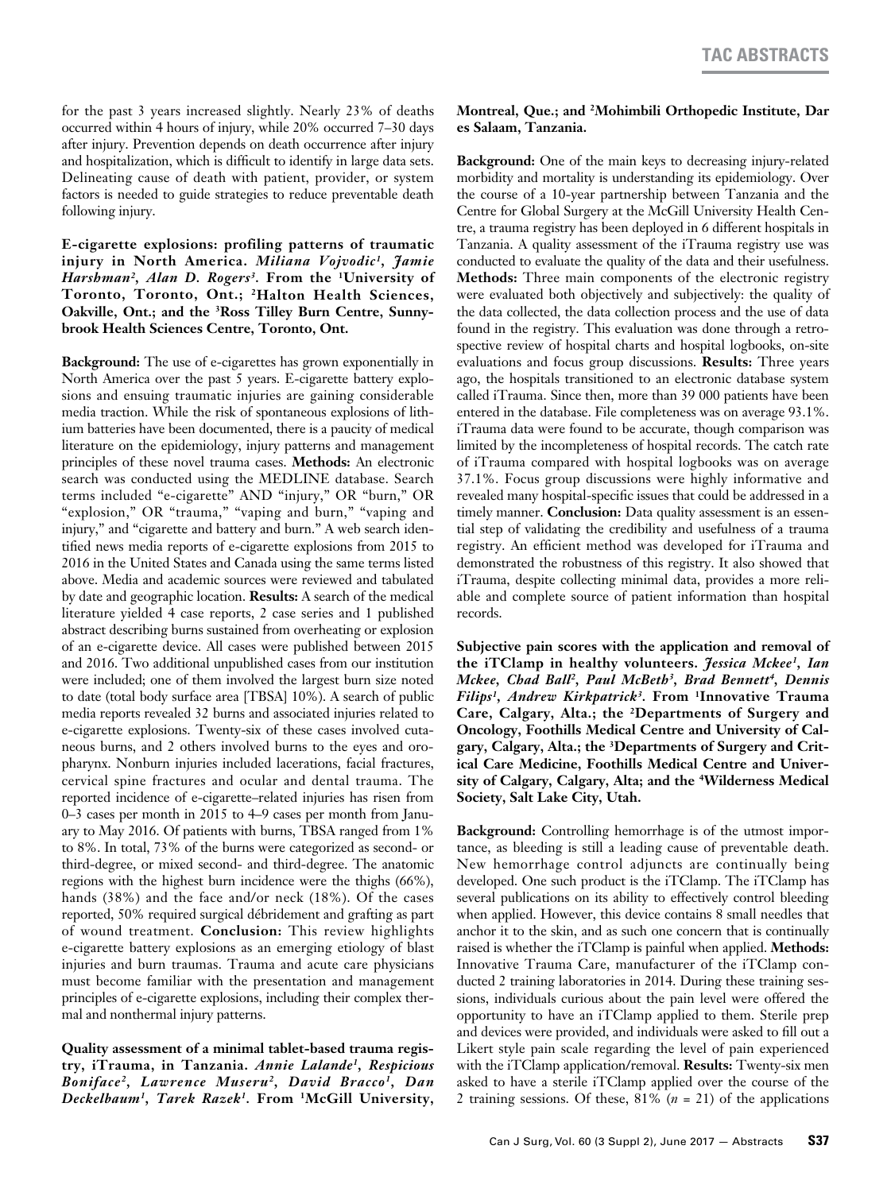for the past 3 years increased slightly. Nearly 23% of deaths occurred within 4 hours of injury, while 20% occurred 7–30 days after injury. Prevention depends on death occurrence after injury and hospitalization, which is difficult to identify in large data sets. Delineating cause of death with patient, provider, or system factors is needed to guide strategies to reduce preventable death following injury.

**E-cigarette explosions: profiling patterns of traumatic injury in North America.** ***Miliana Vojvodic[1], Jamie Harshman[2], Alan D. Rogers[3].*** **From the [1]University of Toronto, Toronto, Ont.; [2]Halton Health Sciences, Oakville, Ont.; and the [3]Ross Tilley Burn Centre, Sunnybrook Health Sciences Centre, Toronto, Ont.**

**Background:** The use of e-cigarettes has grown exponentially in North America over the past 5 years. E-cigarette battery explosions and ensuing traumatic injuries are gaining considerable media traction. While the risk of spontaneous explosions of lithium batteries have been documented, there is a paucity of medical literature on the epidemiology, injury patterns and management principles of these novel trauma cases. **Methods:** An electronic search was conducted using the MEDLINE database. Search terms included "e-cigarette" AND "injury," OR "burn," OR "explosion," OR "trauma," "vaping and burn," "vaping and injury," and "cigarette and battery and burn." A web search identified news media reports of e-cigarette explosions from 2015 to 2016 in the United States and Canada using the same terms listed above. Media and academic sources were reviewed and tabulated by date and geographic location. **Results:** A search of the medical literature yielded 4 case reports, 2 case series and 1 published abstract describing burns sustained from overheating or explosion of an e-cigarette device. All cases were published between 2015 and 2016. Two additional unpublished cases from our institution were included; one of them involved the largest burn size noted to date (total body surface area [TBSA] 10%). A search of public media reports revealed 32 burns and associated injuries related to e-cigarette explosions. Twenty-six of these cases involved cutaneous burns, and 2 others involved burns to the eyes and oropharynx. Nonburn injuries included lacerations, facial fractures, cervical spine fractures and ocular and dental trauma. The reported incidence of e-cigarette–related injuries has risen from 0–3 cases per month in 2015 to 4–9 cases per month from January to May 2016. Of patients with burns, TBSA ranged from 1% to 8%. In total, 73% of the burns were categorized as second- or third-degree, or mixed second- and third-degree. The anatomic regions with the highest burn incidence were the thighs (66%), hands (38%) and the face and/or neck (18%). Of the cases reported, 50% required surgical débridement and grafting as part of wound treatment. **Conclusion:** This review highlights e-cigarette battery explosions as an emerging etiology of blast injuries and burn traumas. Trauma and acute care physicians must become familiar with the presentation and management principles of e-cigarette explosions, including their complex thermal and nonthermal injury patterns.

**Quality assessment of a minimal tablet-based trauma registry, iTrauma, in Tanzania.** ***Annie Lalande[1], Respicious Boniface[2], Lawrence Museru[2], David Bracco[1], Dan Deckelbaum[1], Tarek Razek[1].*** **From [1]McGill University, Montreal, Que.; and [2]Mohimbili Orthopedic Institute, Dar es Salaam, Tanzania.**

**Background:** One of the main keys to decreasing injury-related morbidity and mortality is understanding its epidemiology. Over the course of a 10-year partnership between Tanzania and the Centre for Global Surgery at the McGill University Health Centre, a trauma registry has been deployed in 6 different hospitals in Tanzania. A quality assessment of the iTrauma registry use was conducted to evaluate the quality of the data and their usefulness. **Methods:** Three main components of the electronic registry were evaluated both objectively and subjectively: the quality of the data collected, the data collection process and the use of data found in the registry. This evaluation was done through a retrospective review of hospital charts and hospital logbooks, on-site evaluations and focus group discussions. **Results:** Three years ago, the hospitals transitioned to an electronic database system called iTrauma. Since then, more than 39 000 patients have been entered in the database. File completeness was on average 93.1%. iTrauma data were found to be accurate, though comparison was limited by the incompleteness of hospital records. The catch rate of iTrauma compared with hospital logbooks was on average 37.1%. Focus group discussions were highly informative and revealed many hospital-specific issues that could be addressed in a timely manner. **Conclusion:** Data quality assessment is an essential step of validating the credibility and usefulness of a trauma registry. An efficient method was developed for iTrauma and demonstrated the robustness of this registry. It also showed that iTrauma, despite collecting minimal data, provides a more reliable and complete source of patient information than hospital records.

**Subjective pain scores with the application and removal of the iTClamp in healthy volunteers.** ***Jessica Mckee[1], Ian Mckee, Chad Ball[2], Paul McBeth[3], Brad Bennett[4], Dennis Filips[1], Andrew Kirkpatrick[3].*** **From [1]Innovative Trauma Care, Calgary, Alta.; the [2]Departments of Surgery and Oncology, Foothills Medical Centre and University of Calgary, Calgary, Alta.; the [3]Departments of Surgery and Critical Care Medicine, Foothills Medical Centre and University of Calgary, Calgary, Alta; and the [4]Wilderness Medical Society, Salt Lake City, Utah.**

**Background:** Controlling hemorrhage is of the utmost importance, as bleeding is still a leading cause of preventable death. New hemorrhage control adjuncts are continually being developed. One such product is the iTClamp. The iTClamp has several publications on its ability to effectively control bleeding when applied. However, this device contains 8 small needles that anchor it to the skin, and as such one concern that is continually raised is whether the iTClamp is painful when applied. **Methods:** Innovative Trauma Care, manufacturer of the iTClamp conducted 2 training laboratories in 2014. During these training sessions, individuals curious about the pain level were offered the opportunity to have an iTClamp applied to them. Sterile prep and devices were provided, and individuals were asked to fill out a Likert style pain scale regarding the level of pain experienced with the iTClamp application/removal. **Results:** Twenty-six men asked to have a sterile iTClamp applied over the course of the 2 training sessions. Of these, 81% ($n$ = 21) of the applications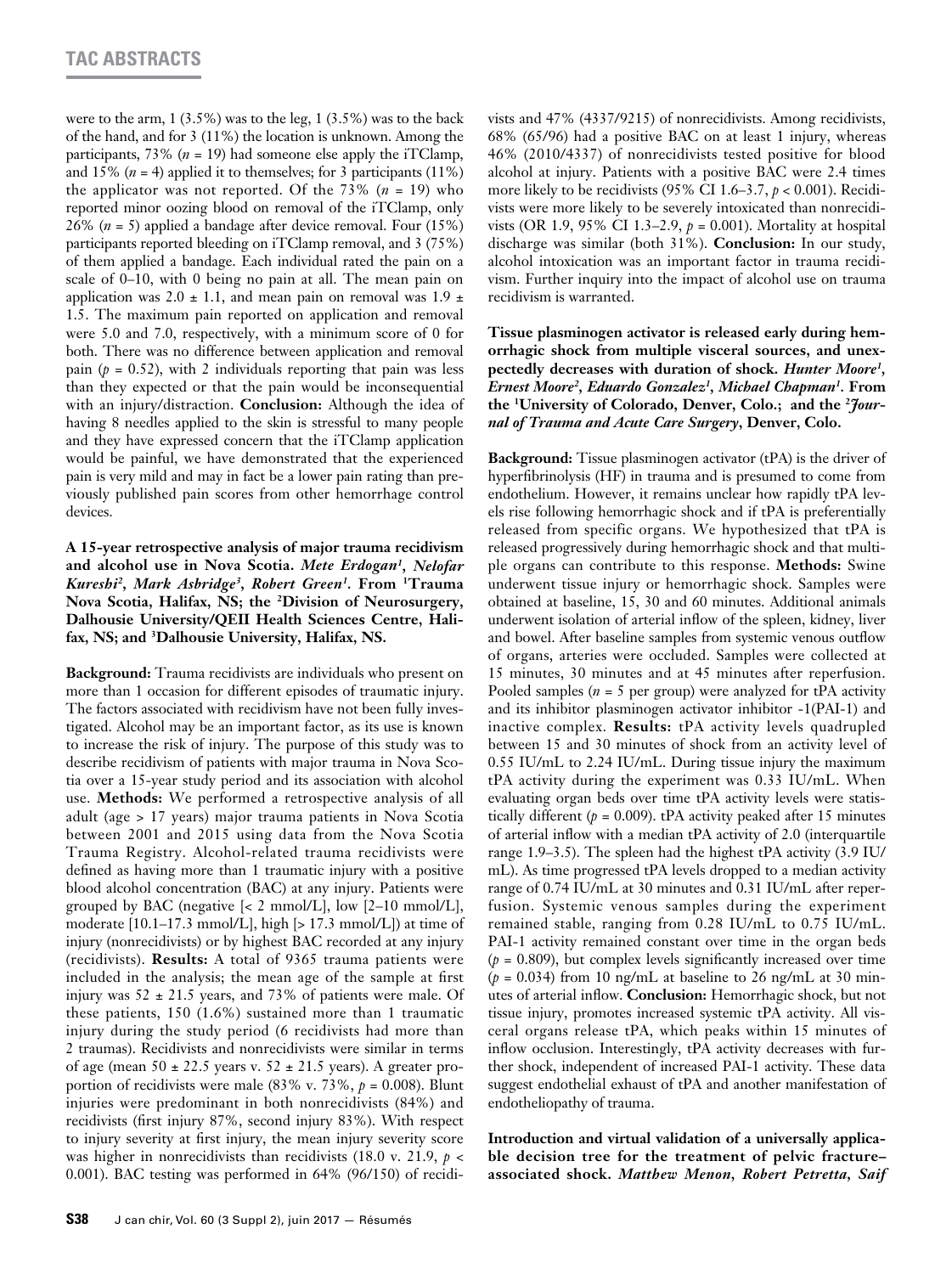were to the arm, 1 (3.5%) was to the leg, 1 (3.5%) was to the back of the hand, and for 3 (11%) the location is unknown. Among the participants, 73% ($n$ = 19) had someone else apply the iTClamp, and 15% ($n$ = 4) applied it to themselves; for 3 participants (11%) the applicator was not reported. Of the 73% ($n$ = 19) who reported minor oozing blood on removal of the iTClamp, only 26% ($n$ = 5) applied a bandage after device removal. Four (15%) participants reported bleeding on iTClamp removal, and 3 (75%) of them applied a bandage. Each individual rated the pain on a scale of 0–10, with 0 being no pain at all. The mean pain on application was 2.0 ± 1.1, and mean pain on removal was 1.9 ± 1.5. The maximum pain reported on application and removal were 5.0 and 7.0, respectively, with a minimum score of 0 for both. There was no difference between application and removal pain ($p$ = 0.52), with 2 individuals reporting that pain was less than they expected or that the pain would be inconsequential with an injury/distraction. **Conclusion:** Although the idea of having 8 needles applied to the skin is stressful to many people and they have expressed concern that the iTClamp application would be painful, we have demonstrated that the experienced pain is very mild and may in fact be a lower pain rating than previously published pain scores from other hemorrhage control devices.

**A 15-year retrospective analysis of major trauma recidivism and alcohol use in Nova Scotia.** ***Mete Erdogan[1], Nelofar Kureshi[2], Mark Asbridge[3], Robert Green[1].*** **From [1]Trauma Nova Scotia, Halifax, NS; the [2]Division of Neurosurgery, Dalhousie University/QEII Health Sciences Centre, Halifax, NS; and [3]Dalhousie University, Halifax, NS.**

**Background:** Trauma recidivists are individuals who present on more than 1 occasion for different episodes of traumatic injury. The factors associated with recidivism have not been fully investigated. Alcohol may be an important factor, as its use is known to increase the risk of injury. The purpose of this study was to describe recidivism of patients with major trauma in Nova Scotia over a 15-year study period and its association with alcohol use. **Methods:** We performed a retrospective analysis of all adult (age > 17 years) major trauma patients in Nova Scotia between 2001 and 2015 using data from the Nova Scotia Trauma Registry. Alcohol-related trauma recidivists were defined as having more than 1 traumatic injury with a positive blood alcohol concentration (BAC) at any injury. Patients were grouped by BAC (negative [< 2 mmol/L], low [2–10 mmol/L], moderate [10.1–17.3 mmol/L], high [> 17.3 mmol/L]) at time of injury (nonrecidivists) or by highest BAC recorded at any injury (recidivists). **Results:** A total of 9365 trauma patients were included in the analysis; the mean age of the sample at first injury was 52 ± 21.5 years, and 73% of patients were male. Of these patients, 150 (1.6%) sustained more than 1 traumatic injury during the study period (6 recidivists had more than 2 traumas). Recidivists and nonrecidivists were similar in terms of age (mean 50 ± 22.5 years v. 52 ± 21.5 years). A greater proportion of recidivists were male (83% v. 73%, $p$ = 0.008). Blunt injuries were predominant in both nonrecidivists (84%) and recidivists (first injury 87%, second injury 83%). With respect to injury severity at first injury, the mean injury severity score was higher in nonrecidivists than recidivists (18.0 v. 21.9, $p$ < 0.001). BAC testing was performed in 64% (96/150) of recidivists and 47% (4337/9215) of nonrecidivists. Among recidivists, 68% (65/96) had a positive BAC on at least 1 injury, whereas 46% (2010/4337) of nonrecidivists tested positive for blood alcohol at injury. Patients with a positive BAC were 2.4 times more likely to be recidivists (95% CI 1.6–3.7, $p$ < 0.001). Recidivists were more likely to be severely intoxicated than nonrecidivists (OR 1.9, 95% CI 1.3–2.9, $p$ = 0.001). Mortality at hospital discharge was similar (both 31%). **Conclusion:** In our study, alcohol intoxication was an important factor in trauma recidivism. Further inquiry into the impact of alcohol use on trauma recidivism is warranted.

**Tissue plasminogen activator is released early during hemorrhagic shock from multiple visceral sources, and unexpectedly decreases with duration of shock.** ***Hunter Moore[1], Ernest Moore[2], Eduardo Gonzalez[1], Michael Chapman[1].*** **From the [1]University of Colorado, Denver, Colo.; and the [2]*Journal of Trauma and Acute Care Surgery*, Denver, Colo.**

**Background:** Tissue plasminogen activator (tPA) is the driver of hyperfibrinolysis (HF) in trauma and is presumed to come from endothelium. However, it remains unclear how rapidly tPA levels rise following hemorrhagic shock and if tPA is preferentially released from specific organs. We hypothesized that tPA is released progressively during hemorrhagic shock and that multiple organs can contribute to this response. **Methods:** Swine underwent tissue injury or hemorrhagic shock. Samples were obtained at baseline, 15, 30 and 60 minutes. Additional animals underwent isolation of arterial inflow of the spleen, kidney, liver and bowel. After baseline samples from systemic venous outflow of organs, arteries were occluded. Samples were collected at 15 minutes, 30 minutes and at 45 minutes after reperfusion. Pooled samples ($n$ = 5 per group) were analyzed for tPA activity and its inhibitor plasminogen activator inhibitor -1(PAI-1) and inactive complex. **Results:** tPA activity levels quadrupled between 15 and 30 minutes of shock from an activity level of 0.55 IU/mL to 2.24 IU/mL. During tissue injury the maximum tPA activity during the experiment was 0.33 IU/mL. When evaluating organ beds over time tPA activity levels were statistically different ($p$ = 0.009). tPA activity peaked after 15 minutes of arterial inflow with a median tPA activity of 2.0 (interquartile range 1.9–3.5). The spleen had the highest tPA activity (3.9 IU/mL). As time progressed tPA levels dropped to a median activity range of 0.74 IU/mL at 30 minutes and 0.31 IU/mL after reperfusion. Systemic venous samples during the experiment remained stable, ranging from 0.28 IU/mL to 0.75 IU/mL. PAI-1 activity remained constant over time in the organ beds ($p$ = 0.809), but complex levels significantly increased over time ($p$ = 0.034) from 10 ng/mL at baseline to 26 ng/mL at 30 minutes of arterial inflow. **Conclusion:** Hemorrhagic shock, but not tissue injury, promotes increased systemic tPA activity. All visceral organs release tPA, which peaks within 15 minutes of inflow occlusion. Interestingly, tPA activity decreases with further shock, independent of increased PAI-1 activity. These data suggest endothelial exhaust of tPA and another manifestation of endotheliopathy of trauma.

**Introduction and virtual validation of a universally applicable decision tree for the treatment of pelvic fracture–associated shock.** ***Matthew Menon, Robert Petretta, Saif***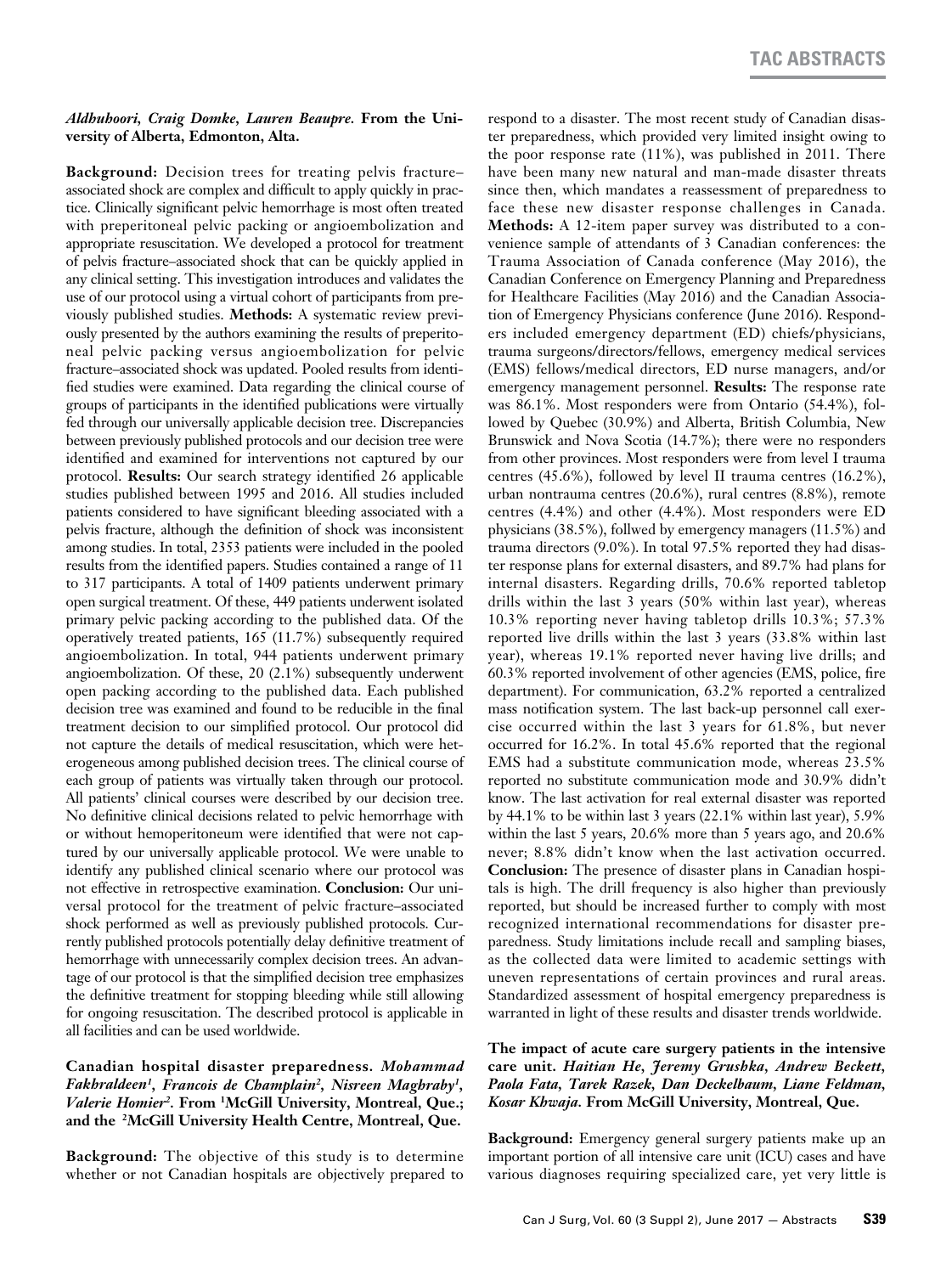*Aldhuhoori, Craig Domke, Lauren Beaupre.* **From the University of Alberta, Edmonton, Alta.**

**Background:** Decision trees for treating pelvis fracture–associated shock are complex and difficult to apply quickly in practice. Clinically significant pelvic hemorrhage is most often treated with preperitoneal pelvic packing or angioembolization and appropriate resuscitation. We developed a protocol for treatment of pelvis fracture–associated shock that can be quickly applied in any clinical setting. This investigation introduces and validates the use of our protocol using a virtual cohort of participants from previously published studies. **Methods:** A systematic review previously presented by the authors examining the results of preperitoneal pelvic packing versus angioembolization for pelvic fracture–associated shock was updated. Pooled results from identified studies were examined. Data regarding the clinical course of groups of participants in the identified publications were virtually fed through our universally applicable decision tree. Discrepancies between previously published protocols and our decision tree were identified and examined for interventions not captured by our protocol. **Results:** Our search strategy identified 26 applicable studies published between 1995 and 2016. All studies included patients considered to have significant bleeding associated with a pelvis fracture, although the definition of shock was inconsistent among studies. In total, 2353 patients were included in the pooled results from the identified papers. Studies contained a range of 11 to 317 participants. A total of 1409 patients underwent primary open surgical treatment. Of these, 449 patients underwent isolated primary pelvic packing according to the published data. Of the operatively treated patients, 165 (11.7%) subsequently required angioembolization. In total, 944 patients underwent primary angioembolization. Of these, 20 (2.1%) subsequently underwent open packing according to the published data. Each published decision tree was examined and found to be reducible in the final treatment decision to our simplified protocol. Our protocol did not capture the details of medical resuscitation, which were heterogeneous among published decision trees. The clinical course of each group of patients was virtually taken through our protocol. All patients' clinical courses were described by our decision tree. No definitive clinical decisions related to pelvic hemorrhage with or without hemoperitoneum were identified that were not captured by our universally applicable protocol. We were unable to identify any published clinical scenario where our protocol was not effective in retrospective examination. **Conclusion:** Our universal protocol for the treatment of pelvic fracture–associated shock performed as well as previously published protocols. Currently published protocols potentially delay definitive treatment of hemorrhage with unnecessarily complex decision trees. An advantage of our protocol is that the simplified decision tree emphasizes the definitive treatment for stopping bleeding while still allowing for ongoing resuscitation. The described protocol is applicable in all facilities and can be used worldwide.

**Canadian hospital disaster preparedness.** ***Mohammad Fakhraldeen[1], Francois de Champlain[2], Nisreen Maghraby[1], Valerie Homier[2].*** **From [1]McGill University, Montreal, Que.; and the [2]McGill University Health Centre, Montreal, Que.**

**Background:** The objective of this study is to determine whether or not Canadian hospitals are objectively prepared to respond to a disaster. The most recent study of Canadian disaster preparedness, which provided very limited insight owing to the poor response rate (11%), was published in 2011. There have been many new natural and man-made disaster threats since then, which mandates a reassessment of preparedness to face these new disaster response challenges in Canada. **Methods:** A 12-item paper survey was distributed to a convenience sample of attendants of 3 Canadian conferences: the Trauma Association of Canada conference (May 2016), the Canadian Conference on Emergency Planning and Preparedness for Healthcare Facilities (May 2016) and the Canadian Association of Emergency Physicians conference (June 2016). Responders included emergency department (ED) chiefs/physicians, trauma surgeons/directors/fellows, emergency medical services (EMS) fellows/medical directors, ED nurse managers, and/or emergency management personnel. **Results:** The response rate was 86.1%. Most responders were from Ontario (54.4%), followed by Quebec (30.9%) and Alberta, British Columbia, New Brunswick and Nova Scotia (14.7%); there were no responders from other provinces. Most responders were from level I trauma centres (45.6%), followed by level II trauma centres (16.2%), urban nontrauma centres (20.6%), rural centres (8.8%), remote centres (4.4%) and other (4.4%). Most responders were ED physicians (38.5%), follwed by emergency managers (11.5%) and trauma directors (9.0%). In total 97.5% reported they had disaster response plans for external disasters, and 89.7% had plans for internal disasters. Regarding drills, 70.6% reported tabletop drills within the last 3 years (50% within last year), whereas 10.3% reporting never having tabletop drills 10.3%; 57.3% reported live drills within the last 3 years (33.8% within last year), whereas 19.1% reported never having live drills; and 60.3% reported involvement of other agencies (EMS, police, fire department). For communication, 63.2% reported a centralized mass notification system. The last back-up personnel call exercise occurred within the last 3 years for 61.8%, but never occurred for 16.2%. In total 45.6% reported that the regional EMS had a substitute communication mode, whereas 23.5% reported no substitute communication mode and 30.9% didn't know. The last activation for real external disaster was reported by 44.1% to be within last 3 years (22.1% within last year), 5.9% within the last 5 years, 20.6% more than 5 years ago, and 20.6% never; 8.8% didn't know when the last activation occurred. **Conclusion:** The presence of disaster plans in Canadian hospitals is high. The drill frequency is also higher than previously reported, but should be increased further to comply with most recognized international recommendations for disaster preparedness. Study limitations include recall and sampling biases, as the collected data were limited to academic settings with uneven representations of certain provinces and rural areas. Standardized assessment of hospital emergency preparedness is warranted in light of these results and disaster trends worldwide.

**The impact of acute care surgery patients in the intensive care unit.** ***Haitian He, Jeremy Grushka, Andrew Beckett, Paola Fata, Tarek Razek, Dan Deckelbaum, Liane Feldman, Kosar Khwaja.*** **From McGill University, Montreal, Que.**

**Background:** Emergency general surgery patients make up an important portion of all intensive care unit (ICU) cases and have various diagnoses requiring specialized care, yet very little is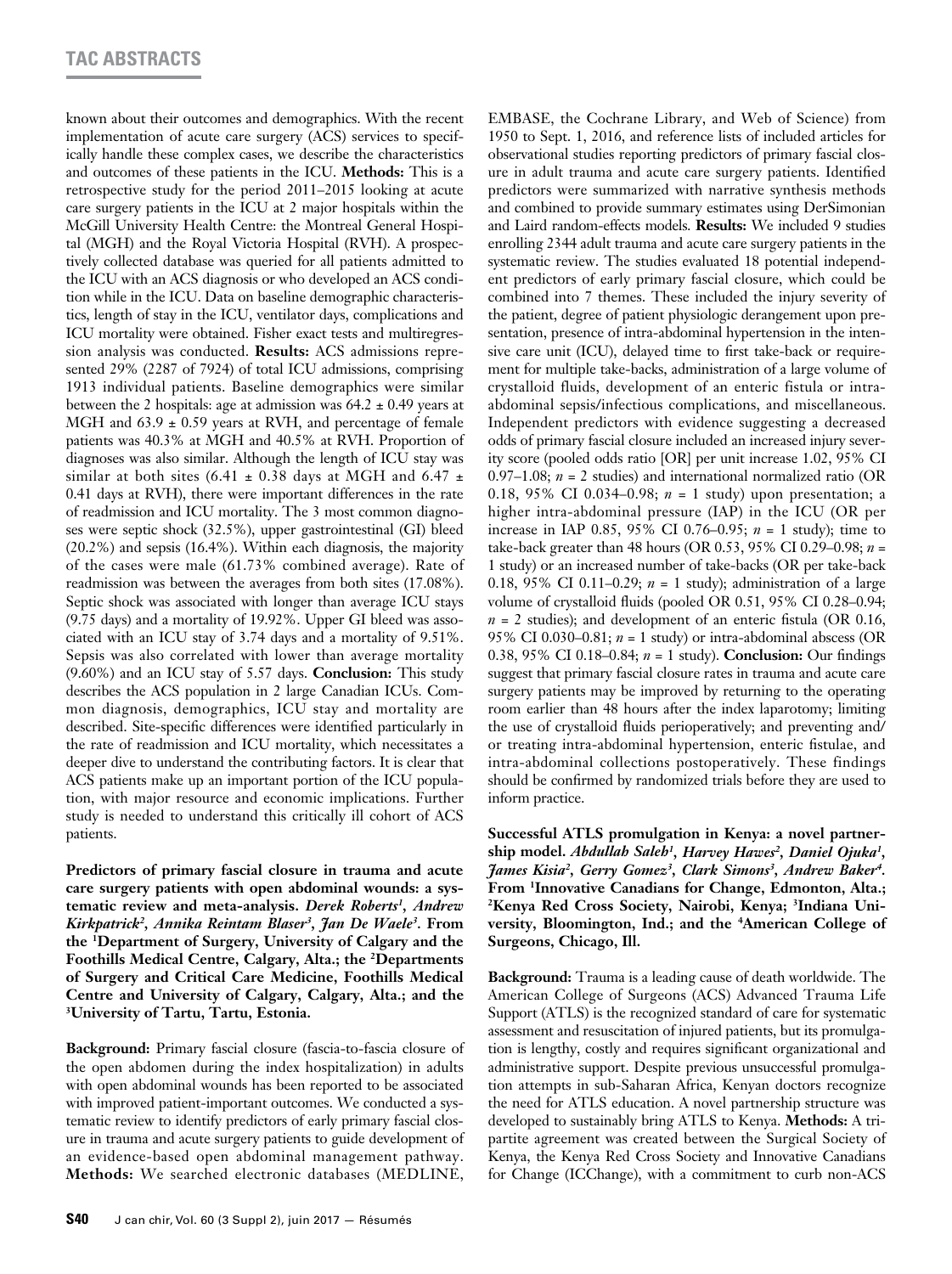known about their outcomes and demographics. With the recent implementation of acute care surgery (ACS) services to specifically handle these complex cases, we describe the characteristics and outcomes of these patients in the ICU. **Methods:** This is a retrospective study for the period 2011–2015 looking at acute care surgery patients in the ICU at 2 major hospitals within the McGill University Health Centre: the Montreal General Hospital (MGH) and the Royal Victoria Hospital (RVH). A prospectively collected database was queried for all patients admitted to the ICU with an ACS diagnosis or who developed an ACS condition while in the ICU. Data on baseline demographic characteristics, length of stay in the ICU, ventilator days, complications and ICU mortality were obtained. Fisher exact tests and multiregression analysis was conducted. **Results:** ACS admissions represented 29% (2287 of 7924) of total ICU admissions, comprising 1913 individual patients. Baseline demographics were similar between the 2 hospitals: age at admission was 64.2 ± 0.49 years at MGH and 63.9 ± 0.59 years at RVH, and percentage of female patients was 40.3% at MGH and 40.5% at RVH. Proportion of diagnoses was also similar. Although the length of ICU stay was similar at both sites (6.41 ± 0.38 days at MGH and 6.47 ± 0.41 days at RVH), there were important differences in the rate of readmission and ICU mortality. The 3 most common diagnoses were septic shock (32.5%), upper gastrointestinal (GI) bleed (20.2%) and sepsis (16.4%). Within each diagnosis, the majority of the cases were male (61.73% combined average). Rate of readmission was between the averages from both sites (17.08%). Septic shock was associated with longer than average ICU stays (9.75 days) and a mortality of 19.92%. Upper GI bleed was associated with an ICU stay of 3.74 days and a mortality of 9.51%. Sepsis was also correlated with lower than average mortality (9.60%) and an ICU stay of 5.57 days. **Conclusion:** This study describes the ACS population in 2 large Canadian ICUs. Common diagnosis, demographics, ICU stay and mortality are described. Site-specific differences were identified particularly in the rate of readmission and ICU mortality, which necessitates a deeper dive to understand the contributing factors. It is clear that ACS patients make up an important portion of the ICU population, with major resource and economic implications. Further study is needed to understand this critically ill cohort of ACS patients.

**Predictors of primary fascial closure in trauma and acute care surgery patients with open abdominal wounds: a systematic review and meta-analysis.** ***Derek Roberts[1], Andrew Kirkpatrick[2], Annika Reintam Blaser[3], Jan De Waele[3].*** **From the [1]Department of Surgery, University of Calgary and the Foothills Medical Centre, Calgary, Alta.; the [2]Departments of Surgery and Critical Care Medicine, Foothills Medical Centre and University of Calgary, Calgary, Alta.; and the [3]University of Tartu, Tartu, Estonia.**

**Background:** Primary fascial closure (fascia-to-fascia closure of the open abdomen during the index hospitalization) in adults with open abdominal wounds has been reported to be associated with improved patient-important outcomes. We conducted a systematic review to identify predictors of early primary fascial closure in trauma and acute surgery patients to guide development of an evidence-based open abdominal management pathway. **Methods:** We searched electronic databases (MEDLINE, EMBASE, the Cochrane Library, and Web of Science) from 1950 to Sept. 1, 2016, and reference lists of included articles for observational studies reporting predictors of primary fascial closure in adult trauma and acute care surgery patients. Identified predictors were summarized with narrative synthesis methods and combined to provide summary estimates using DerSimonian and Laird random-effects models. **Results:** We included 9 studies enrolling 2344 adult trauma and acute care surgery patients in the systematic review. The studies evaluated 18 potential independent predictors of early primary fascial closure, which could be combined into 7 themes. These included the injury severity of the patient, degree of patient physiologic derangement upon presentation, presence of intra-abdominal hypertension in the intensive care unit (ICU), delayed time to first take-back or requirement for multiple take-backs, administration of a large volume of crystalloid fluids, development of an enteric fistula or intra-abdominal sepsis/infectious complications, and miscellaneous. Independent predictors with evidence suggesting a decreased odds of primary fascial closure included an increased injury severity score (pooled odds ratio [OR] per unit increase 1.02, 95% CI 0.97–1.08; $n$ = 2 studies) and international normalized ratio (OR 0.18, 95% CI 0.034–0.98; $n$ = 1 study) upon presentation; a higher intra-abdominal pressure (IAP) in the ICU (OR per increase in IAP 0.85, 95% CI 0.76–0.95; $n$ = 1 study); time to take-back greater than 48 hours (OR 0.53, 95% CI 0.29–0.98; $n$ = 1 study) or an increased number of take-backs (OR per take-back 0.18, 95% CI 0.11–0.29; $n$ = 1 study); administration of a large volume of crystalloid fluids (pooled OR 0.51, 95% CI 0.28–0.94; $n$ = 2 studies); and development of an enteric fistula (OR 0.16, 95% CI 0.030–0.81; $n$ = 1 study) or intra-abdominal abscess (OR 0.38, 95% CI 0.18–0.84; $n$ = 1 study). **Conclusion:** Our findings suggest that primary fascial closure rates in trauma and acute care surgery patients may be improved by returning to the operating room earlier than 48 hours after the index laparotomy; limiting the use of crystalloid fluids perioperatively; and preventing and/or treating intra-abdominal hypertension, enteric fistulae, and intra-abdominal collections postoperatively. These findings should be confirmed by randomized trials before they are used to inform practice.

**Successful ATLS promulgation in Kenya: a novel partnership model.** ***Abdullah Saleh[1], Harvey Hawes[2], Daniel Ojuka[1], James Kisia[2], Gerry Gomez[3], Clark Simons[3], Andrew Baker[4].*** **From [1]Innovative Canadians for Change, Edmonton, Alta.; [2]Kenya Red Cross Society, Nairobi, Kenya; [3]Indiana University, Bloomington, Ind.; and the [4]American College of Surgeons, Chicago, Ill.**

**Background:** Trauma is a leading cause of death worldwide. The American College of Surgeons (ACS) Advanced Trauma Life Support (ATLS) is the recognized standard of care for systematic assessment and resuscitation of injured patients, but its promulgation is lengthy, costly and requires significant organizational and administrative support. Despite previous unsuccessful promulgation attempts in sub-Saharan Africa, Kenyan doctors recognize the need for ATLS education. A novel partnership structure was developed to sustainably bring ATLS to Kenya. **Methods:** A tripartite agreement was created between the Surgical Society of Kenya, the Kenya Red Cross Society and Innovative Canadians for Change (ICChange), with a commitment to curb non-ACS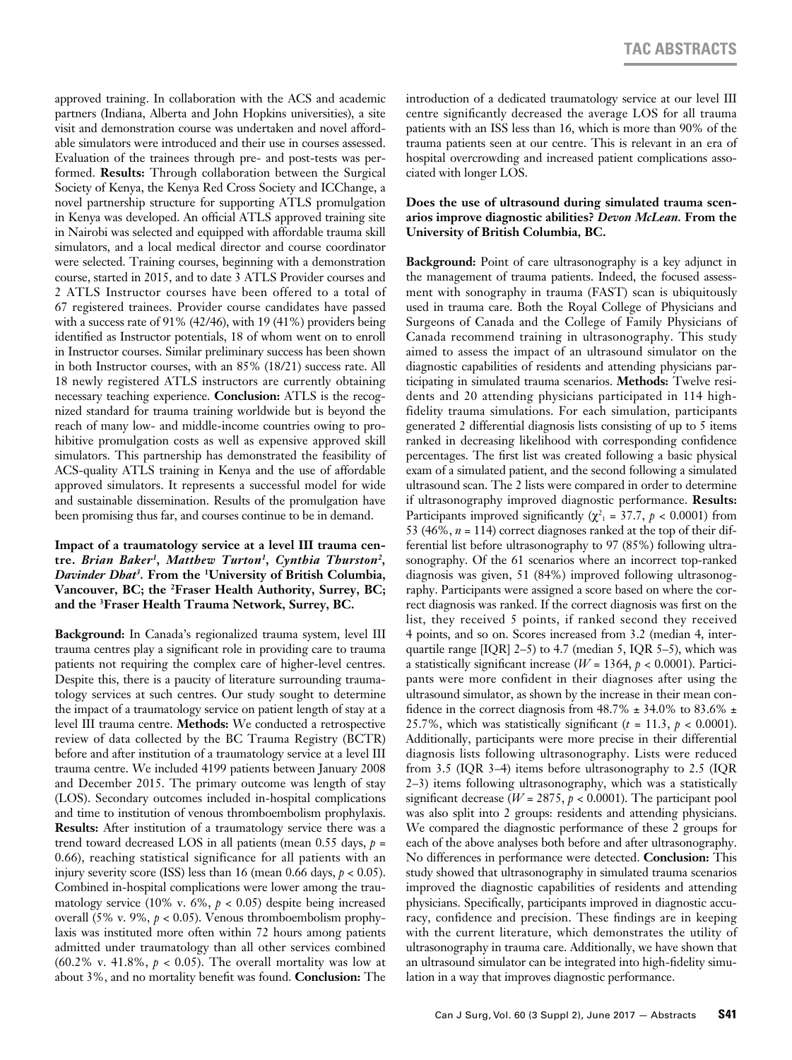approved training. In collaboration with the ACS and academic partners (Indiana, Alberta and John Hopkins universities), a site visit and demonstration course was undertaken and novel affordable simulators were introduced and their use in courses assessed. Evaluation of the trainees through pre- and post-tests was performed. **Results:** Through collaboration between the Surgical Society of Kenya, the Kenya Red Cross Society and ICChange, a novel partnership structure for supporting ATLS promulgation in Kenya was developed. An official ATLS approved training site in Nairobi was selected and equipped with affordable trauma skill simulators, and a local medical director and course coordinator were selected. Training courses, beginning with a demonstration course, started in 2015, and to date 3 ATLS Provider courses and 2 ATLS Instructor courses have been offered to a total of 67 registered trainees. Provider course candidates have passed with a success rate of 91% (42/46), with 19 (41%) providers being identified as Instructor potentials, 18 of whom went on to enroll in Instructor courses. Similar preliminary success has been shown in both Instructor courses, with an 85% (18/21) success rate. All 18 newly registered ATLS instructors are currently obtaining necessary teaching experience. **Conclusion:** ATLS is the recognized standard for trauma training worldwide but is beyond the reach of many low- and middle-income countries owing to prohibitive promulgation costs as well as expensive approved skill simulators. This partnership has demonstrated the feasibility of ACS-quality ATLS training in Kenya and the use of affordable approved simulators. It represents a successful model for wide and sustainable dissemination. Results of the promulgation have been promising thus far, and courses continue to be in demand.

**Impact of a traumatology service at a level III trauma centre. *Brian Baker[1], Matthew Turton[1], Cynthia Thurston[2], Davinder Dhat[3]*. From the [1]University of British Columbia, Vancouver, BC; the [2]Fraser Health Authority, Surrey, BC; and the [3]Fraser Health Trauma Network, Surrey, BC.**

**Background:** In Canada's regionalized trauma system, level III trauma centres play a significant role in providing care to trauma patients not requiring the complex care of higher-level centres. Despite this, there is a paucity of literature surrounding traumatology services at such centres. Our study sought to determine the impact of a traumatology service on patient length of stay at a level III trauma centre. **Methods:** We conducted a retrospective review of data collected by the BC Trauma Registry (BCTR) before and after institution of a traumatology service at a level III trauma centre. We included 4199 patients between January 2008 and December 2015. The primary outcome was length of stay (LOS). Secondary outcomes included in-hospital complications and time to institution of venous thromboembolism prophylaxis. **Results:** After institution of a traumatology service there was a trend toward decreased LOS in all patients (mean 0.55 days, $p$ = 0.66), reaching statistical significance for all patients with an injury severity score (ISS) less than 16 (mean 0.66 days, $p < 0.05$). Combined in-hospital complications were lower among the traumatology service (10% v. 6%, $p < 0.05$) despite being increased overall (5% v. 9%, $p < 0.05$). Venous thromboembolism prophylaxis was instituted more often within 72 hours among patients admitted under traumatology than all other services combined (60.2% v. 41.8%, $p < 0.05$). The overall mortality was low at about 3%, and no mortality benefit was found. **Conclusion:** The introduction of a dedicated traumatology service at our level III centre significantly decreased the average LOS for all trauma patients with an ISS less than 16, which is more than 90% of the trauma patients seen at our centre. This is relevant in an era of hospital overcrowding and increased patient complications associated with longer LOS.

**Does the use of ultrasound during simulated trauma scenarios improve diagnostic abilities? *Devon McLean*. From the University of British Columbia, BC.**

**Background:** Point of care ultrasonography is a key adjunct in the management of trauma patients. Indeed, the focused assessment with sonography in trauma (FAST) scan is ubiquitously used in trauma care. Both the Royal College of Physicians and Surgeons of Canada and the College of Family Physicians of Canada recommend training in ultrasonography. This study aimed to assess the impact of an ultrasound simulator on the diagnostic capabilities of residents and attending physicians participating in simulated trauma scenarios. **Methods:** Twelve residents and 20 attending physicians participated in 114 high-fidelity trauma simulations. For each simulation, participants generated 2 differential diagnosis lists consisting of up to 5 items ranked in decreasing likelihood with corresponding confidence percentages. The first list was created following a basic physical exam of a simulated patient, and the second following a simulated ultrasound scan. The 2 lists were compared in order to determine if ultrasonography improved diagnostic performance. **Results:** Participants improved significantly ($\chi^2_1$ = 37.7, $p < 0.0001$) from 53 (46%, $n$ = 114) correct diagnoses ranked at the top of their differential list before ultrasonography to 97 (85%) following ultrasonography. Of the 61 scenarios where an incorrect top-ranked diagnosis was given, 51 (84%) improved following ultrasonography. Participants were assigned a score based on where the correct diagnosis was ranked. If the correct diagnosis was first on the list, they received 5 points, if ranked second they received 4 points, and so on. Scores increased from 3.2 (median 4, interquartile range [IQR] 2–5) to 4.7 (median 5, IQR 5–5), which was a statistically significant increase ($W$ = 1364, $p < 0.0001$). Participants were more confident in their diagnoses after using the ultrasound simulator, as shown by the increase in their mean confidence in the correct diagnosis from 48.7% ± 34.0% to 83.6% ± 25.7%, which was statistically significant ($t$ = 11.3, $p < 0.0001$). Additionally, participants were more precise in their differential diagnosis lists following ultrasonography. Lists were reduced from 3.5 (IQR 3–4) items before ultrasonography to 2.5 (IQR 2–3) items following ultrasonography, which was a statistically significant decrease ($W$ = 2875, $p < 0.0001$). The participant pool was also split into 2 groups: residents and attending physicians. We compared the diagnostic performance of these 2 groups for each of the above analyses both before and after ultrasonography. No differences in performance were detected. **Conclusion:** This study showed that ultrasonography in simulated trauma scenarios improved the diagnostic capabilities of residents and attending physicians. Specifically, participants improved in diagnostic accuracy, confidence and precision. These findings are in keeping with the current literature, which demonstrates the utility of ultrasonography in trauma care. Additionally, we have shown that an ultrasound simulator can be integrated into high-fidelity simulation in a way that improves diagnostic performance.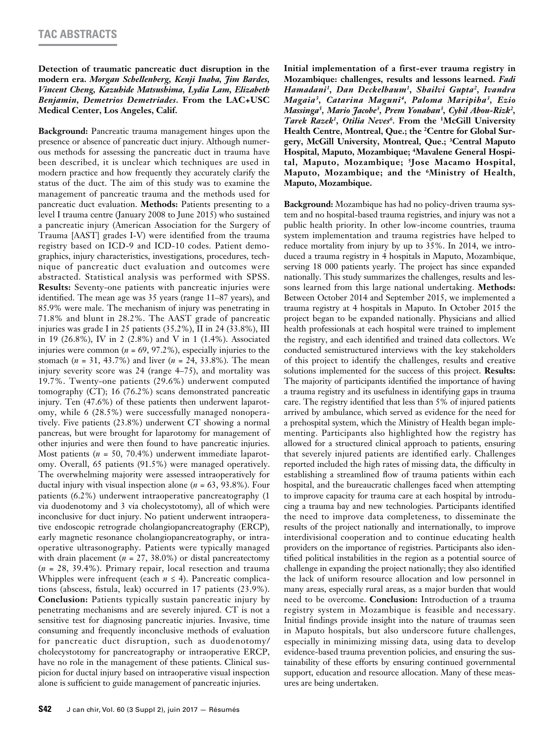**Detection of traumatic pancreatic duct disruption in the modern era.** ***Morgan Schellenberg, Kenji Inaba, Jim Bardes, Vincent Cheng, Kazuhide Matsushima, Lydia Lam, Elizabeth Benjamin, Demetrios Demetriades.*** **From the LAC+USC Medical Center, Los Angeles, Calif.**

**Background:** Pancreatic trauma management hinges upon the presence or absence of pancreatic duct injury. Although numerous methods for assessing the pancreatic duct in trauma have been described, it is unclear which techniques are used in modern practice and how frequently they accurately clarify the status of the duct. The aim of this study was to examine the management of pancreatic trauma and the methods used for pancreatic duct evaluation. **Methods:** Patients presenting to a level I trauma centre (January 2008 to June 2015) who sustained a pancreatic injury (American Association for the Surgery of Trauma [AAST] grades I-V) were identified from the trauma registry based on ICD-9 and ICD-10 codes. Patient demographics, injury characteristics, investigations, procedures, technique of pancreatic duct evaluation and outcomes were abstracted. Statistical analysis was performed with SPSS. **Results:** Seventy-one patients with pancreatic injuries were identified. The mean age was 35 years (range 11–87 years), and 85.9% were male. The mechanism of injury was penetrating in 71.8% and blunt in 28.2%. The AAST grade of pancreatic injuries was grade I in 25 patients (35.2%), II in 24 (33.8%), III in 19 (26.8%), IV in 2 (2.8%) and V in 1 (1.4%). Associated injuries were common ($n$ = 69, 97.2%), especially injuries to the stomach ($n$ = 31, 43.7%) and liver ($n$ = 24, 33.8%). The mean injury severity score was 24 (range 4–75), and mortality was 19.7%. Twenty-one patients (29.6%) underwent computed tomography (CT); 16 (76.2%) scans demonstrated pancreatic injury. Ten (47.6%) of these patients then underwent laparotomy, while 6 (28.5%) were successfully managed nonoperatively. Five patients (23.8%) underwent CT showing a normal pancreas, but were brought for laparotomy for management of other injuries and were then found to have pancreatic injuries. Most patients ($n$ = 50, 70.4%) underwent immediate laparotomy. Overall, 65 patients (91.5%) were managed operatively. The overwhelming majority were assessed intraoperatively for ductal injury with visual inspection alone ($n$ = 63, 93.8%). Four patients (6.2%) underwent intraoperative pancreatography (1 via duodenotomy and 3 via cholecystotomy), all of which were inconclusive for duct injury. No patient underwent intraoperative endoscopic retrograde cholangiopancreatography (ERCP), early magnetic resonance cholangiopancreatography, or intraoperative ultrasonography. Patients were typically managed with drain placement ($n$ = 27, 38.0%) or distal pancreatectomy ($n$ = 28, 39.4%). Primary repair, local resection and trauma Whipples were infrequent (each $n \leq 4$). Pancreatic complications (abscess, fistula, leak) occurred in 17 patients (23.9%). **Conclusion:** Patients typically sustain pancreatic injury by penetrating mechanisms and are severely injured. CT is not a sensitive test for diagnosing pancreatic injuries. Invasive, time consuming and frequently inconclusive methods of evaluation for pancreatic duct disruption, such as duodenotomy/cholecystotomy for pancreatography or intraoperative ERCP, have no role in the management of these patients. Clinical suspicion for ductal injury based on intraoperative visual inspection alone is sufficient to guide management of pancreatic injuries.

**Initial implementation of a first-ever trauma registry in Mozambique: challenges, results and lessons learned.** ***Fadi Hamadani[1], Dan Deckelbaum[1], Shailvi Gupta[2], Ivandra Magaia[3], Catarina Maguni[4], Paloma Maripiha[3], Ezio Massinga[5], Mario Jacobe[3], Prem Yonahan[3], Cybil Abou-Rizk[2], Tarek Razek[1], Otilia Neves[6].*** **From the [1]McGill University Health Centre, Montreal, Que.; the [2]Centre for Global Surgery, McGill University, Montreal, Que.; [3]Central Maputo Hospital, Maputo, Mozambique; [4]Mavalene General Hospital, Maputo, Mozambique; [5]Jose Macamo Hospital, Maputo, Mozambique; and the [6]Ministry of Health, Maputo, Mozambique.**

**Background:** Mozambique has had no policy-driven trauma system and no hospital-based trauma registries, and injury was not a public health priority. In other low-income countries, trauma system implementation and trauma registries have helped to reduce mortality from injury by up to 35%. In 2014, we introduced a trauma registry in 4 hospitals in Maputo, Mozambique, serving 18 000 patients yearly. The project has since expanded nationally. This study summarizes the challenges, results and lessons learned from this large national undertaking. **Methods:** Between October 2014 and September 2015, we implemented a trauma registry at 4 hospitals in Maputo. In October 2015 the project began to be expanded nationally. Physicians and allied health professionals at each hospital were trained to implement the registry, and each identified and trained data collectors. We conducted semistructured interviews with the key stakeholders of this project to identify the challenges, results and creative solutions implemented for the success of this project. **Results:** The majority of participants identified the importance of having a trauma registry and its usefulness in identifying gaps in trauma care. The registry identified that less than 5% of injured patients arrived by ambulance, which served as evidence for the need for a prehospital system, which the Ministry of Health began implementing. Participants also highlighted how the registry has allowed for a structured clinical approach to patients, ensuring that severely injured patients are identified early. Challenges reported included the high rates of missing data, the difficulty in establishing a streamlined flow of trauma patients within each hospital, and the bureaucratic challenges faced when attempting to improve capacity for trauma care at each hospital by introducing a trauma bay and new technologies. Participants identified the need to improve data completeness, to disseminate the results of the project nationally and internationally, to improve interdivisional cooperation and to continue educating health providers on the importance of registries. Participants also identified political instabilities in the region as a potential source of challenge in expanding the project nationally; they also identified the lack of uniform resource allocation and low personnel in many areas, especially rural areas, as a major burden that would need to be overcome. **Conclusion:** Introduction of a trauma registry system in Mozambique is feasible and necessary. Initial findings provide insight into the nature of traumas seen in Maputo hospitals, but also underscore future challenges, especially in minimizing missing data, using data to develop evidence-based trauma prevention policies, and ensuring the sustainability of these efforts by ensuring continued governmental support, education and resource allocation. Many of these measures are being undertaken.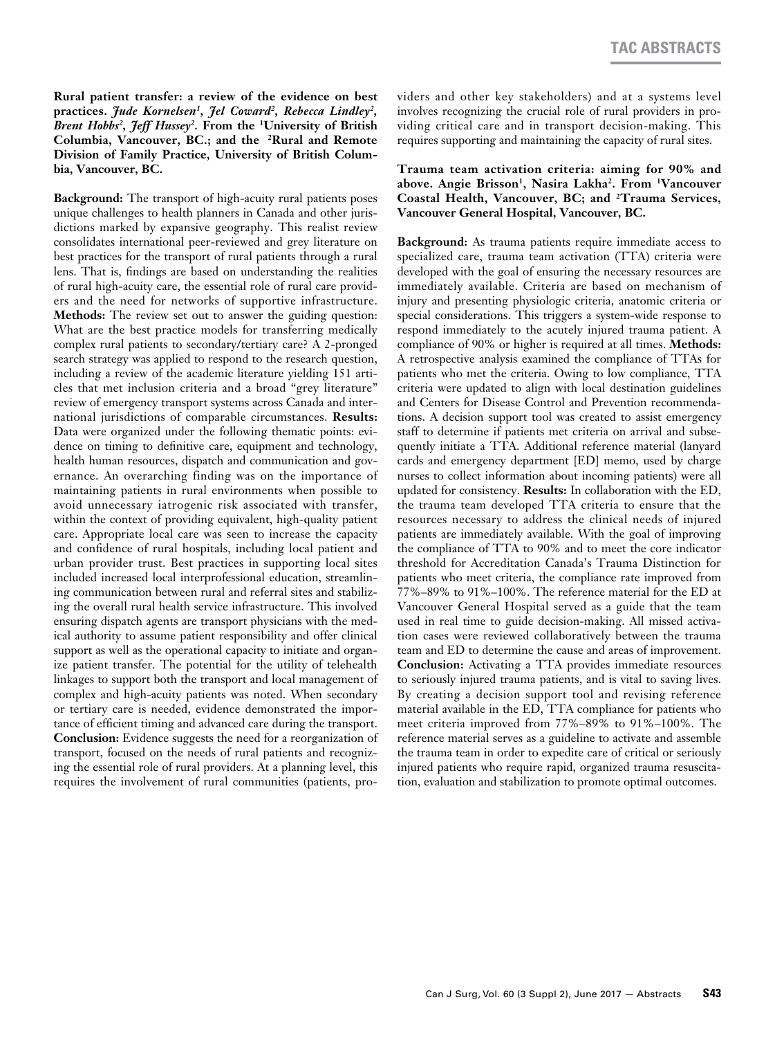**Rural patient transfer: a review of the evidence on best practices.** ***Jude Kornelsen[1], Jel Coward[2], Rebecca Lindley[2], Brent Hobbs[2], Jeff Hussey[2].*** **From the [1]University of British Columbia, Vancouver, BC.; and the [2]Rural and Remote Division of Family Practice, University of British Columbia, Vancouver, BC.**

**Background:** The transport of high-acuity rural patients poses unique challenges to health planners in Canada and other jurisdictions marked by expansive geography. This realist review consolidates international peer-reviewed and grey literature on best practices for the transport of rural patients through a rural lens. That is, findings are based on understanding the realities of rural high-acuity care, the essential role of rural care providers and the need for networks of supportive infrastructure. **Methods:** The review set out to answer the guiding question: What are the best practice models for transferring medically complex rural patients to secondary/tertiary care? A 2-pronged search strategy was applied to respond to the research question, including a review of the academic literature yielding 151 articles that met inclusion criteria and a broad "grey literature" review of emergency transport systems across Canada and international jurisdictions of comparable circumstances. **Results:** Data were organized under the following thematic points: evidence on timing to definitive care, equipment and technology, health human resources, dispatch and communication and governance. An overarching finding was on the importance of maintaining patients in rural environments when possible to avoid unnecessary iatrogenic risk associated with transfer, within the context of providing equivalent, high-quality patient care. Appropriate local care was seen to increase the capacity and confidence of rural hospitals, including local patient and urban provider trust. Best practices in supporting local sites included increased local interprofessional education, streamlining communication between rural and referral sites and stabilizing the overall rural health service infrastructure. This involved ensuring dispatch agents are transport physicians with the medical authority to assume patient responsibility and offer clinical support as well as the operational capacity to initiate and organize patient transfer. The potential for the utility of telehealth linkages to support both the transport and local management of complex and high-acuity patients was noted. When secondary or tertiary care is needed, evidence demonstrated the importance of efficient timing and advanced care during the transport. **Conclusion:** Evidence suggests the need for a reorganization of transport, focused on the needs of rural patients and recognizing the essential role of rural providers. At a planning level, this requires the involvement of rural communities (patients, providers and other key stakeholders) and at a systems level involves recognizing the crucial role of rural providers in providing critical care and in transport decision-making. This requires supporting and maintaining the capacity of rural sites.

**Trauma team activation criteria: aiming for 90% and above. Angie Brisson[1], Nasira Lakha[2]. From [1]Vancouver Coastal Health, Vancouver, BC; and [2]Trauma Services, Vancouver General Hospital, Vancouver, BC.**

**Background:** As trauma patients require immediate access to specialized care, trauma team activation (TTA) criteria were developed with the goal of ensuring the necessary resources are immediately available. Criteria are based on mechanism of injury and presenting physiologic criteria, anatomic criteria or special considerations. This triggers a system-wide response to respond immediately to the acutely injured trauma patient. A compliance of 90% or higher is required at all times. **Methods:** A retrospective analysis examined the compliance of TTAs for patients who met the criteria. Owing to low compliance, TTA criteria were updated to align with local destination guidelines and Centers for Disease Control and Prevention recommendations. A decision support tool was created to assist emergency staff to determine if patients met criteria on arrival and subsequently initiate a TTA. Additional reference material (lanyard cards and emergency department [ED] memo, used by charge nurses to collect information about incoming patients) were all updated for consistency. **Results:** In collaboration with the ED, the trauma team developed TTA criteria to ensure that the resources necessary to address the clinical needs of injured patients are immediately available. With the goal of improving the compliance of TTA to 90% and to meet the core indicator threshold for Accreditation Canada's Trauma Distinction for patients who meet criteria, the compliance rate improved from 77%–89% to 91%–100%. The reference material for the ED at Vancouver General Hospital served as a guide that the team used in real time to guide decision-making. All missed activation cases were reviewed collaboratively between the trauma team and ED to determine the cause and areas of improvement. **Conclusion:** Activating a TTA provides immediate resources to seriously injured trauma patients, and is vital to saving lives. By creating a decision support tool and revising reference material available in the ED, TTA compliance for patients who meet criteria improved from 77%–89% to 91%–100%. The reference material serves as a guideline to activate and assemble the trauma team in order to expedite care of critical or seriously injured patients who require rapid, organized trauma resuscitation, evaluation and stabilization to promote optimal outcomes.